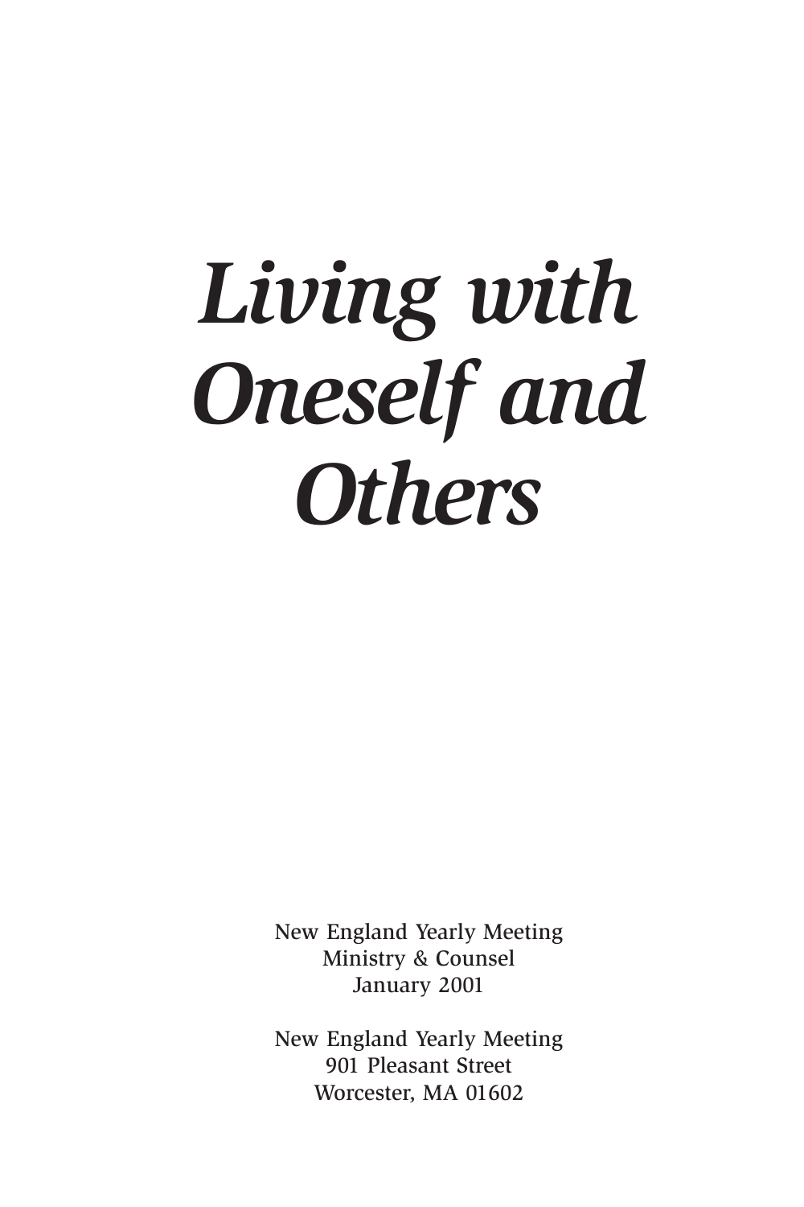# *Living with Oneself and Others*

New England Yearly Meeting
Ministry & Counsel
January 2001

New England Yearly Meeting
901 Pleasant Street
Worcester, MA 01602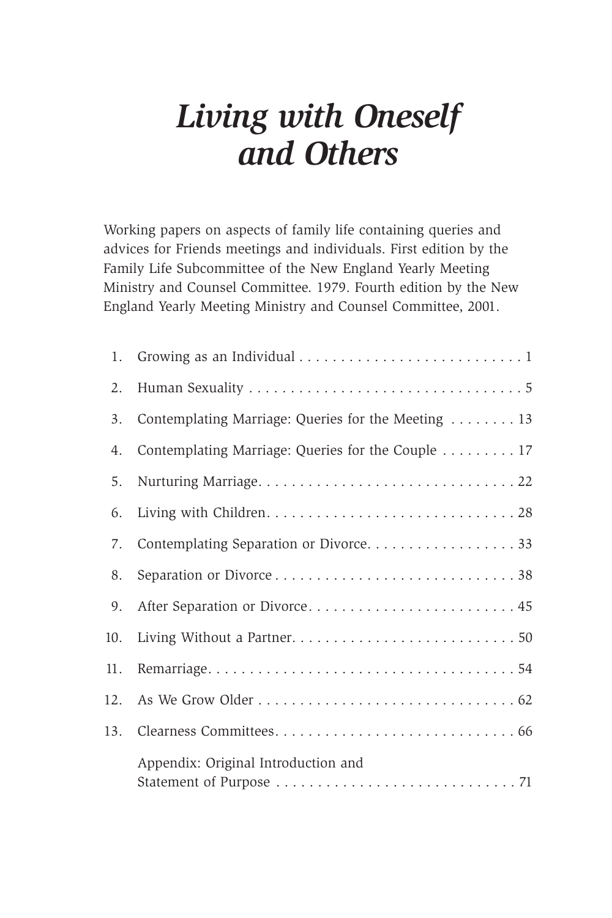# *Living with Oneself and Others*

Working papers on aspects of family life containing queries and advices for Friends meetings and individuals. First edition by the Family Life Subcommittee of the New England Yearly Meeting Ministry and Counsel Committee. 1979. Fourth edition by the New England Yearly Meeting Ministry and Counsel Committee, 2001.

| | | |
|---|---|---|
| 1. | Growing as an Individual | 1 |
| 2. | Human Sexuality | 5 |
| 3. | Contemplating Marriage: Queries for the Meeting | 13 |
| 4. | Contemplating Marriage: Queries for the Couple | 17 |
| 5. | Nurturing Marriage | 22 |
| 6. | Living with Children | 28 |
| 7. | Contemplating Separation or Divorce | 33 |
| 8. | Separation or Divorce | 38 |
| 9. | After Separation or Divorce | 45 |
| 10. | Living Without a Partner | 50 |
| 11. | Remarriage | 54 |
| 12. | As We Grow Older | 62 |
| 13. | Clearness Committees | 66 |
| | Appendix: Original Introduction and Statement of Purpose | 71 |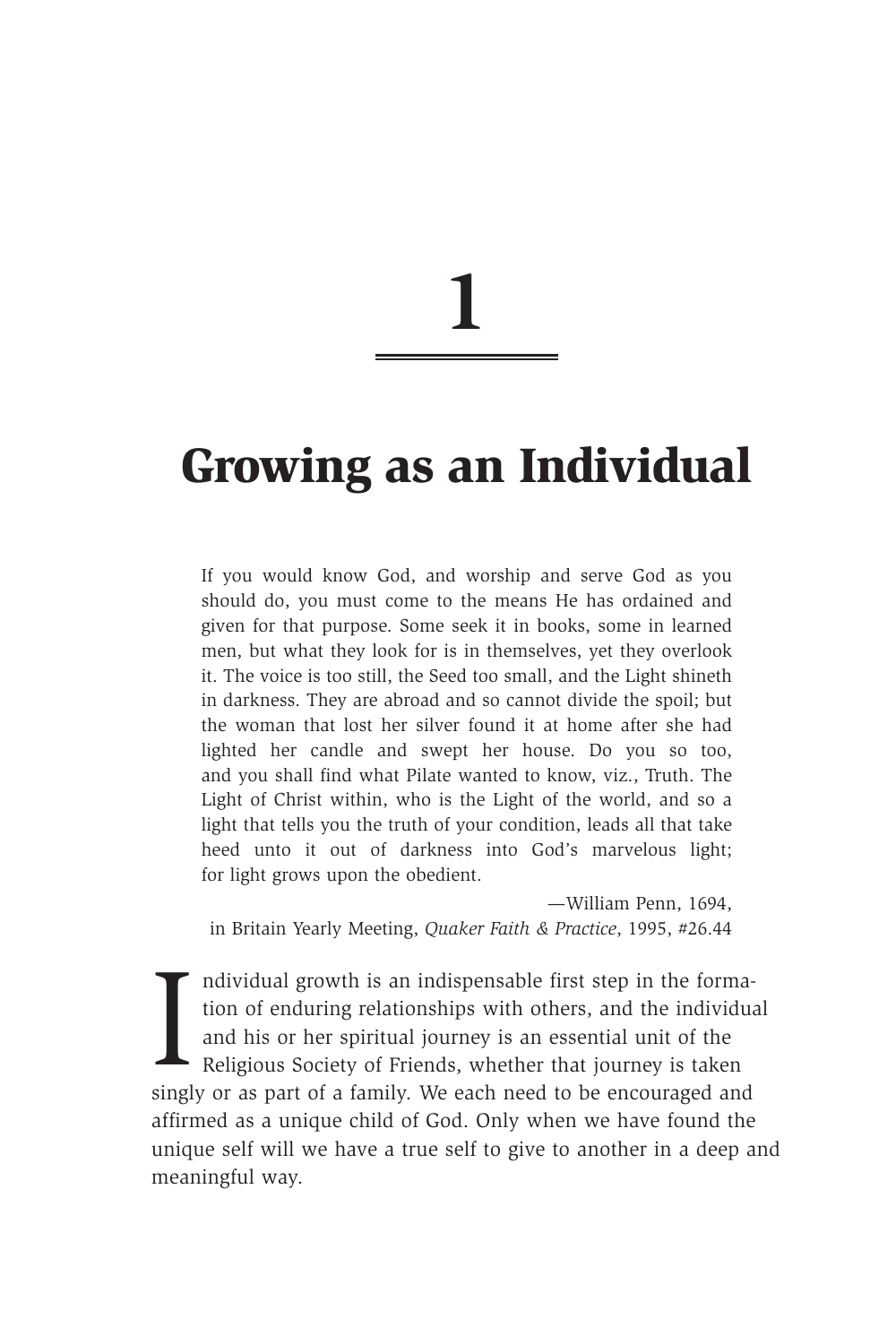# 1

# Growing as an Individual

> If you would know God, and worship and serve God as you should do, you must come to the means He has ordained and given for that purpose. Some seek it in books, some in learned men, but what they look for is in themselves, yet they overlook it. The voice is too still, the Seed too small, and the Light shineth in darkness. They are abroad and so cannot divide the spoil; but the woman that lost her silver found it at home after she had lighted her candle and swept her house. Do you so too, and you shall find what Pilate wanted to know, viz., Truth. The Light of Christ within, who is the Light of the world, and so a light that tells you the truth of your condition, leads all that take heed unto it out of darkness into God's marvelous light; for light grows upon the obedient.
>
> —William Penn, 1694, in Britain Yearly Meeting, *Quaker Faith & Practice*, 1995, #26.44

Individual growth is an indispensable first step in the formation of enduring relationships with others, and the individual and his or her spiritual journey is an essential unit of the Religious Society of Friends, whether that journey is taken singly or as part of a family. We each need to be encouraged and affirmed as a unique child of God. Only when we have found the unique self will we have a true self to give to another in a deep and meaningful way.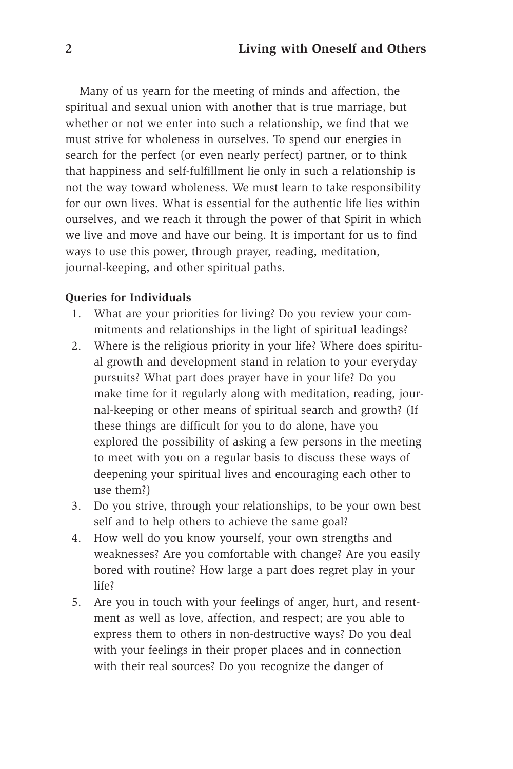Many of us yearn for the meeting of minds and affection, the spiritual and sexual union with another that is true marriage, but whether or not we enter into such a relationship, we find that we must strive for wholeness in ourselves. To spend our energies in search for the perfect (or even nearly perfect) partner, or to think that happiness and self-fulfillment lie only in such a relationship is not the way toward wholeness. We must learn to take responsibility for our own lives. What is essential for the authentic life lies within ourselves, and we reach it through the power of that Spirit in which we live and move and have our being. It is important for us to find ways to use this power, through prayer, reading, meditation, journal-keeping, and other spiritual paths.

**Queries for Individuals**

1. What are your priorities for living? Do you review your commitments and relationships in the light of spiritual leadings?
2. Where is the religious priority in your life? Where does spiritual growth and development stand in relation to your everyday pursuits? What part does prayer have in your life? Do you make time for it regularly along with meditation, reading, journal-keeping or other means of spiritual search and growth? (If these things are difficult for you to do alone, have you explored the possibility of asking a few persons in the meeting to meet with you on a regular basis to discuss these ways of deepening your spiritual lives and encouraging each other to use them?)
3. Do you strive, through your relationships, to be your own best self and to help others to achieve the same goal?
4. How well do you know yourself, your own strengths and weaknesses? Are you comfortable with change? Are you easily bored with routine? How large a part does regret play in your life?
5. Are you in touch with your feelings of anger, hurt, and resentment as well as love, affection, and respect; are you able to express them to others in non-destructive ways? Do you deal with your feelings in their proper places and in connection with their real sources? Do you recognize the danger of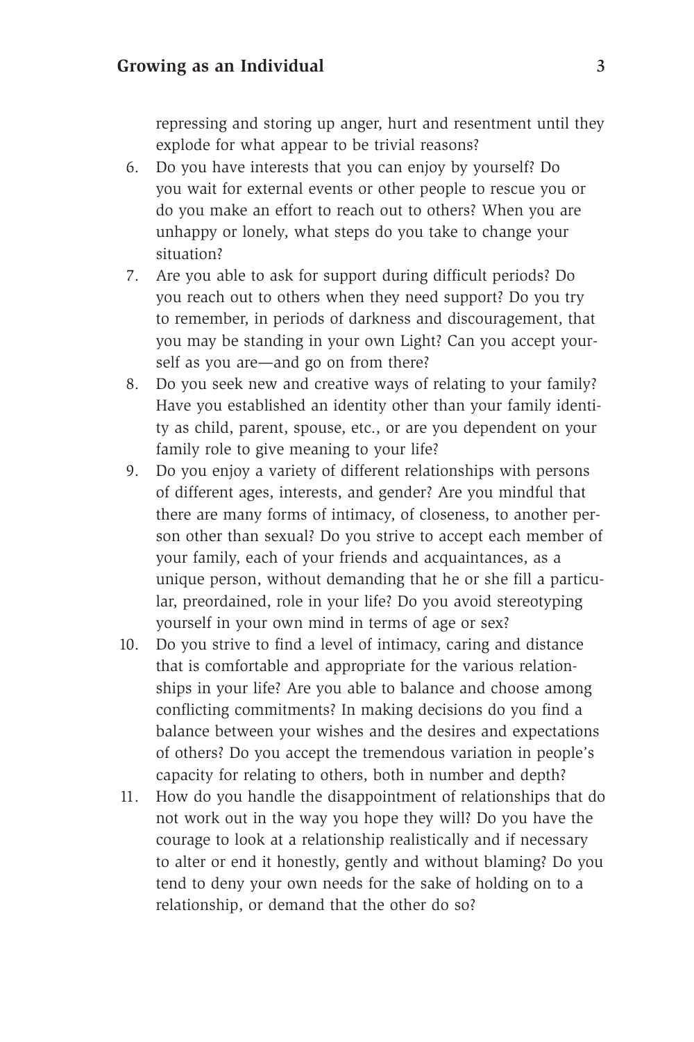repressing and storing up anger, hurt and resentment until they explode for what appear to be trivial reasons?

6. Do you have interests that you can enjoy by yourself? Do you wait for external events or other people to rescue you or do you make an effort to reach out to others? When you are unhappy or lonely, what steps do you take to change your situation?
7. Are you able to ask for support during difficult periods? Do you reach out to others when they need support? Do you try to remember, in periods of darkness and discouragement, that you may be standing in your own Light? Can you accept yourself as you are—and go on from there?
8. Do you seek new and creative ways of relating to your family? Have you established an identity other than your family identity as child, parent, spouse, etc., or are you dependent on your family role to give meaning to your life?
9. Do you enjoy a variety of different relationships with persons of different ages, interests, and gender? Are you mindful that there are many forms of intimacy, of closeness, to another person other than sexual? Do you strive to accept each member of your family, each of your friends and acquaintances, as a unique person, without demanding that he or she fill a particular, preordained, role in your life? Do you avoid stereotyping yourself in your own mind in terms of age or sex?
10. Do you strive to find a level of intimacy, caring and distance that is comfortable and appropriate for the various relationships in your life? Are you able to balance and choose among conflicting commitments? In making decisions do you find a balance between your wishes and the desires and expectations of others? Do you accept the tremendous variation in people's capacity for relating to others, both in number and depth?
11. How do you handle the disappointment of relationships that do not work out in the way you hope they will? Do you have the courage to look at a relationship realistically and if necessary to alter or end it honestly, gently and without blaming? Do you tend to deny your own needs for the sake of holding on to a relationship, or demand that the other do so?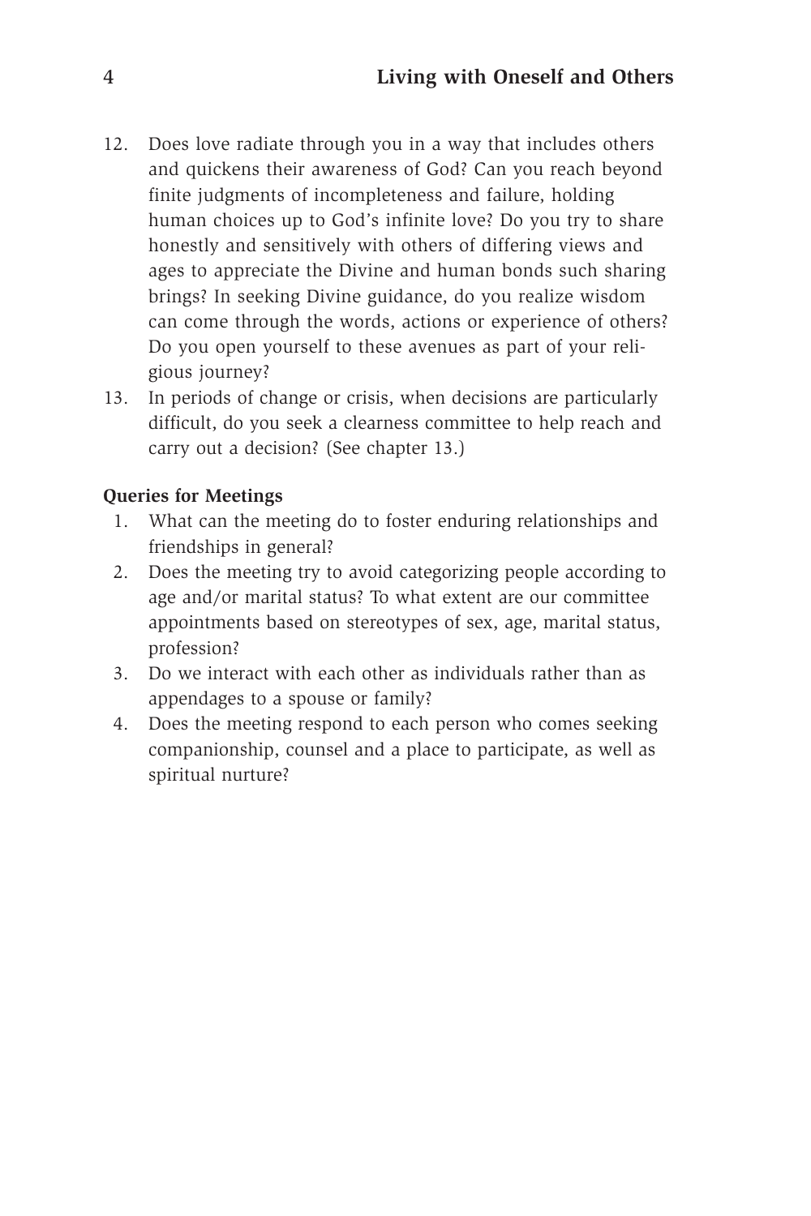12. Does love radiate through you in a way that includes others and quickens their awareness of God? Can you reach beyond finite judgments of incompleteness and failure, holding human choices up to God's infinite love? Do you try to share honestly and sensitively with others of differing views and ages to appreciate the Divine and human bonds such sharing brings? In seeking Divine guidance, do you realize wisdom can come through the words, actions or experience of others? Do you open yourself to these avenues as part of your religious journey?
13. In periods of change or crisis, when decisions are particularly difficult, do you seek a clearness committee to help reach and carry out a decision? (See chapter 13.)

**Queries for Meetings**

1. What can the meeting do to foster enduring relationships and friendships in general?
2. Does the meeting try to avoid categorizing people according to age and/or marital status? To what extent are our committee appointments based on stereotypes of sex, age, marital status, profession?
3. Do we interact with each other as individuals rather than as appendages to a spouse or family?
4. Does the meeting respond to each person who comes seeking companionship, counsel and a place to participate, as well as spiritual nurture?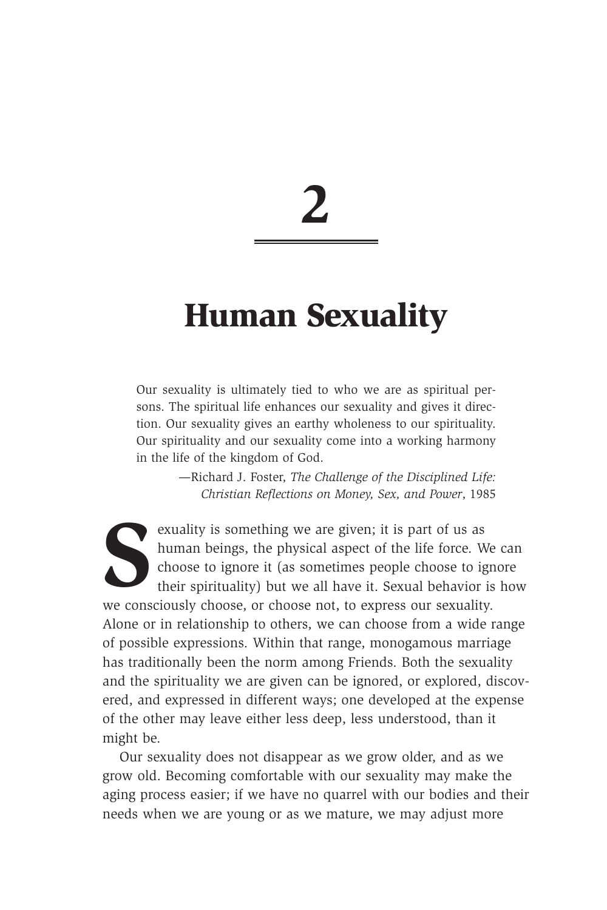# 2

# Human Sexuality

> Our sexuality is ultimately tied to who we are as spiritual persons. The spiritual life enhances our sexuality and gives it direction. Our sexuality gives an earthy wholeness to our spirituality. Our spirituality and our sexuality come into a working harmony in the life of the kingdom of God.
>
> —Richard J. Foster, *The Challenge of the Disciplined Life: Christian Reflections on Money, Sex, and Power*, 1985

Sexuality is something we are given; it is part of us as human beings, the physical aspect of the life force. We can choose to ignore it (as sometimes people choose to ignore their spirituality) but we all have it. Sexual behavior is how we consciously choose, or choose not, to express our sexuality. Alone or in relationship to others, we can choose from a wide range of possible expressions. Within that range, monogamous marriage has traditionally been the norm among Friends. Both the sexuality and the spirituality we are given can be ignored, or explored, discovered, and expressed in different ways; one developed at the expense of the other may leave either less deep, less understood, than it might be.

Our sexuality does not disappear as we grow older, and as we grow old. Becoming comfortable with our sexuality may make the aging process easier; if we have no quarrel with our bodies and their needs when we are young or as we mature, we may adjust more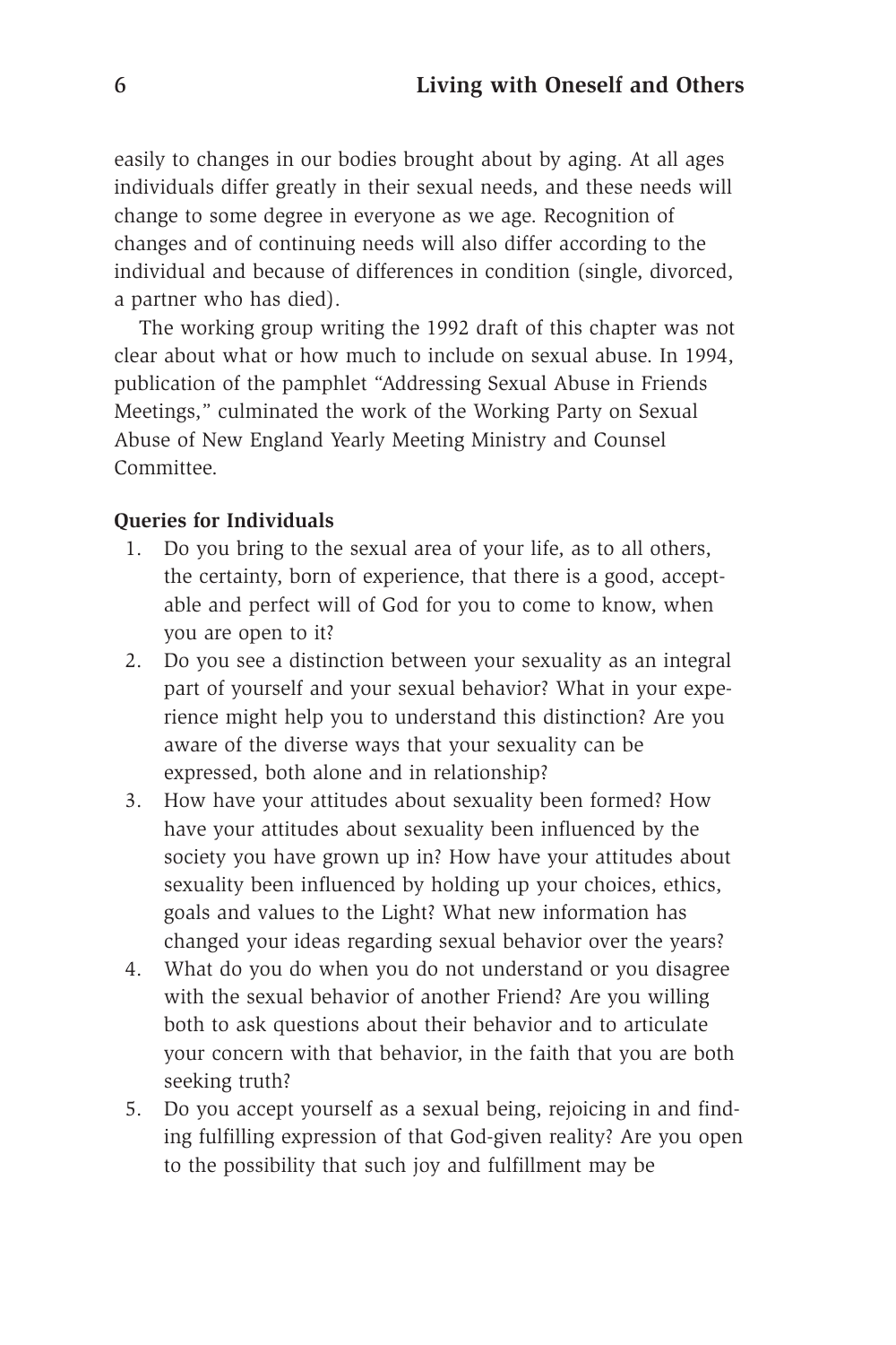easily to changes in our bodies brought about by aging. At all ages individuals differ greatly in their sexual needs, and these needs will change to some degree in everyone as we age. Recognition of changes and of continuing needs will also differ according to the individual and because of differences in condition (single, divorced, a partner who has died).

The working group writing the 1992 draft of this chapter was not clear about what or how much to include on sexual abuse. In 1994, publication of the pamphlet "Addressing Sexual Abuse in Friends Meetings," culminated the work of the Working Party on Sexual Abuse of New England Yearly Meeting Ministry and Counsel Committee.

**Queries for Individuals**

1. Do you bring to the sexual area of your life, as to all others, the certainty, born of experience, that there is a good, acceptable and perfect will of God for you to come to know, when you are open to it?
2. Do you see a distinction between your sexuality as an integral part of yourself and your sexual behavior? What in your experience might help you to understand this distinction? Are you aware of the diverse ways that your sexuality can be expressed, both alone and in relationship?
3. How have your attitudes about sexuality been formed? How have your attitudes about sexuality been influenced by the society you have grown up in? How have your attitudes about sexuality been influenced by holding up your choices, ethics, goals and values to the Light? What new information has changed your ideas regarding sexual behavior over the years?
4. What do you do when you do not understand or you disagree with the sexual behavior of another Friend? Are you willing both to ask questions about their behavior and to articulate your concern with that behavior, in the faith that you are both seeking truth?
5. Do you accept yourself as a sexual being, rejoicing in and finding fulfilling expression of that God-given reality? Are you open to the possibility that such joy and fulfillment may be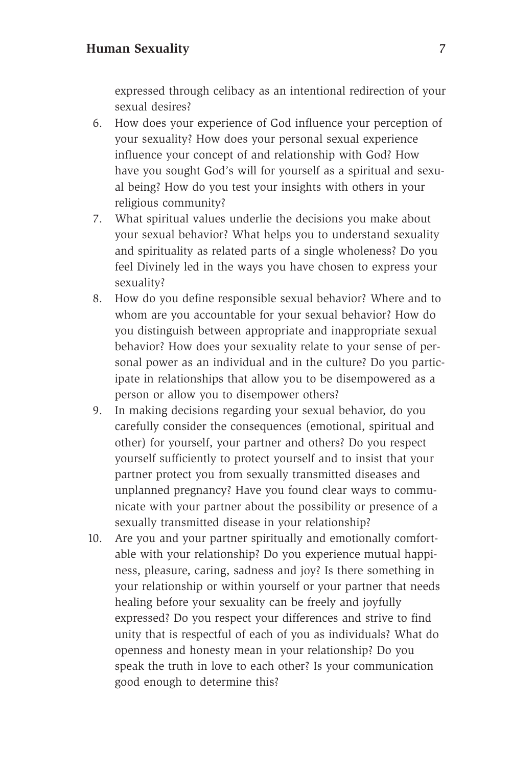expressed through celibacy as an intentional redirection of your sexual desires?

6. How does your experience of God influence your perception of your sexuality? How does your personal sexual experience influence your concept of and relationship with God? How have you sought God's will for yourself as a spiritual and sexual being? How do you test your insights with others in your religious community?
7. What spiritual values underlie the decisions you make about your sexual behavior? What helps you to understand sexuality and spirituality as related parts of a single wholeness? Do you feel Divinely led in the ways you have chosen to express your sexuality?
8. How do you define responsible sexual behavior? Where and to whom are you accountable for your sexual behavior? How do you distinguish between appropriate and inappropriate sexual behavior? How does your sexuality relate to your sense of personal power as an individual and in the culture? Do you participate in relationships that allow you to be disempowered as a person or allow you to disempower others?
9. In making decisions regarding your sexual behavior, do you carefully consider the consequences (emotional, spiritual and other) for yourself, your partner and others? Do you respect yourself sufficiently to protect yourself and to insist that your partner protect you from sexually transmitted diseases and unplanned pregnancy? Have you found clear ways to communicate with your partner about the possibility or presence of a sexually transmitted disease in your relationship?
10. Are you and your partner spiritually and emotionally comfortable with your relationship? Do you experience mutual happiness, pleasure, caring, sadness and joy? Is there something in your relationship or within yourself or your partner that needs healing before your sexuality can be freely and joyfully expressed? Do you respect your differences and strive to find unity that is respectful of each of you as individuals? What do openness and honesty mean in your relationship? Do you speak the truth in love to each other? Is your communication good enough to determine this?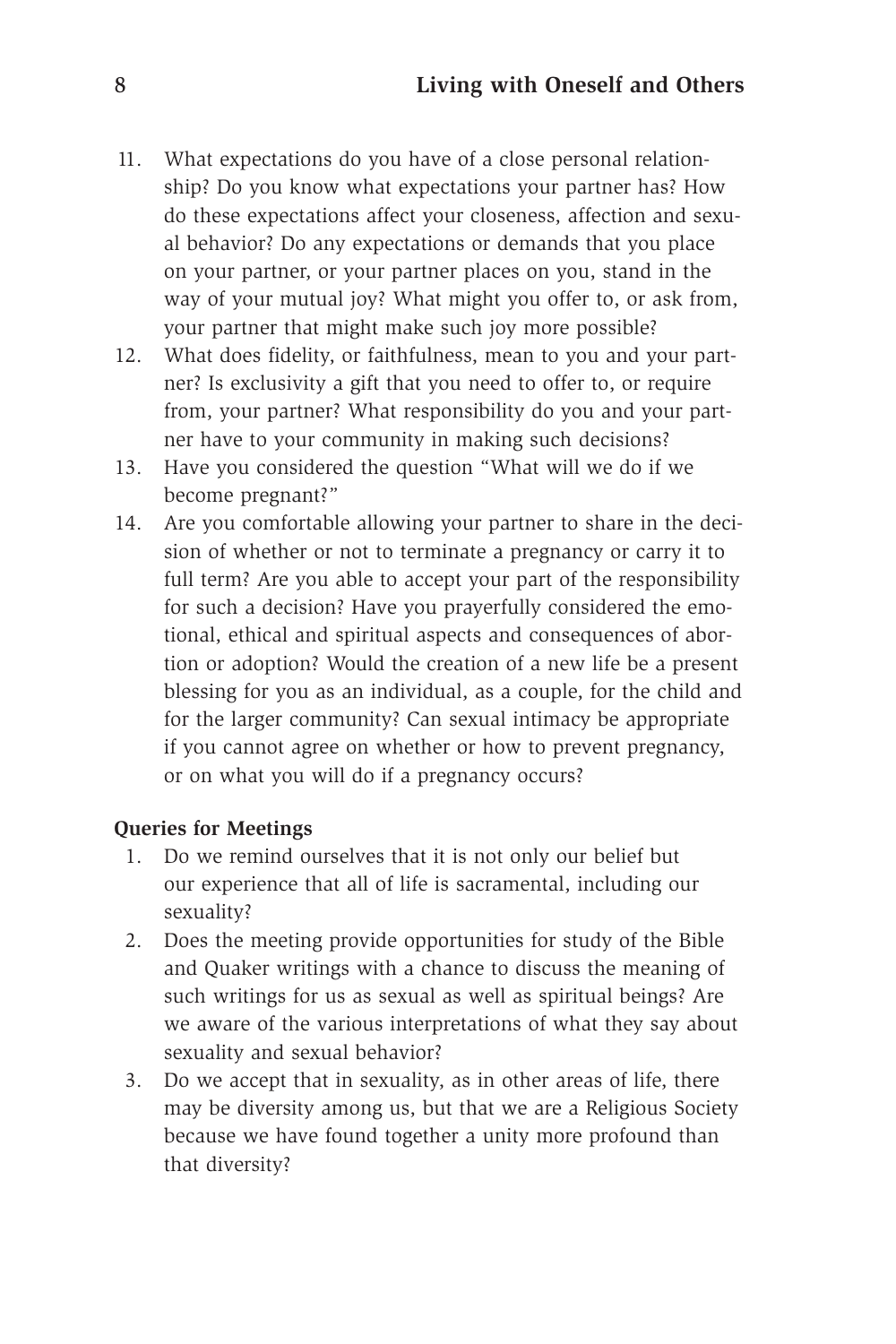11. What expectations do you have of a close personal relationship? Do you know what expectations your partner has? How do these expectations affect your closeness, affection and sexual behavior? Do any expectations or demands that you place on your partner, or your partner places on you, stand in the way of your mutual joy? What might you offer to, or ask from, your partner that might make such joy more possible?
12. What does fidelity, or faithfulness, mean to you and your partner? Is exclusivity a gift that you need to offer to, or require from, your partner? What responsibility do you and your partner have to your community in making such decisions?
13. Have you considered the question "What will we do if we become pregnant?"
14. Are you comfortable allowing your partner to share in the decision of whether or not to terminate a pregnancy or carry it to full term? Are you able to accept your part of the responsibility for such a decision? Have you prayerfully considered the emotional, ethical and spiritual aspects and consequences of abortion or adoption? Would the creation of a new life be a present blessing for you as an individual, as a couple, for the child and for the larger community? Can sexual intimacy be appropriate if you cannot agree on whether or how to prevent pregnancy, or on what you will do if a pregnancy occurs?

**Queries for Meetings**

1. Do we remind ourselves that it is not only our belief but our experience that all of life is sacramental, including our sexuality?
2. Does the meeting provide opportunities for study of the Bible and Quaker writings with a chance to discuss the meaning of such writings for us as sexual as well as spiritual beings? Are we aware of the various interpretations of what they say about sexuality and sexual behavior?
3. Do we accept that in sexuality, as in other areas of life, there may be diversity among us, but that we are a Religious Society because we have found together a unity more profound than that diversity?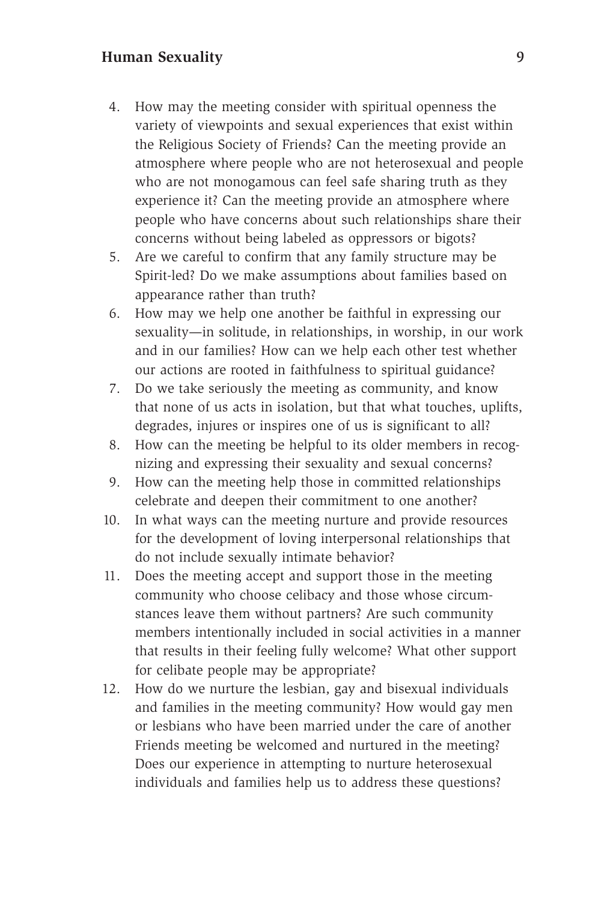4. How may the meeting consider with spiritual openness the variety of viewpoints and sexual experiences that exist within the Religious Society of Friends? Can the meeting provide an atmosphere where people who are not heterosexual and people who are not monogamous can feel safe sharing truth as they experience it? Can the meeting provide an atmosphere where people who have concerns about such relationships share their concerns without being labeled as oppressors or bigots?
5. Are we careful to confirm that any family structure may be Spirit-led? Do we make assumptions about families based on appearance rather than truth?
6. How may we help one another be faithful in expressing our sexuality—in solitude, in relationships, in worship, in our work and in our families? How can we help each other test whether our actions are rooted in faithfulness to spiritual guidance?
7. Do we take seriously the meeting as community, and know that none of us acts in isolation, but that what touches, uplifts, degrades, injures or inspires one of us is significant to all?
8. How can the meeting be helpful to its older members in recognizing and expressing their sexuality and sexual concerns?
9. How can the meeting help those in committed relationships celebrate and deepen their commitment to one another?
10. In what ways can the meeting nurture and provide resources for the development of loving interpersonal relationships that do not include sexually intimate behavior?
11. Does the meeting accept and support those in the meeting community who choose celibacy and those whose circumstances leave them without partners? Are such community members intentionally included in social activities in a manner that results in their feeling fully welcome? What other support for celibate people may be appropriate?
12. How do we nurture the lesbian, gay and bisexual individuals and families in the meeting community? How would gay men or lesbians who have been married under the care of another Friends meeting be welcomed and nurtured in the meeting? Does our experience in attempting to nurture heterosexual individuals and families help us to address these questions?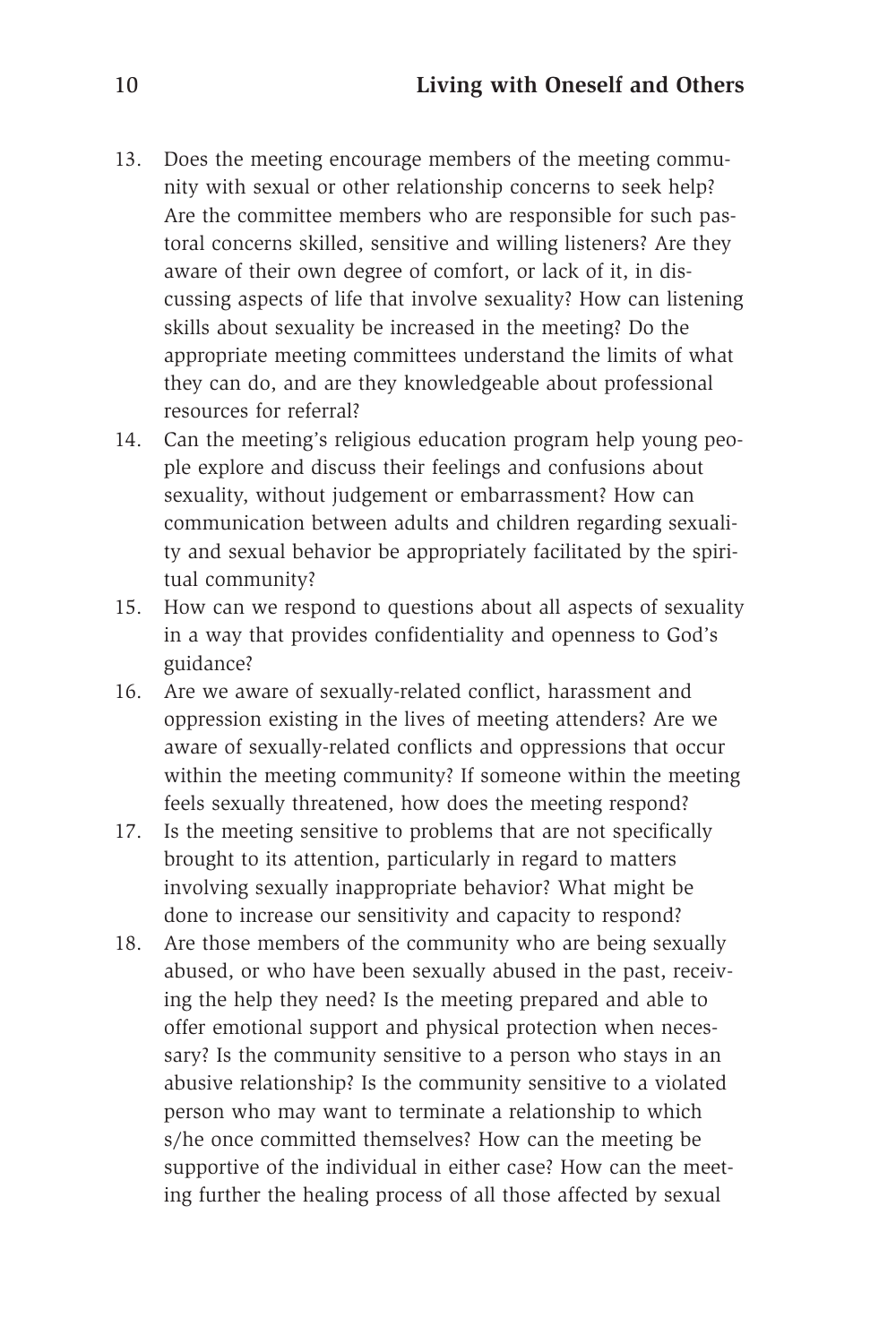13. Does the meeting encourage members of the meeting community with sexual or other relationship concerns to seek help? Are the committee members who are responsible for such pastoral concerns skilled, sensitive and willing listeners? Are they aware of their own degree of comfort, or lack of it, in discussing aspects of life that involve sexuality? How can listening skills about sexuality be increased in the meeting? Do the appropriate meeting committees understand the limits of what they can do, and are they knowledgeable about professional resources for referral?
14. Can the meeting's religious education program help young people explore and discuss their feelings and confusions about sexuality, without judgement or embarrassment? How can communication between adults and children regarding sexuality and sexual behavior be appropriately facilitated by the spiritual community?
15. How can we respond to questions about all aspects of sexuality in a way that provides confidentiality and openness to God's guidance?
16. Are we aware of sexually-related conflict, harassment and oppression existing in the lives of meeting attenders? Are we aware of sexually-related conflicts and oppressions that occur within the meeting community? If someone within the meeting feels sexually threatened, how does the meeting respond?
17. Is the meeting sensitive to problems that are not specifically brought to its attention, particularly in regard to matters involving sexually inappropriate behavior? What might be done to increase our sensitivity and capacity to respond?
18. Are those members of the community who are being sexually abused, or who have been sexually abused in the past, receiving the help they need? Is the meeting prepared and able to offer emotional support and physical protection when necessary? Is the community sensitive to a person who stays in an abusive relationship? Is the community sensitive to a violated person who may want to terminate a relationship to which s/he once committed themselves? How can the meeting be supportive of the individual in either case? How can the meeting further the healing process of all those affected by sexual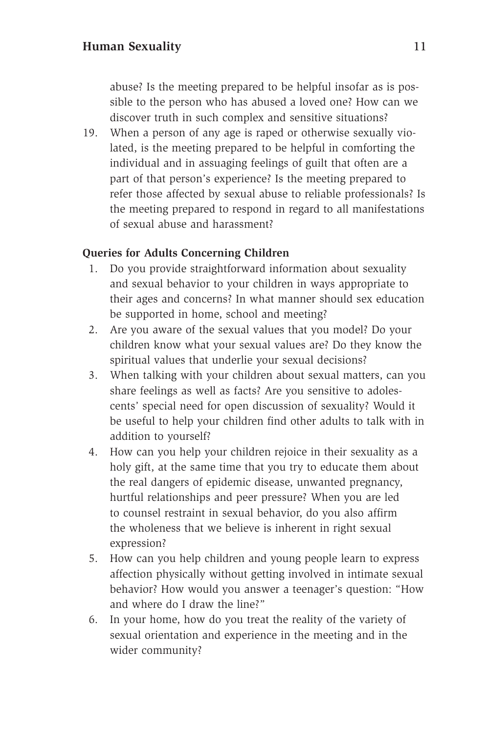abuse? Is the meeting prepared to be helpful insofar as is possible to the person who has abused a loved one? How can we discover truth in such complex and sensitive situations?

19. When a person of any age is raped or otherwise sexually violated, is the meeting prepared to be helpful in comforting the individual and in assuaging feelings of guilt that often are a part of that person's experience? Is the meeting prepared to refer those affected by sexual abuse to reliable professionals? Is the meeting prepared to respond in regard to all manifestations of sexual abuse and harassment?

**Queries for Adults Concerning Children**

1. Do you provide straightforward information about sexuality and sexual behavior to your children in ways appropriate to their ages and concerns? In what manner should sex education be supported in home, school and meeting?
2. Are you aware of the sexual values that you model? Do your children know what your sexual values are? Do they know the spiritual values that underlie your sexual decisions?
3. When talking with your children about sexual matters, can you share feelings as well as facts? Are you sensitive to adolescents' special need for open discussion of sexuality? Would it be useful to help your children find other adults to talk with in addition to yourself?
4. How can you help your children rejoice in their sexuality as a holy gift, at the same time that you try to educate them about the real dangers of epidemic disease, unwanted pregnancy, hurtful relationships and peer pressure? When you are led to counsel restraint in sexual behavior, do you also affirm the wholeness that we believe is inherent in right sexual expression?
5. How can you help children and young people learn to express affection physically without getting involved in intimate sexual behavior? How would you answer a teenager's question: "How and where do I draw the line?"
6. In your home, how do you treat the reality of the variety of sexual orientation and experience in the meeting and in the wider community?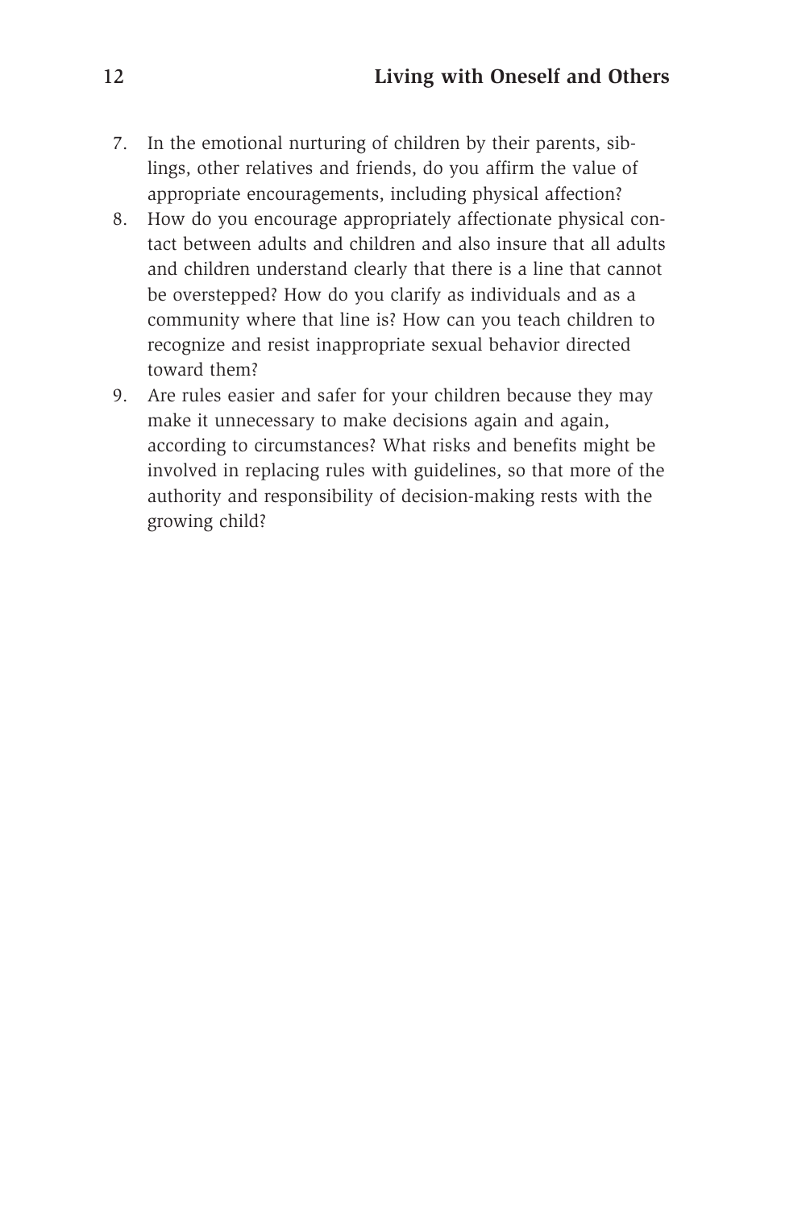7. In the emotional nurturing of children by their parents, siblings, other relatives and friends, do you affirm the value of appropriate encouragements, including physical affection?
8. How do you encourage appropriately affectionate physical contact between adults and children and also insure that all adults and children understand clearly that there is a line that cannot be overstepped? How do you clarify as individuals and as a community where that line is? How can you teach children to recognize and resist inappropriate sexual behavior directed toward them?
9. Are rules easier and safer for your children because they may make it unnecessary to make decisions again and again, according to circumstances? What risks and benefits might be involved in replacing rules with guidelines, so that more of the authority and responsibility of decision-making rests with the growing child?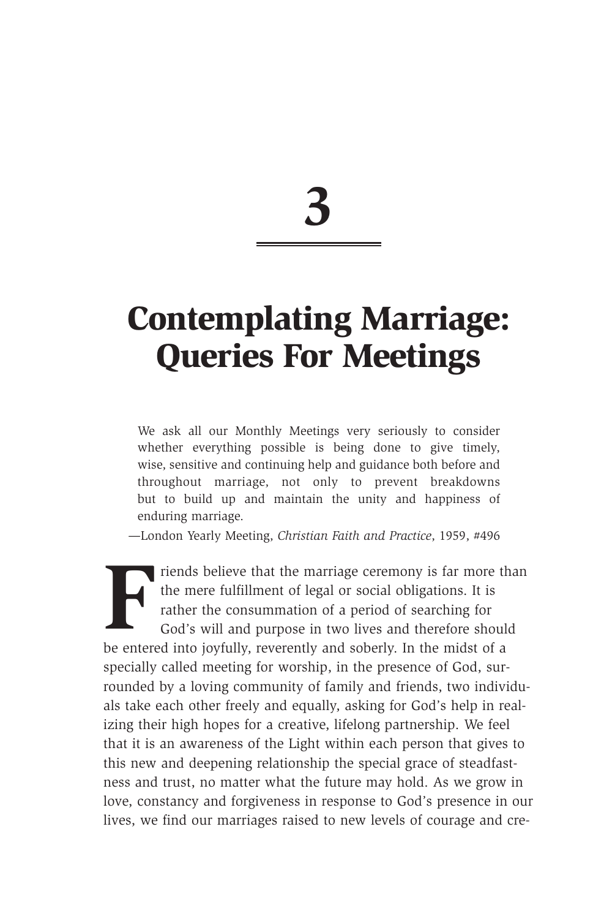# 3

# Contemplating Marriage: Queries For Meetings

> We ask all our Monthly Meetings very seriously to consider whether everything possible is being done to give timely, wise, sensitive and continuing help and guidance both before and throughout marriage, not only to prevent breakdowns but to build up and maintain the unity and happiness of enduring marriage.
>
> —London Yearly Meeting, *Christian Faith and Practice*, 1959, #496

Friends believe that the marriage ceremony is far more than the mere fulfillment of legal or social obligations. It is rather the consummation of a period of searching for God's will and purpose in two lives and therefore should be entered into joyfully, reverently and soberly. In the midst of a specially called meeting for worship, in the presence of God, surrounded by a loving community of family and friends, two individuals take each other freely and equally, asking for God's help in realizing their high hopes for a creative, lifelong partnership. We feel that it is an awareness of the Light within each person that gives to this new and deepening relationship the special grace of steadfastness and trust, no matter what the future may hold. As we grow in love, constancy and forgiveness in response to God's presence in our lives, we find our marriages raised to new levels of courage and cre-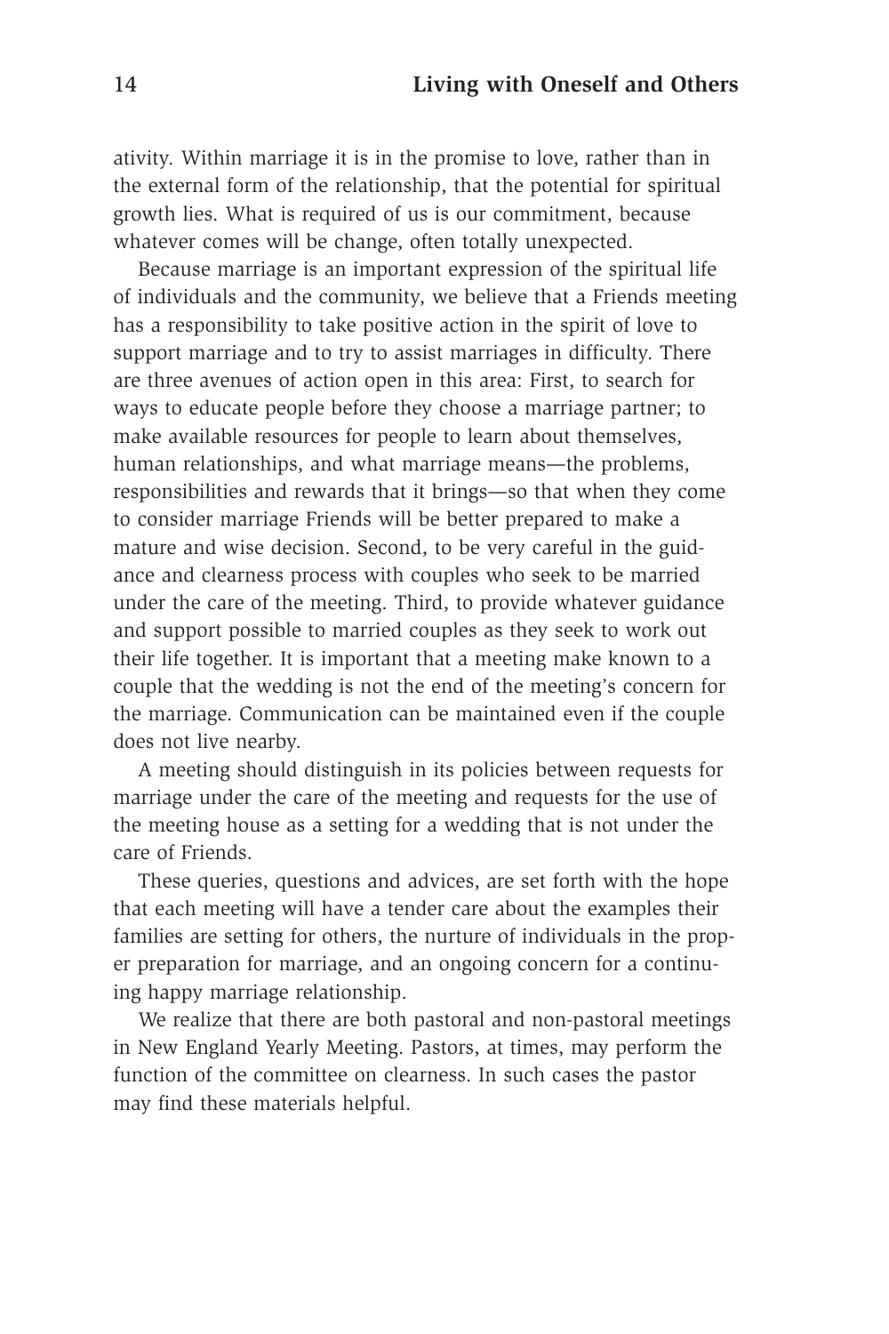ativity. Within marriage it is in the promise to love, rather than in the external form of the relationship, that the potential for spiritual growth lies. What is required of us is our commitment, because whatever comes will be change, often totally unexpected.

Because marriage is an important expression of the spiritual life of individuals and the community, we believe that a Friends meeting has a responsibility to take positive action in the spirit of love to support marriage and to try to assist marriages in difficulty. There are three avenues of action open in this area: First, to search for ways to educate people before they choose a marriage partner; to make available resources for people to learn about themselves, human relationships, and what marriage means—the problems, responsibilities and rewards that it brings—so that when they come to consider marriage Friends will be better prepared to make a mature and wise decision. Second, to be very careful in the guidance and clearness process with couples who seek to be married under the care of the meeting. Third, to provide whatever guidance and support possible to married couples as they seek to work out their life together. It is important that a meeting make known to a couple that the wedding is not the end of the meeting's concern for the marriage. Communication can be maintained even if the couple does not live nearby.

A meeting should distinguish in its policies between requests for marriage under the care of the meeting and requests for the use of the meeting house as a setting for a wedding that is not under the care of Friends.

These queries, questions and advices, are set forth with the hope that each meeting will have a tender care about the examples their families are setting for others, the nurture of individuals in the proper preparation for marriage, and an ongoing concern for a continuing happy marriage relationship.

We realize that there are both pastoral and non-pastoral meetings in New England Yearly Meeting. Pastors, at times, may perform the function of the committee on clearness. In such cases the pastor may find these materials helpful.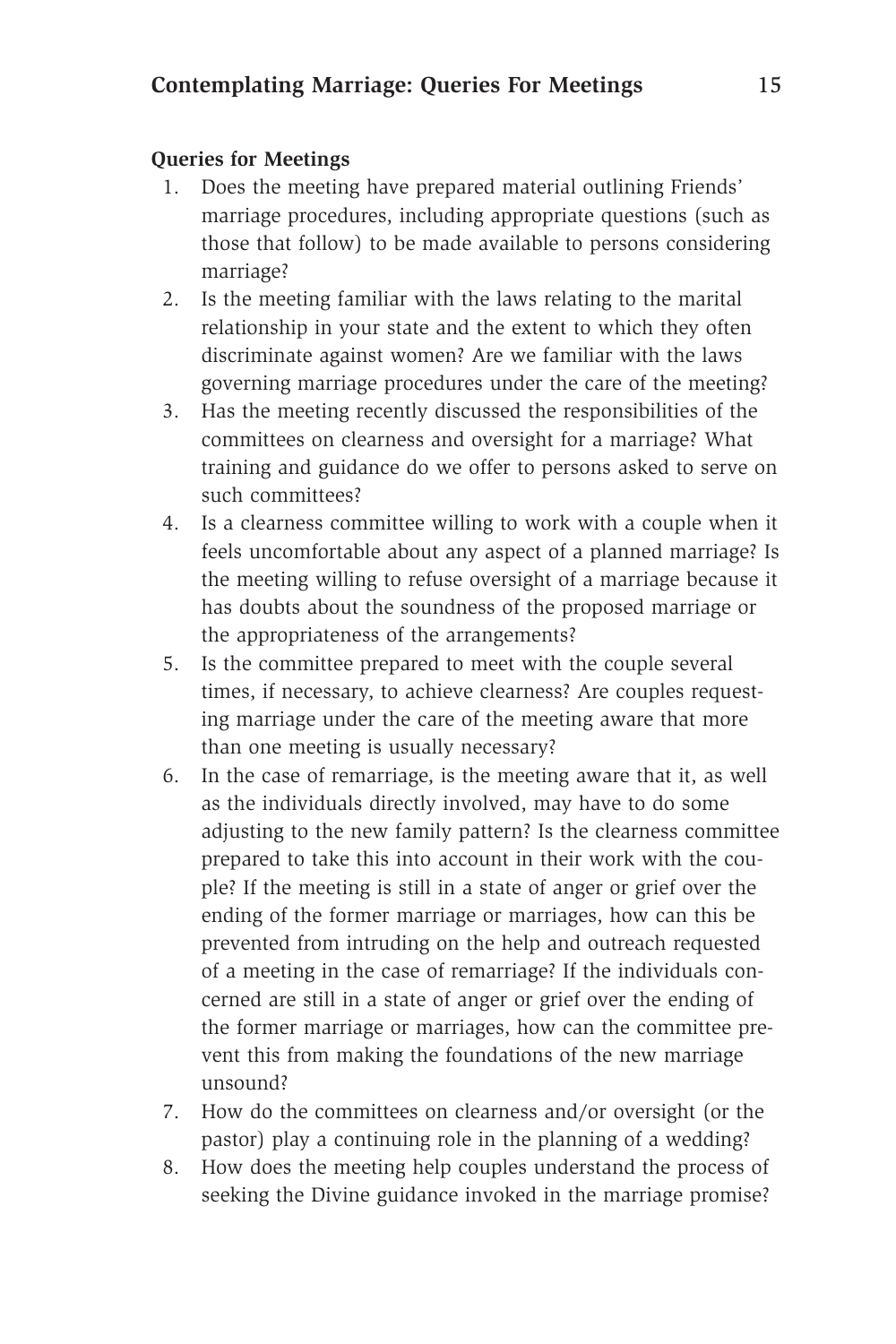### Queries for Meetings

1. Does the meeting have prepared material outlining Friends' marriage procedures, including appropriate questions (such as those that follow) to be made available to persons considering marriage?
2. Is the meeting familiar with the laws relating to the marital relationship in your state and the extent to which they often discriminate against women? Are we familiar with the laws governing marriage procedures under the care of the meeting?
3. Has the meeting recently discussed the responsibilities of the committees on clearness and oversight for a marriage? What training and guidance do we offer to persons asked to serve on such committees?
4. Is a clearness committee willing to work with a couple when it feels uncomfortable about any aspect of a planned marriage? Is the meeting willing to refuse oversight of a marriage because it has doubts about the soundness of the proposed marriage or the appropriateness of the arrangements?
5. Is the committee prepared to meet with the couple several times, if necessary, to achieve clearness? Are couples requesting marriage under the care of the meeting aware that more than one meeting is usually necessary?
6. In the case of remarriage, is the meeting aware that it, as well as the individuals directly involved, may have to do some adjusting to the new family pattern? Is the clearness committee prepared to take this into account in their work with the couple? If the meeting is still in a state of anger or grief over the ending of the former marriage or marriages, how can this be prevented from intruding on the help and outreach requested of a meeting in the case of remarriage? If the individuals concerned are still in a state of anger or grief over the ending of the former marriage or marriages, how can the committee prevent this from making the foundations of the new marriage unsound?
7. How do the committees on clearness and/or oversight (or the pastor) play a continuing role in the planning of a wedding?
8. How does the meeting help couples understand the process of seeking the Divine guidance invoked in the marriage promise?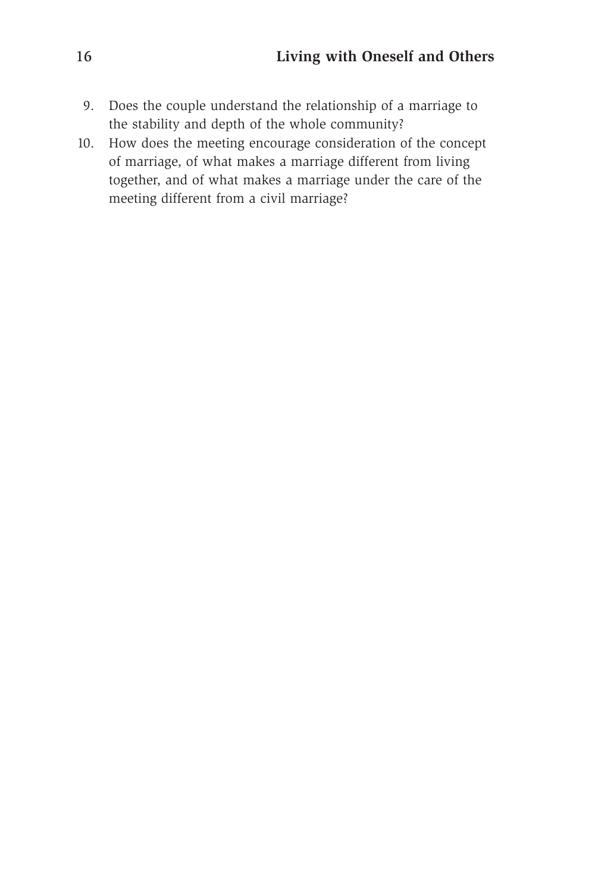9. Does the couple understand the relationship of a marriage to the stability and depth of the whole community?
10. How does the meeting encourage consideration of the concept of marriage, of what makes a marriage different from living together, and of what makes a marriage under the care of the meeting different from a civil marriage?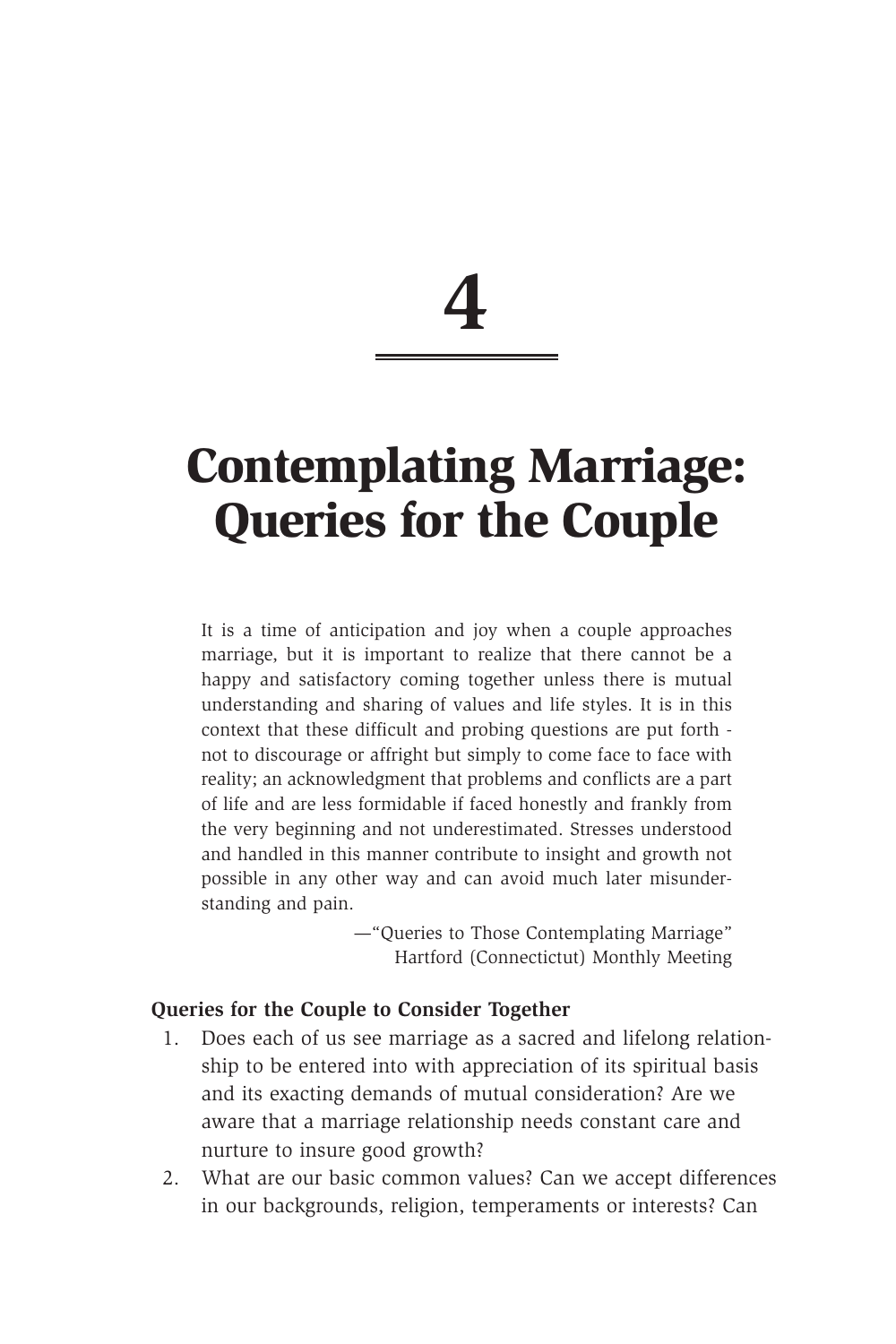# 4

# Contemplating Marriage: Queries for the Couple

> It is a time of anticipation and joy when a couple approaches marriage, but it is important to realize that there cannot be a happy and satisfactory coming together unless there is mutual understanding and sharing of values and life styles. It is in this context that these difficult and probing questions are put forth - not to discourage or affright but simply to come face to face with reality; an acknowledgment that problems and conflicts are a part of life and are less formidable if faced honestly and frankly from the very beginning and not underestimated. Stresses understood and handled in this manner contribute to insight and growth not possible in any other way and can avoid much later misunderstanding and pain.
>
> —"Queries to Those Contemplating Marriage"
> Hartford (Connectictut) Monthly Meeting

**Queries for the Couple to Consider Together**

1. Does each of us see marriage as a sacred and lifelong relationship to be entered into with appreciation of its spiritual basis and its exacting demands of mutual consideration? Are we aware that a marriage relationship needs constant care and nurture to insure good growth?
2. What are our basic common values? Can we accept differences in our backgrounds, religion, temperaments or interests? Can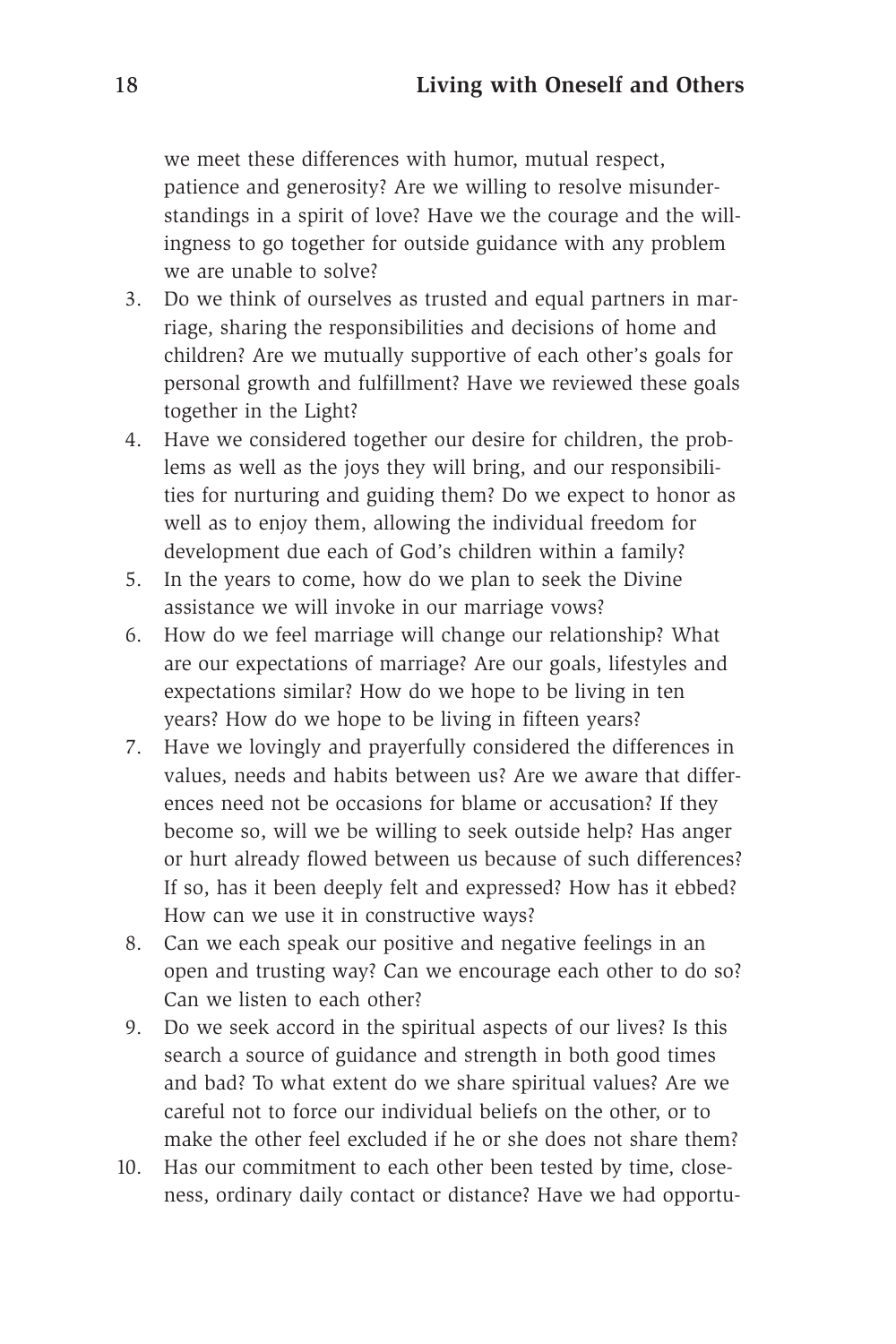we meet these differences with humor, mutual respect, patience and generosity? Are we willing to resolve misunderstandings in a spirit of love? Have we the courage and the willingness to go together for outside guidance with any problem we are unable to solve?

3. Do we think of ourselves as trusted and equal partners in marriage, sharing the responsibilities and decisions of home and children? Are we mutually supportive of each other's goals for personal growth and fulfillment? Have we reviewed these goals together in the Light?
4. Have we considered together our desire for children, the problems as well as the joys they will bring, and our responsibilities for nurturing and guiding them? Do we expect to honor as well as to enjoy them, allowing the individual freedom for development due each of God's children within a family?
5. In the years to come, how do we plan to seek the Divine assistance we will invoke in our marriage vows?
6. How do we feel marriage will change our relationship? What are our expectations of marriage? Are our goals, lifestyles and expectations similar? How do we hope to be living in ten years? How do we hope to be living in fifteen years?
7. Have we lovingly and prayerfully considered the differences in values, needs and habits between us? Are we aware that differences need not be occasions for blame or accusation? If they become so, will we be willing to seek outside help? Has anger or hurt already flowed between us because of such differences? If so, has it been deeply felt and expressed? How has it ebbed? How can we use it in constructive ways?
8. Can we each speak our positive and negative feelings in an open and trusting way? Can we encourage each other to do so? Can we listen to each other?
9. Do we seek accord in the spiritual aspects of our lives? Is this search a source of guidance and strength in both good times and bad? To what extent do we share spiritual values? Are we careful not to force our individual beliefs on the other, or to make the other feel excluded if he or she does not share them?
10. Has our commitment to each other been tested by time, closeness, ordinary daily contact or distance? Have we had opportu-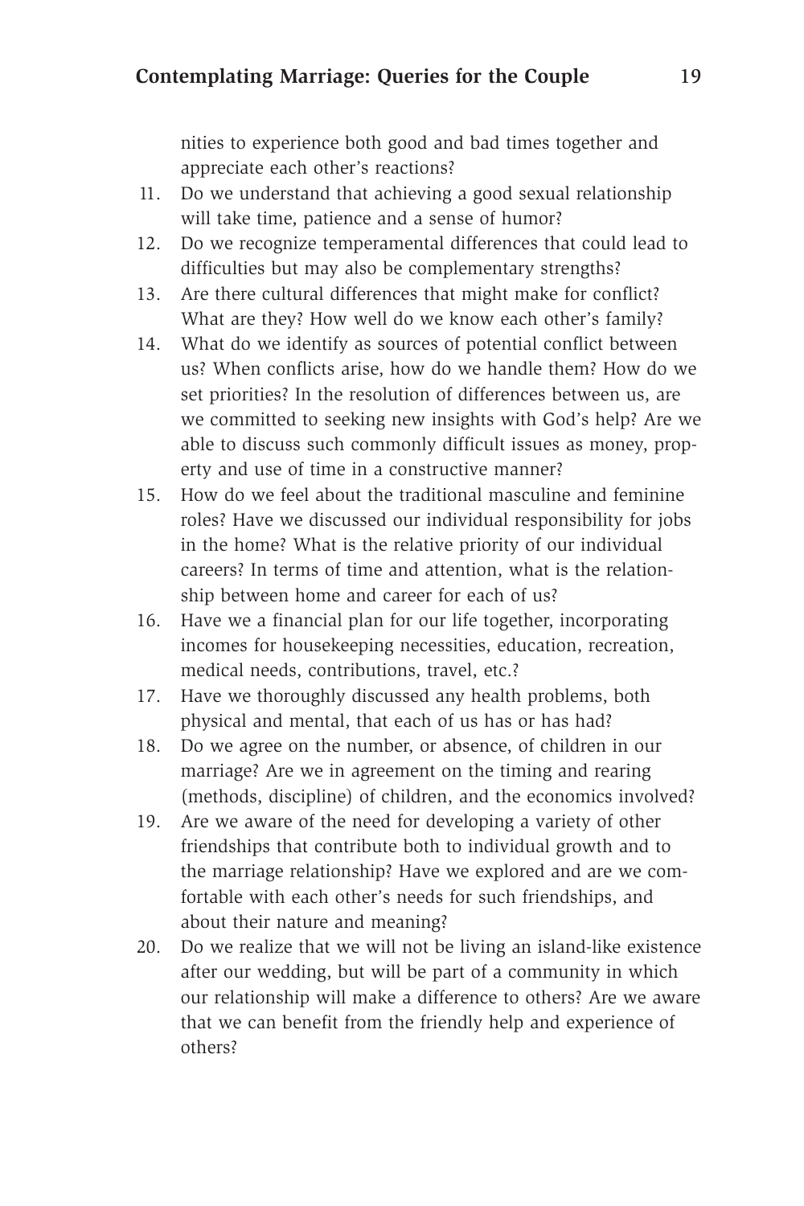nities to experience both good and bad times together and appreciate each other's reactions?

11. Do we understand that achieving a good sexual relationship will take time, patience and a sense of humor?
12. Do we recognize temperamental differences that could lead to difficulties but may also be complementary strengths?
13. Are there cultural differences that might make for conflict? What are they? How well do we know each other's family?
14. What do we identify as sources of potential conflict between us? When conflicts arise, how do we handle them? How do we set priorities? In the resolution of differences between us, are we committed to seeking new insights with God's help? Are we able to discuss such commonly difficult issues as money, property and use of time in a constructive manner?
15. How do we feel about the traditional masculine and feminine roles? Have we discussed our individual responsibility for jobs in the home? What is the relative priority of our individual careers? In terms of time and attention, what is the relationship between home and career for each of us?
16. Have we a financial plan for our life together, incorporating incomes for housekeeping necessities, education, recreation, medical needs, contributions, travel, etc.?
17. Have we thoroughly discussed any health problems, both physical and mental, that each of us has or has had?
18. Do we agree on the number, or absence, of children in our marriage? Are we in agreement on the timing and rearing (methods, discipline) of children, and the economics involved?
19. Are we aware of the need for developing a variety of other friendships that contribute both to individual growth and to the marriage relationship? Have we explored and are we comfortable with each other's needs for such friendships, and about their nature and meaning?
20. Do we realize that we will not be living an island-like existence after our wedding, but will be part of a community in which our relationship will make a difference to others? Are we aware that we can benefit from the friendly help and experience of others?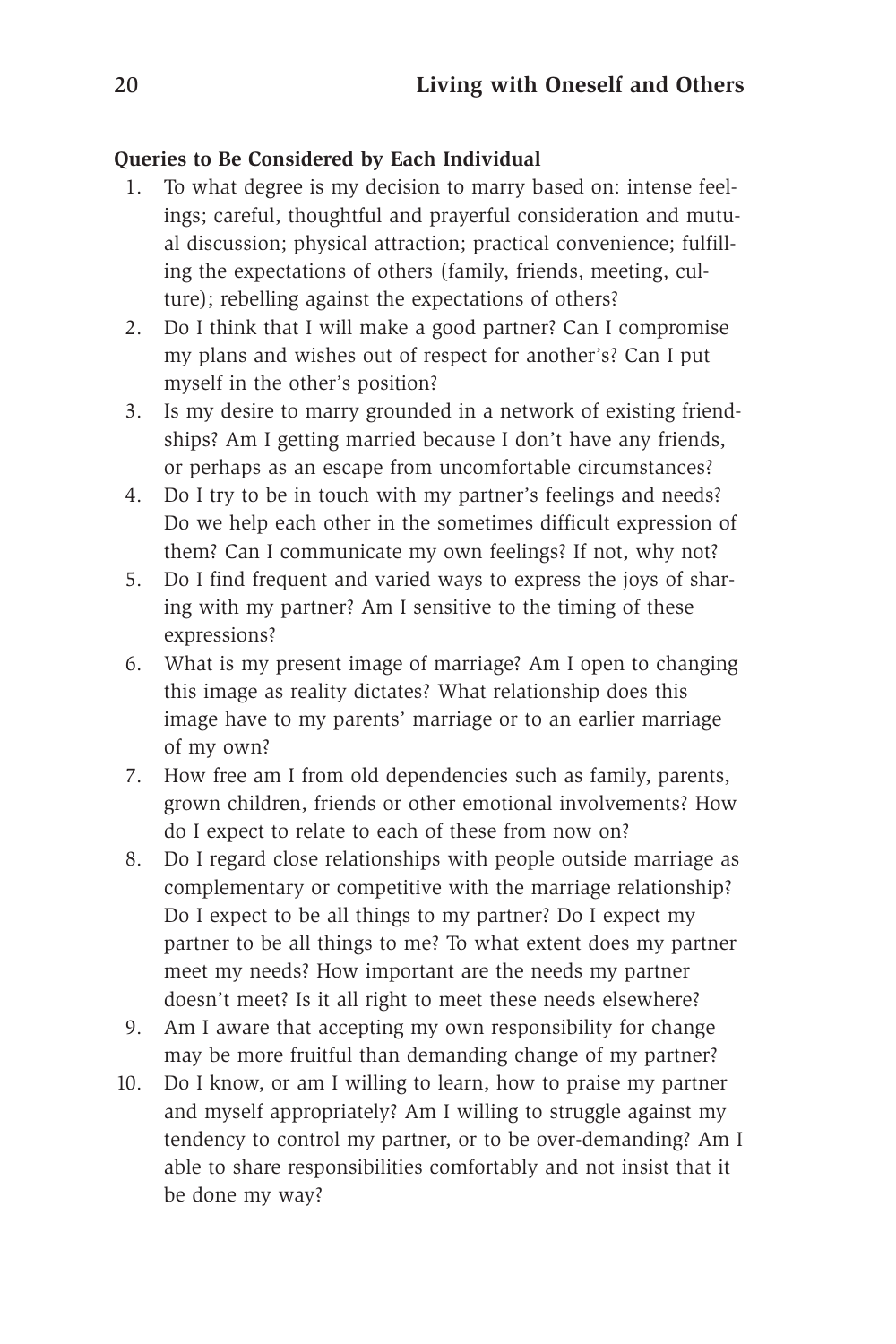**Queries to Be Considered by Each Individual**

1. To what degree is my decision to marry based on: intense feelings; careful, thoughtful and prayerful consideration and mutual discussion; physical attraction; practical convenience; fulfilling the expectations of others (family, friends, meeting, culture); rebelling against the expectations of others?
2. Do I think that I will make a good partner? Can I compromise my plans and wishes out of respect for another's? Can I put myself in the other's position?
3. Is my desire to marry grounded in a network of existing friendships? Am I getting married because I don't have any friends, or perhaps as an escape from uncomfortable circumstances?
4. Do I try to be in touch with my partner's feelings and needs? Do we help each other in the sometimes difficult expression of them? Can I communicate my own feelings? If not, why not?
5. Do I find frequent and varied ways to express the joys of sharing with my partner? Am I sensitive to the timing of these expressions?
6. What is my present image of marriage? Am I open to changing this image as reality dictates? What relationship does this image have to my parents' marriage or to an earlier marriage of my own?
7. How free am I from old dependencies such as family, parents, grown children, friends or other emotional involvements? How do I expect to relate to each of these from now on?
8. Do I regard close relationships with people outside marriage as complementary or competitive with the marriage relationship? Do I expect to be all things to my partner? Do I expect my partner to be all things to me? To what extent does my partner meet my needs? How important are the needs my partner doesn't meet? Is it all right to meet these needs elsewhere?
9. Am I aware that accepting my own responsibility for change may be more fruitful than demanding change of my partner?
10. Do I know, or am I willing to learn, how to praise my partner and myself appropriately? Am I willing to struggle against my tendency to control my partner, or to be over-demanding? Am I able to share responsibilities comfortably and not insist that it be done my way?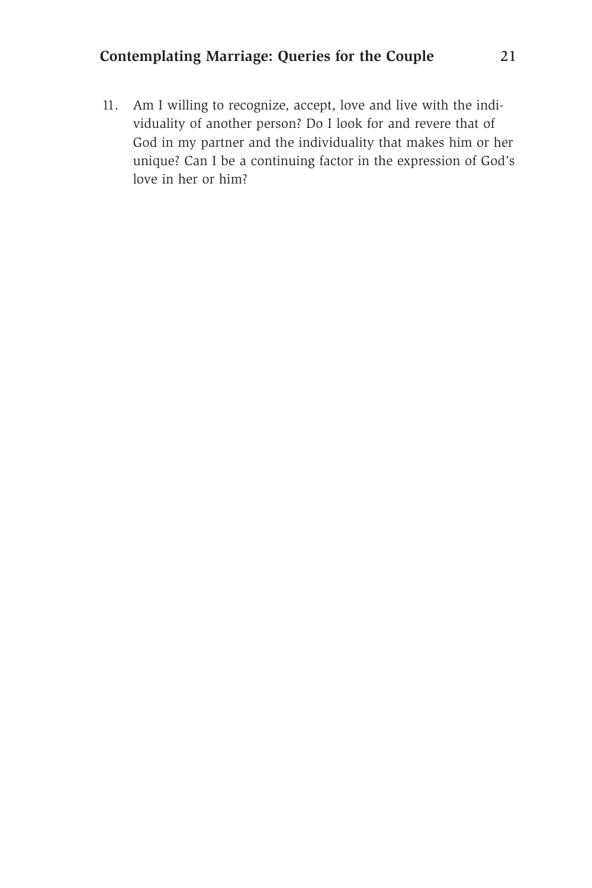11. Am I willing to recognize, accept, love and live with the individuality of another person? Do I look for and revere that of God in my partner and the individuality that makes him or her unique? Can I be a continuing factor in the expression of God's love in her or him?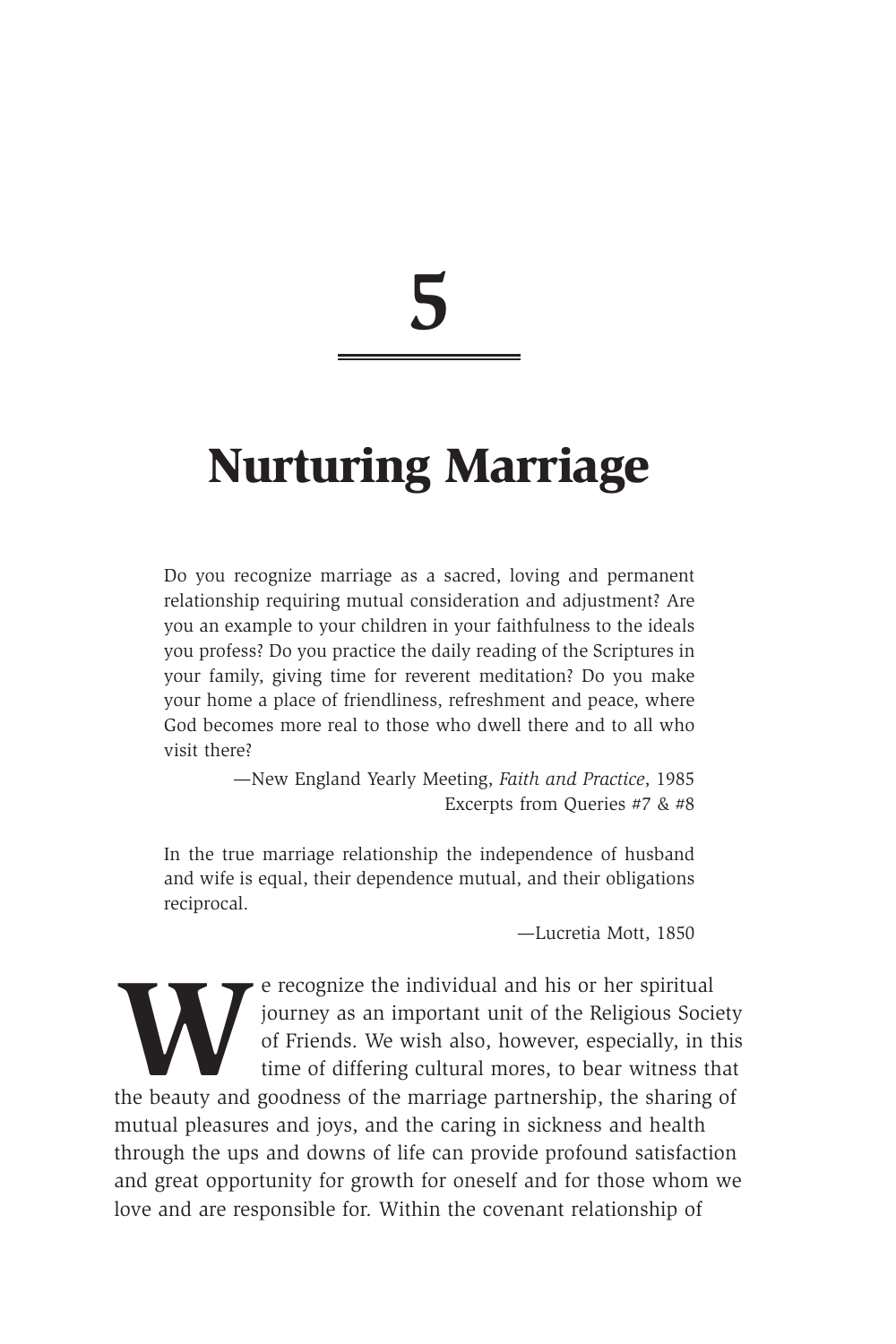# 5

# Nurturing Marriage

Do you recognize marriage as a sacred, loving and permanent relationship requiring mutual consideration and adjustment? Are you an example to your children in your faithfulness to the ideals you profess? Do you practice the daily reading of the Scriptures in your family, giving time for reverent meditation? Do you make your home a place of friendliness, refreshment and peace, where God becomes more real to those who dwell there and to all who visit there?

—New England Yearly Meeting, *Faith and Practice*, 1985
Excerpts from Queries #7 & #8

In the true marriage relationship the independence of husband and wife is equal, their dependence mutual, and their obligations reciprocal.

—Lucretia Mott, 1850

We recognize the individual and his or her spiritual journey as an important unit of the Religious Society of Friends. We wish also, however, especially, in this time of differing cultural mores, to bear witness that the beauty and goodness of the marriage partnership, the sharing of mutual pleasures and joys, and the caring in sickness and health through the ups and downs of life can provide profound satisfaction and great opportunity for growth for oneself and for those whom we love and are responsible for. Within the covenant relationship of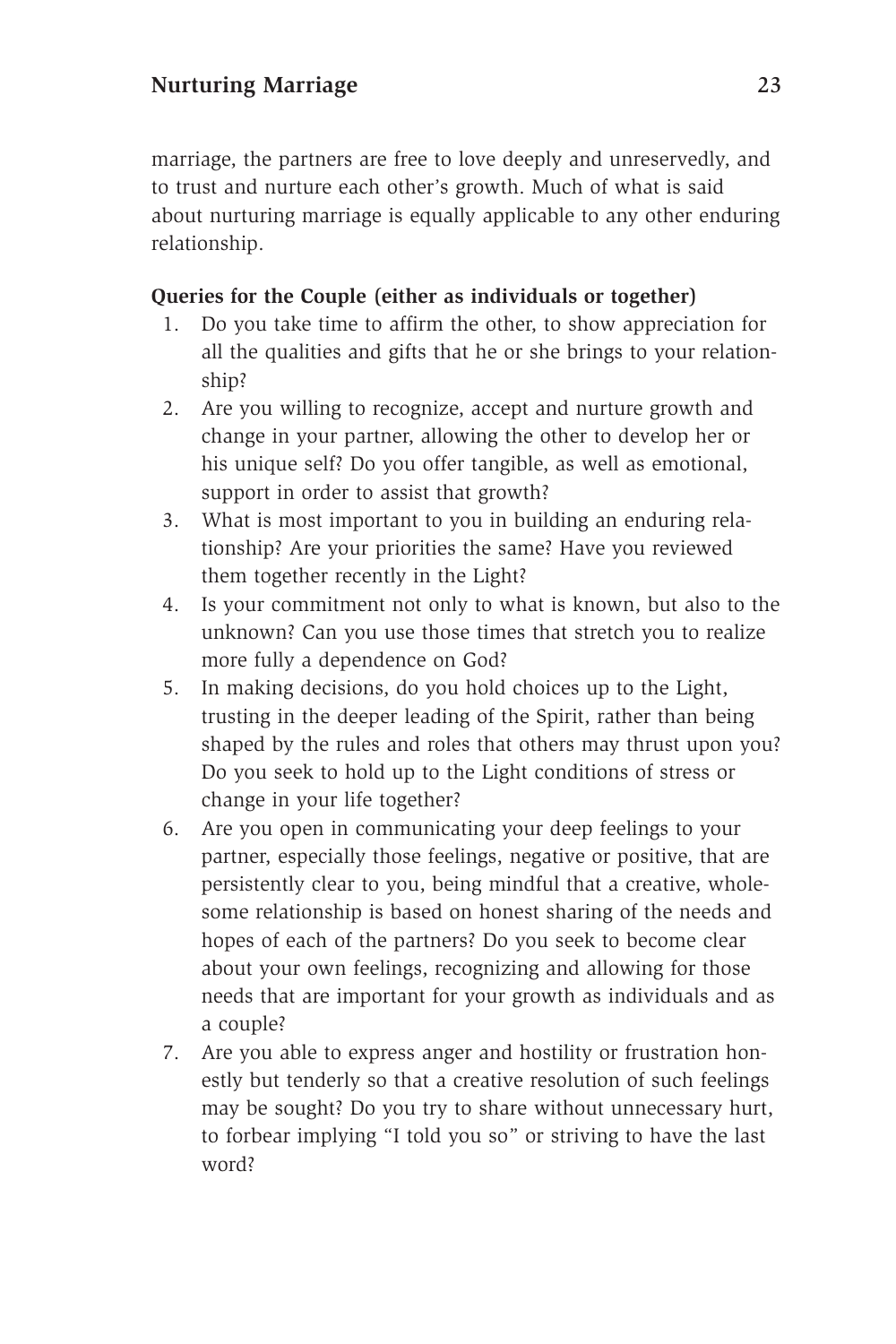marriage, the partners are free to love deeply and unreservedly, and to trust and nurture each other's growth. Much of what is said about nurturing marriage is equally applicable to any other enduring relationship.

**Queries for the Couple (either as individuals or together)**

1. Do you take time to affirm the other, to show appreciation for all the qualities and gifts that he or she brings to your relationship?
2. Are you willing to recognize, accept and nurture growth and change in your partner, allowing the other to develop her or his unique self? Do you offer tangible, as well as emotional, support in order to assist that growth?
3. What is most important to you in building an enduring relationship? Are your priorities the same? Have you reviewed them together recently in the Light?
4. Is your commitment not only to what is known, but also to the unknown? Can you use those times that stretch you to realize more fully a dependence on God?
5. In making decisions, do you hold choices up to the Light, trusting in the deeper leading of the Spirit, rather than being shaped by the rules and roles that others may thrust upon you? Do you seek to hold up to the Light conditions of stress or change in your life together?
6. Are you open in communicating your deep feelings to your partner, especially those feelings, negative or positive, that are persistently clear to you, being mindful that a creative, wholesome relationship is based on honest sharing of the needs and hopes of each of the partners? Do you seek to become clear about your own feelings, recognizing and allowing for those needs that are important for your growth as individuals and as a couple?
7. Are you able to express anger and hostility or frustration honestly but tenderly so that a creative resolution of such feelings may be sought? Do you try to share without unnecessary hurt, to forbear implying "I told you so" or striving to have the last word?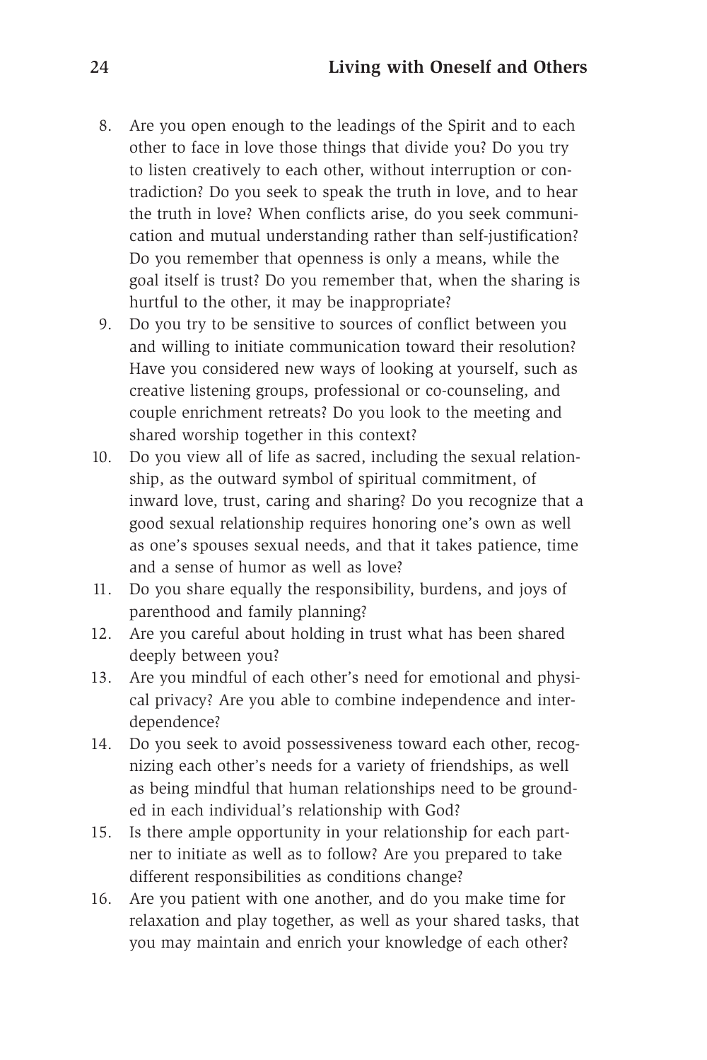8. Are you open enough to the leadings of the Spirit and to each other to face in love those things that divide you? Do you try to listen creatively to each other, without interruption or contradiction? Do you seek to speak the truth in love, and to hear the truth in love? When conflicts arise, do you seek communication and mutual understanding rather than self-justification? Do you remember that openness is only a means, while the goal itself is trust? Do you remember that, when the sharing is hurtful to the other, it may be inappropriate?
9. Do you try to be sensitive to sources of conflict between you and willing to initiate communication toward their resolution? Have you considered new ways of looking at yourself, such as creative listening groups, professional or co-counseling, and couple enrichment retreats? Do you look to the meeting and shared worship together in this context?
10. Do you view all of life as sacred, including the sexual relationship, as the outward symbol of spiritual commitment, of inward love, trust, caring and sharing? Do you recognize that a good sexual relationship requires honoring one's own as well as one's spouses sexual needs, and that it takes patience, time and a sense of humor as well as love?
11. Do you share equally the responsibility, burdens, and joys of parenthood and family planning?
12. Are you careful about holding in trust what has been shared deeply between you?
13. Are you mindful of each other's need for emotional and physical privacy? Are you able to combine independence and interdependence?
14. Do you seek to avoid possessiveness toward each other, recognizing each other's needs for a variety of friendships, as well as being mindful that human relationships need to be grounded in each individual's relationship with God?
15. Is there ample opportunity in your relationship for each partner to initiate as well as to follow? Are you prepared to take different responsibilities as conditions change?
16. Are you patient with one another, and do you make time for relaxation and play together, as well as your shared tasks, that you may maintain and enrich your knowledge of each other?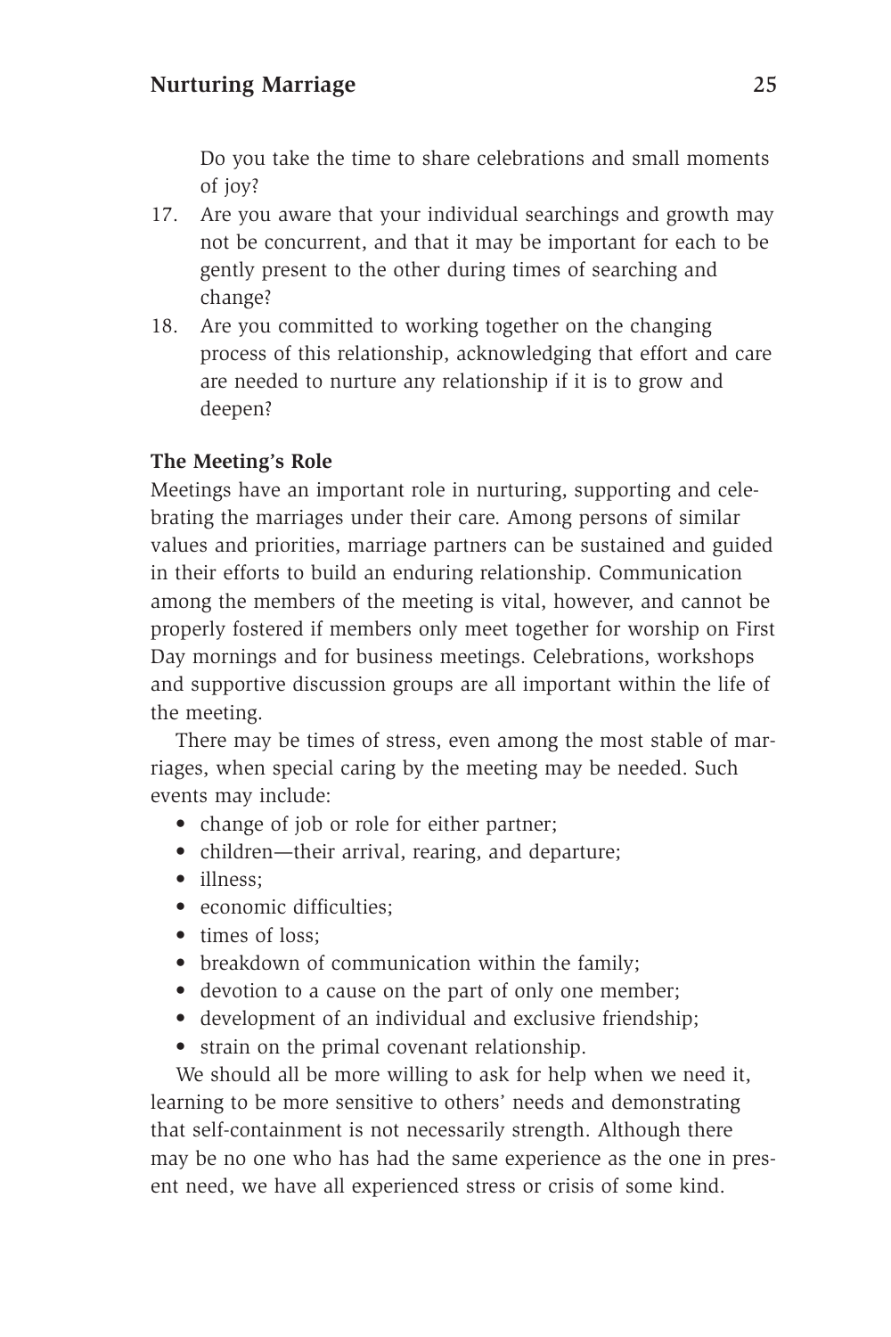Do you take the time to share celebrations and small moments of joy?

17. Are you aware that your individual searchings and growth may not be concurrent, and that it may be important for each to be gently present to the other during times of searching and change?
18. Are you committed to working together on the changing process of this relationship, acknowledging that effort and care are needed to nurture any relationship if it is to grow and deepen?

**The Meeting's Role**

Meetings have an important role in nurturing, supporting and celebrating the marriages under their care. Among persons of similar values and priorities, marriage partners can be sustained and guided in their efforts to build an enduring relationship. Communication among the members of the meeting is vital, however, and cannot be properly fostered if members only meet together for worship on First Day mornings and for business meetings. Celebrations, workshops and supportive discussion groups are all important within the life of the meeting.

There may be times of stress, even among the most stable of marriages, when special caring by the meeting may be needed. Such events may include:

- change of job or role for either partner;
- children—their arrival, rearing, and departure;
- illness;
- economic difficulties;
- times of loss;
- breakdown of communication within the family;
- devotion to a cause on the part of only one member;
- development of an individual and exclusive friendship;
- strain on the primal covenant relationship.

We should all be more willing to ask for help when we need it, learning to be more sensitive to others' needs and demonstrating that self-containment is not necessarily strength. Although there may be no one who has had the same experience as the one in present need, we have all experienced stress or crisis of some kind.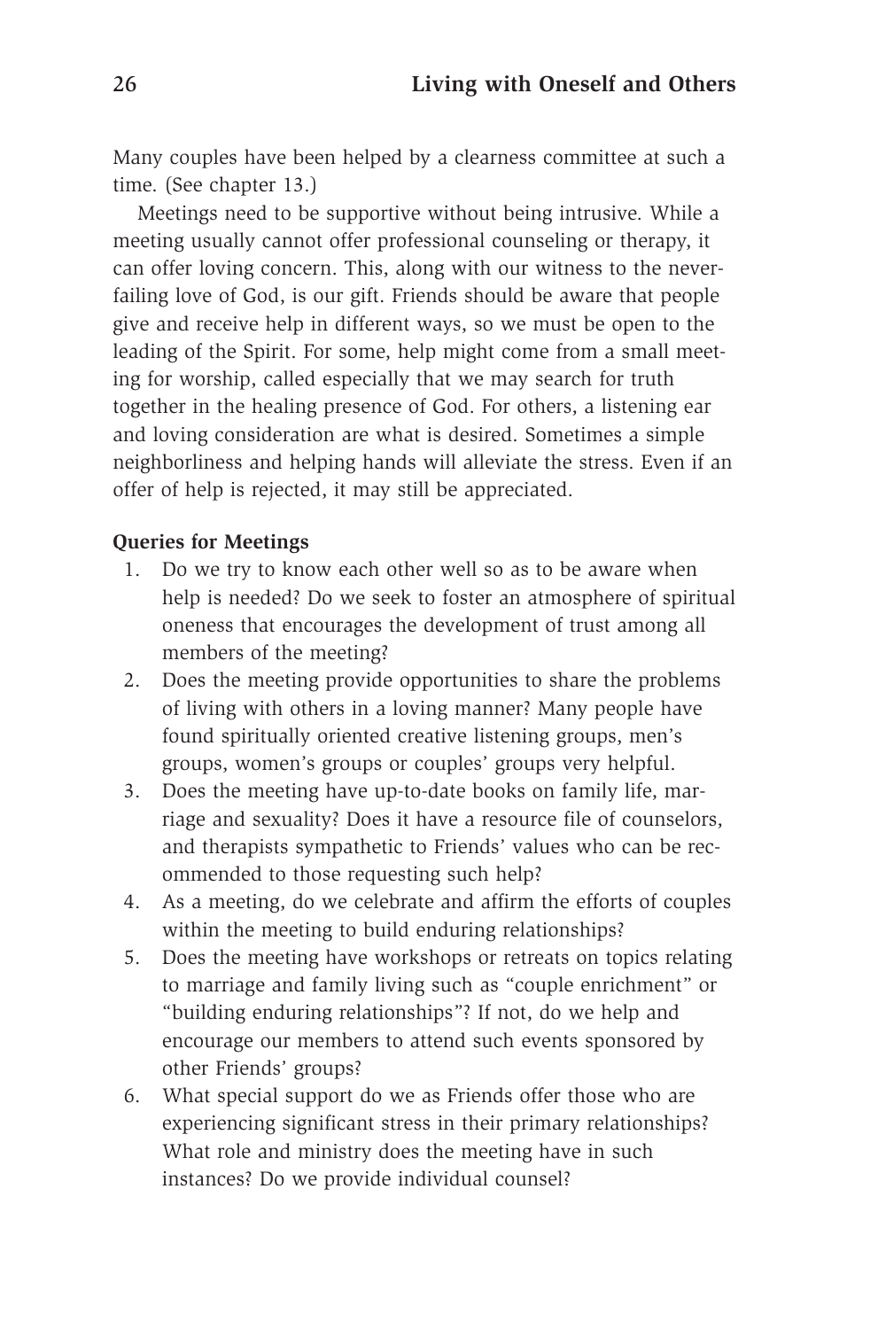Many couples have been helped by a clearness committee at such a time. (See chapter 13.)

Meetings need to be supportive without being intrusive. While a meeting usually cannot offer professional counseling or therapy, it can offer loving concern. This, along with our witness to the never-failing love of God, is our gift. Friends should be aware that people give and receive help in different ways, so we must be open to the leading of the Spirit. For some, help might come from a small meeting for worship, called especially that we may search for truth together in the healing presence of God. For others, a listening ear and loving consideration are what is desired. Sometimes a simple neighborliness and helping hands will alleviate the stress. Even if an offer of help is rejected, it may still be appreciated.

**Queries for Meetings**

1. Do we try to know each other well so as to be aware when help is needed? Do we seek to foster an atmosphere of spiritual oneness that encourages the development of trust among all members of the meeting?
2. Does the meeting provide opportunities to share the problems of living with others in a loving manner? Many people have found spiritually oriented creative listening groups, men's groups, women's groups or couples' groups very helpful.
3. Does the meeting have up-to-date books on family life, marriage and sexuality? Does it have a resource file of counselors, and therapists sympathetic to Friends' values who can be recommended to those requesting such help?
4. As a meeting, do we celebrate and affirm the efforts of couples within the meeting to build enduring relationships?
5. Does the meeting have workshops or retreats on topics relating to marriage and family living such as "couple enrichment" or "building enduring relationships"? If not, do we help and encourage our members to attend such events sponsored by other Friends' groups?
6. What special support do we as Friends offer those who are experiencing significant stress in their primary relationships? What role and ministry does the meeting have in such instances? Do we provide individual counsel?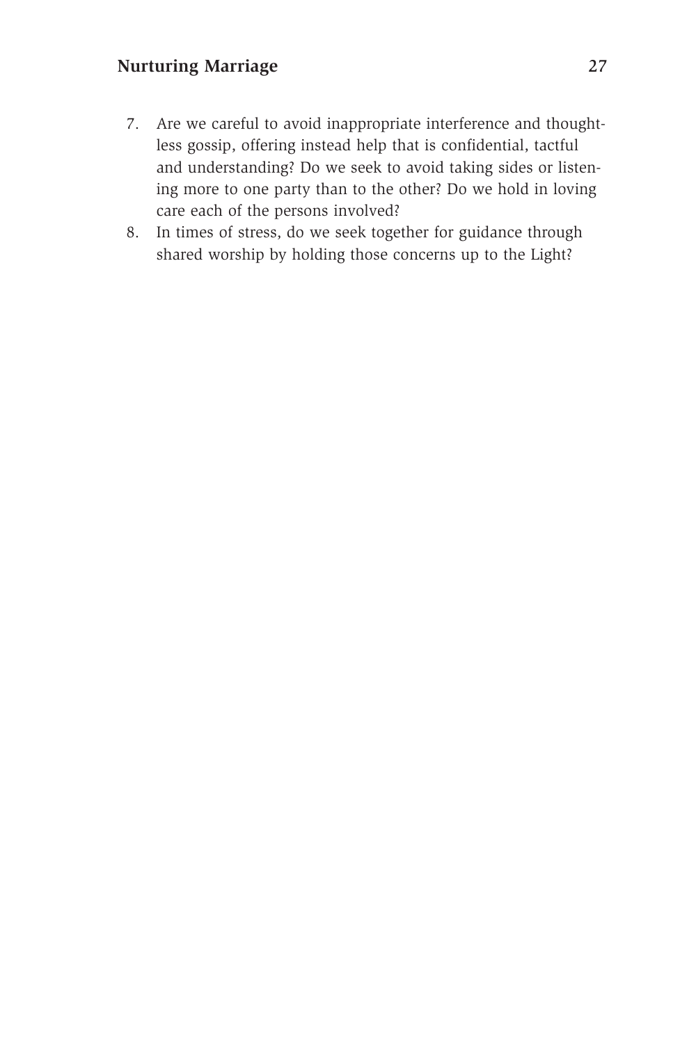7. Are we careful to avoid inappropriate interference and thoughtless gossip, offering instead help that is confidential, tactful and understanding? Do we seek to avoid taking sides or listening more to one party than to the other? Do we hold in loving care each of the persons involved?
8. In times of stress, do we seek together for guidance through shared worship by holding those concerns up to the Light?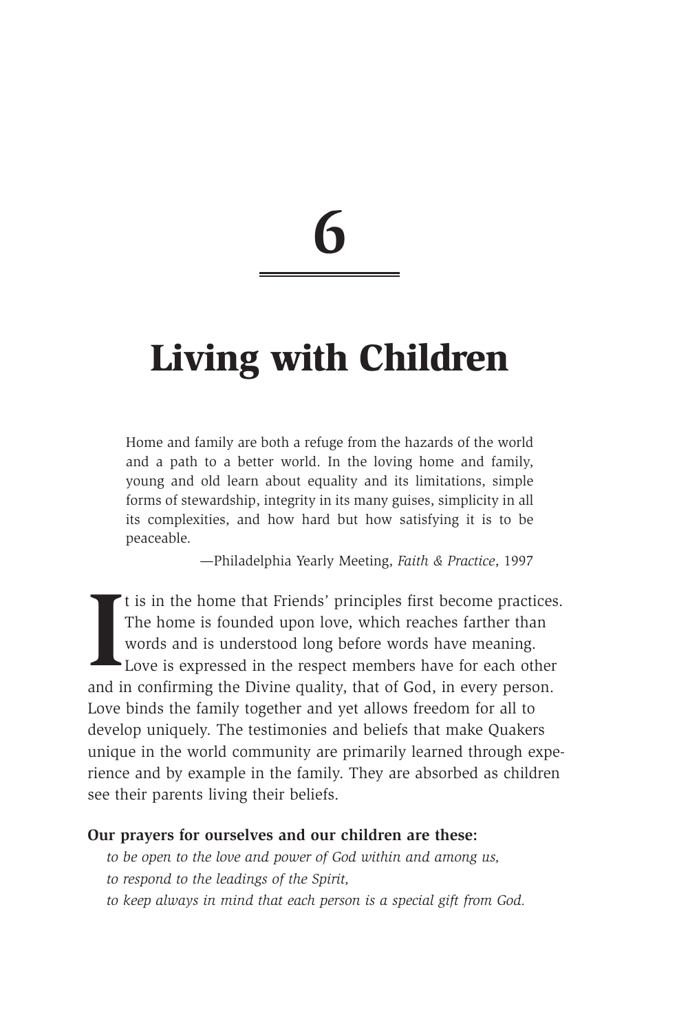# 6

# Living with Children

> Home and family are both a refuge from the hazards of the world and a path to a better world. In the loving home and family, young and old learn about equality and its limitations, simple forms of stewardship, integrity in its many guises, simplicity in all its complexities, and how hard but how satisfying it is to be peaceable.
>
> —Philadelphia Yearly Meeting, *Faith & Practice*, 1997

It is in the home that Friends' principles first become practices. The home is founded upon love, which reaches farther than words and is understood long before words have meaning. Love is expressed in the respect members have for each other and in confirming the Divine quality, that of God, in every person. Love binds the family together and yet allows freedom for all to develop uniquely. The testimonies and beliefs that make Quakers unique in the world community are primarily learned through experience and by example in the family. They are absorbed as children see their parents living their beliefs.

**Our prayers for ourselves and our children are these:**

*to be open to the love and power of God within and among us,*
*to respond to the leadings of the Spirit,*
*to keep always in mind that each person is a special gift from God.*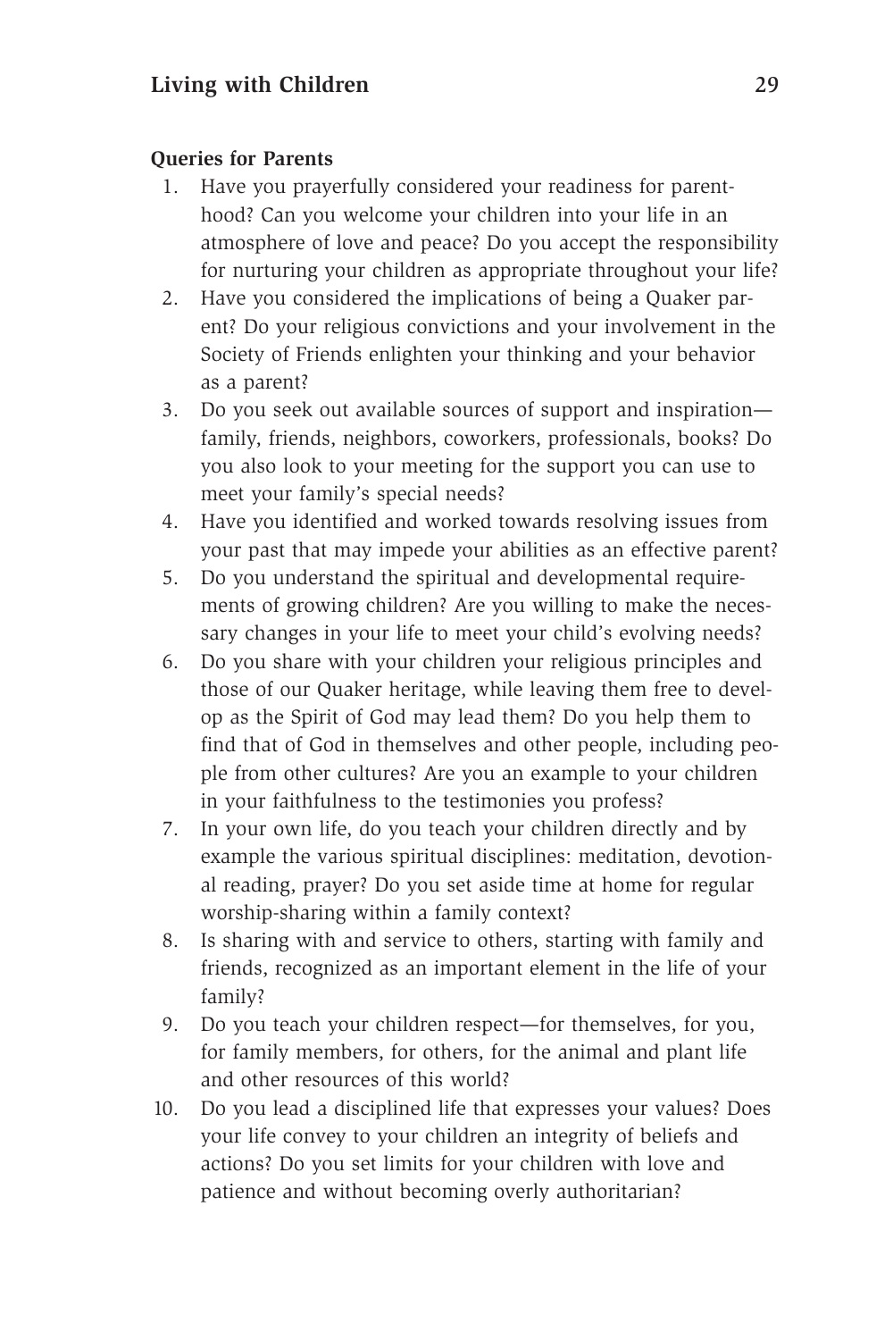**Queries for Parents**

1. Have you prayerfully considered your readiness for parenthood? Can you welcome your children into your life in an atmosphere of love and peace? Do you accept the responsibility for nurturing your children as appropriate throughout your life?
2. Have you considered the implications of being a Quaker parent? Do your religious convictions and your involvement in the Society of Friends enlighten your thinking and your behavior as a parent?
3. Do you seek out available sources of support and inspiration—family, friends, neighbors, coworkers, professionals, books? Do you also look to your meeting for the support you can use to meet your family's special needs?
4. Have you identified and worked towards resolving issues from your past that may impede your abilities as an effective parent?
5. Do you understand the spiritual and developmental requirements of growing children? Are you willing to make the necessary changes in your life to meet your child's evolving needs?
6. Do you share with your children your religious principles and those of our Quaker heritage, while leaving them free to develop as the Spirit of God may lead them? Do you help them to find that of God in themselves and other people, including people from other cultures? Are you an example to your children in your faithfulness to the testimonies you profess?
7. In your own life, do you teach your children directly and by example the various spiritual disciplines: meditation, devotional reading, prayer? Do you set aside time at home for regular worship-sharing within a family context?
8. Is sharing with and service to others, starting with family and friends, recognized as an important element in the life of your family?
9. Do you teach your children respect—for themselves, for you, for family members, for others, for the animal and plant life and other resources of this world?
10. Do you lead a disciplined life that expresses your values? Does your life convey to your children an integrity of beliefs and actions? Do you set limits for your children with love and patience and without becoming overly authoritarian?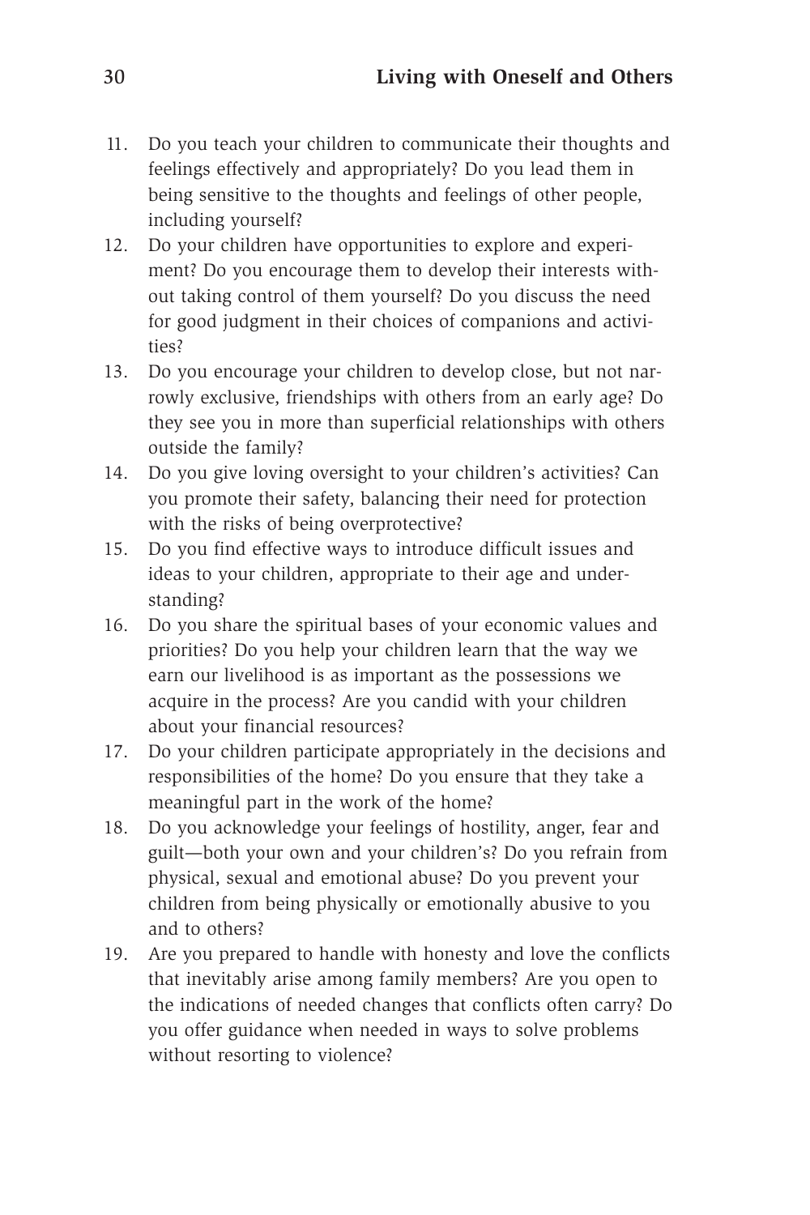11. Do you teach your children to communicate their thoughts and feelings effectively and appropriately? Do you lead them in being sensitive to the thoughts and feelings of other people, including yourself?
12. Do your children have opportunities to explore and experiment? Do you encourage them to develop their interests without taking control of them yourself? Do you discuss the need for good judgment in their choices of companions and activities?
13. Do you encourage your children to develop close, but not narrowly exclusive, friendships with others from an early age? Do they see you in more than superficial relationships with others outside the family?
14. Do you give loving oversight to your children's activities? Can you promote their safety, balancing their need for protection with the risks of being overprotective?
15. Do you find effective ways to introduce difficult issues and ideas to your children, appropriate to their age and understanding?
16. Do you share the spiritual bases of your economic values and priorities? Do you help your children learn that the way we earn our livelihood is as important as the possessions we acquire in the process? Are you candid with your children about your financial resources?
17. Do your children participate appropriately in the decisions and responsibilities of the home? Do you ensure that they take a meaningful part in the work of the home?
18. Do you acknowledge your feelings of hostility, anger, fear and guilt—both your own and your children's? Do you refrain from physical, sexual and emotional abuse? Do you prevent your children from being physically or emotionally abusive to you and to others?
19. Are you prepared to handle with honesty and love the conflicts that inevitably arise among family members? Are you open to the indications of needed changes that conflicts often carry? Do you offer guidance when needed in ways to solve problems without resorting to violence?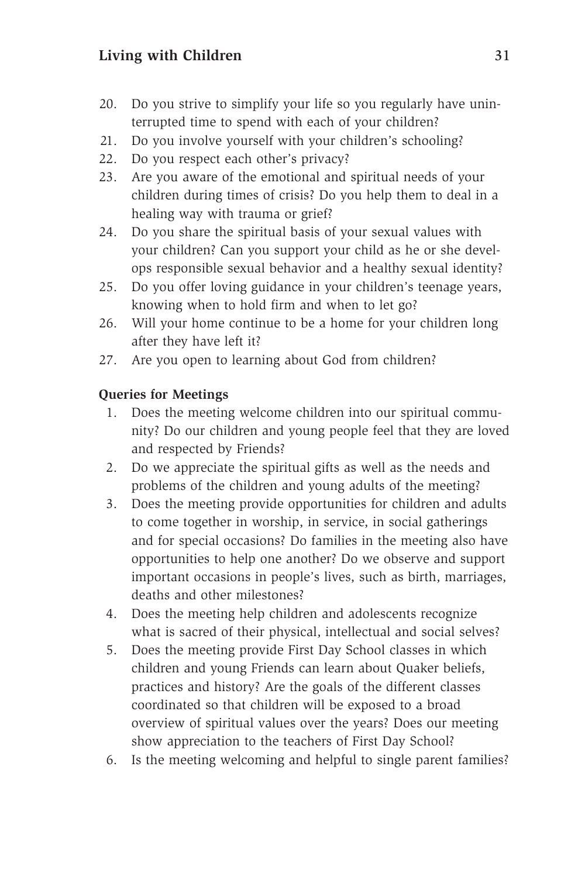20. Do you strive to simplify your life so you regularly have uninterrupted time to spend with each of your children?
21. Do you involve yourself with your children's schooling?
22. Do you respect each other's privacy?
23. Are you aware of the emotional and spiritual needs of your children during times of crisis? Do you help them to deal in a healing way with trauma or grief?
24. Do you share the spiritual basis of your sexual values with your children? Can you support your child as he or she develops responsible sexual behavior and a healthy sexual identity?
25. Do you offer loving guidance in your children's teenage years, knowing when to hold firm and when to let go?
26. Will your home continue to be a home for your children long after they have left it?
27. Are you open to learning about God from children?

**Queries for Meetings**

1. Does the meeting welcome children into our spiritual community? Do our children and young people feel that they are loved and respected by Friends?
2. Do we appreciate the spiritual gifts as well as the needs and problems of the children and young adults of the meeting?
3. Does the meeting provide opportunities for children and adults to come together in worship, in service, in social gatherings and for special occasions? Do families in the meeting also have opportunities to help one another? Do we observe and support important occasions in people's lives, such as birth, marriages, deaths and other milestones?
4. Does the meeting help children and adolescents recognize what is sacred of their physical, intellectual and social selves?
5. Does the meeting provide First Day School classes in which children and young Friends can learn about Quaker beliefs, practices and history? Are the goals of the different classes coordinated so that children will be exposed to a broad overview of spiritual values over the years? Does our meeting show appreciation to the teachers of First Day School?
6. Is the meeting welcoming and helpful to single parent families?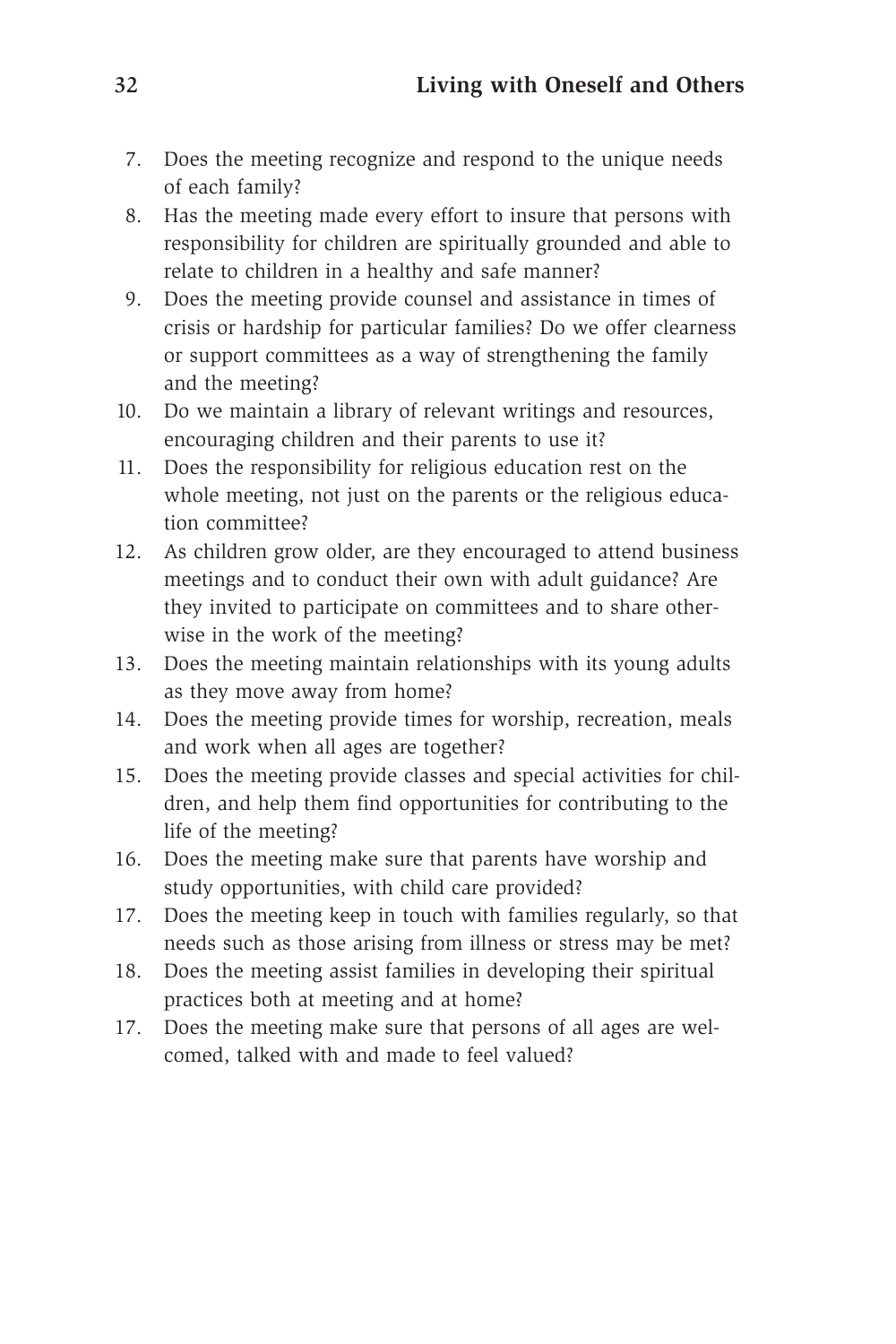7. Does the meeting recognize and respond to the unique needs of each family?
8. Has the meeting made every effort to insure that persons with responsibility for children are spiritually grounded and able to relate to children in a healthy and safe manner?
9. Does the meeting provide counsel and assistance in times of crisis or hardship for particular families? Do we offer clearness or support committees as a way of strengthening the family and the meeting?
10. Do we maintain a library of relevant writings and resources, encouraging children and their parents to use it?
11. Does the responsibility for religious education rest on the whole meeting, not just on the parents or the religious education committee?
12. As children grow older, are they encouraged to attend business meetings and to conduct their own with adult guidance? Are they invited to participate on committees and to share otherwise in the work of the meeting?
13. Does the meeting maintain relationships with its young adults as they move away from home?
14. Does the meeting provide times for worship, recreation, meals and work when all ages are together?
15. Does the meeting provide classes and special activities for children, and help them find opportunities for contributing to the life of the meeting?
16. Does the meeting make sure that parents have worship and study opportunities, with child care provided?
17. Does the meeting keep in touch with families regularly, so that needs such as those arising from illness or stress may be met?
18. Does the meeting assist families in developing their spiritual practices both at meeting and at home?

17\. Does the meeting make sure that persons of all ages are welcomed, talked with and made to feel valued?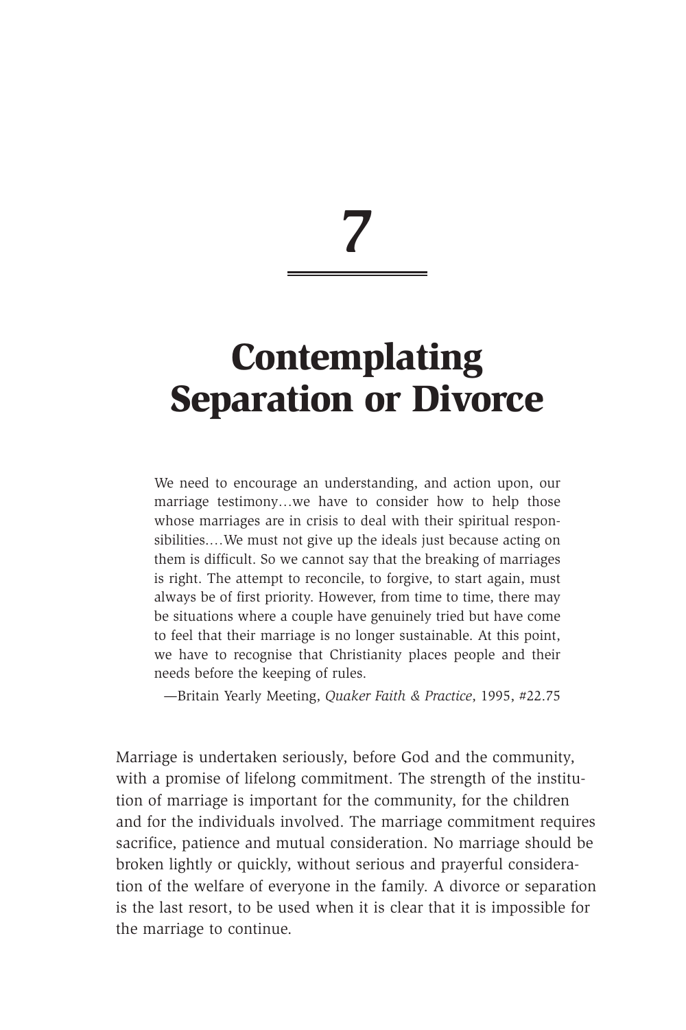# 7

# Contemplating Separation or Divorce

> We need to encourage an understanding, and action upon, our marriage testimony…we have to consider how to help those whose marriages are in crisis to deal with their spiritual responsibilities.…We must not give up the ideals just because acting on them is difficult. So we cannot say that the breaking of marriages is right. The attempt to reconcile, to forgive, to start again, must always be of first priority. However, from time to time, there may be situations where a couple have genuinely tried but have come to feel that their marriage is no longer sustainable. At this point, we have to recognise that Christianity places people and their needs before the keeping of rules.
>
> —Britain Yearly Meeting, *Quaker Faith & Practice*, 1995, #22.75

Marriage is undertaken seriously, before God and the community, with a promise of lifelong commitment. The strength of the institution of marriage is important for the community, for the children and for the individuals involved. The marriage commitment requires sacrifice, patience and mutual consideration. No marriage should be broken lightly or quickly, without serious and prayerful consideration of the welfare of everyone in the family. A divorce or separation is the last resort, to be used when it is clear that it is impossible for the marriage to continue.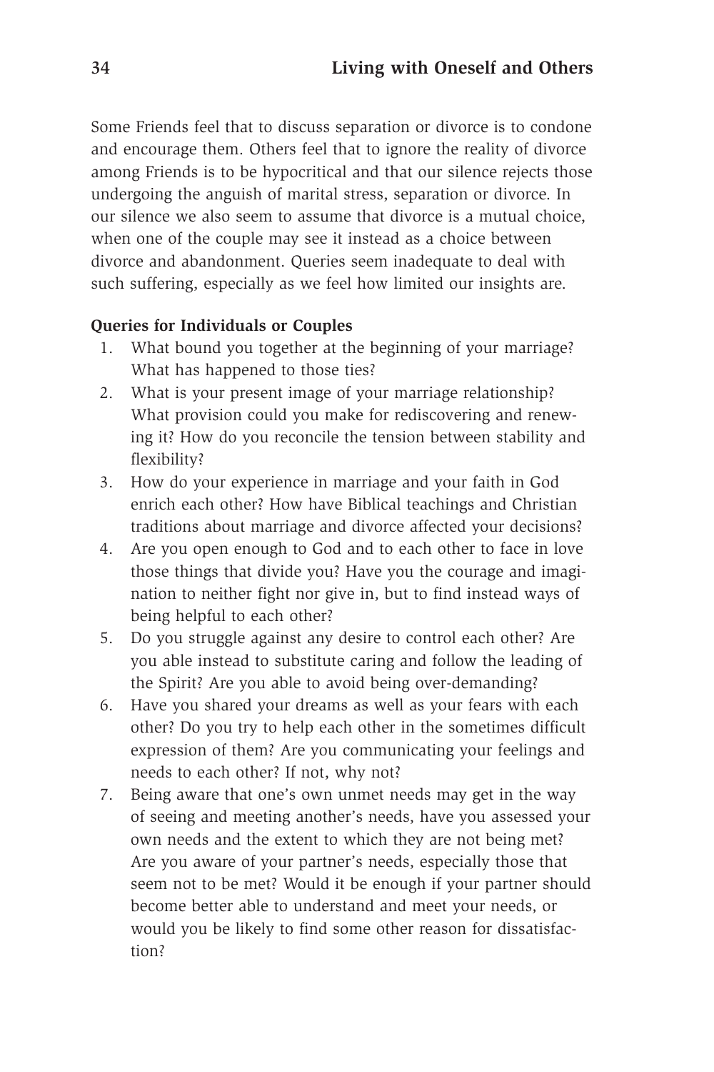Some Friends feel that to discuss separation or divorce is to condone and encourage them. Others feel that to ignore the reality of divorce among Friends is to be hypocritical and that our silence rejects those undergoing the anguish of marital stress, separation or divorce. In our silence we also seem to assume that divorce is a mutual choice, when one of the couple may see it instead as a choice between divorce and abandonment. Queries seem inadequate to deal with such suffering, especially as we feel how limited our insights are.

**Queries for Individuals or Couples**

1. What bound you together at the beginning of your marriage? What has happened to those ties?
2. What is your present image of your marriage relationship? What provision could you make for rediscovering and renewing it? How do you reconcile the tension between stability and flexibility?
3. How do your experience in marriage and your faith in God enrich each other? How have Biblical teachings and Christian traditions about marriage and divorce affected your decisions?
4. Are you open enough to God and to each other to face in love those things that divide you? Have you the courage and imagination to neither fight nor give in, but to find instead ways of being helpful to each other?
5. Do you struggle against any desire to control each other? Are you able instead to substitute caring and follow the leading of the Spirit? Are you able to avoid being over-demanding?
6. Have you shared your dreams as well as your fears with each other? Do you try to help each other in the sometimes difficult expression of them? Are you communicating your feelings and needs to each other? If not, why not?
7. Being aware that one's own unmet needs may get in the way of seeing and meeting another's needs, have you assessed your own needs and the extent to which they are not being met? Are you aware of your partner's needs, especially those that seem not to be met? Would it be enough if your partner should become better able to understand and meet your needs, or would you be likely to find some other reason for dissatisfaction?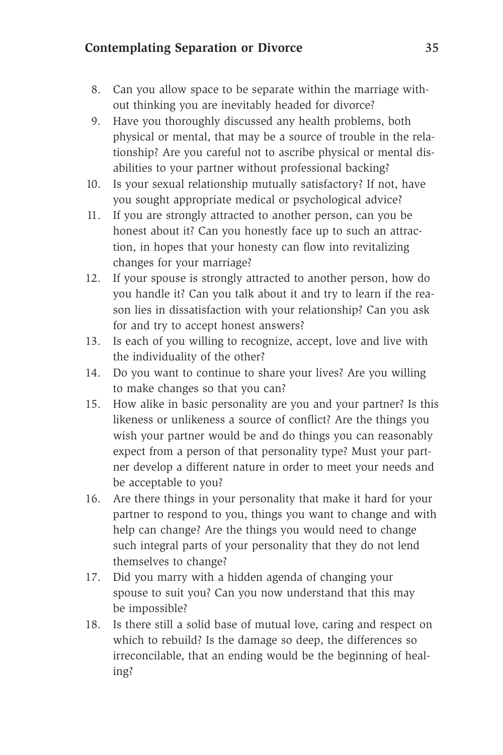8. Can you allow space to be separate within the marriage without thinking you are inevitably headed for divorce?
9. Have you thoroughly discussed any health problems, both physical or mental, that may be a source of trouble in the relationship? Are you careful not to ascribe physical or mental disabilities to your partner without professional backing?
10. Is your sexual relationship mutually satisfactory? If not, have you sought appropriate medical or psychological advice?
11. If you are strongly attracted to another person, can you be honest about it? Can you honestly face up to such an attraction, in hopes that your honesty can flow into revitalizing changes for your marriage?
12. If your spouse is strongly attracted to another person, how do you handle it? Can you talk about it and try to learn if the reason lies in dissatisfaction with your relationship? Can you ask for and try to accept honest answers?
13. Is each of you willing to recognize, accept, love and live with the individuality of the other?
14. Do you want to continue to share your lives? Are you willing to make changes so that you can?
15. How alike in basic personality are you and your partner? Is this likeness or unlikeness a source of conflict? Are the things you wish your partner would be and do things you can reasonably expect from a person of that personality type? Must your partner develop a different nature in order to meet your needs and be acceptable to you?
16. Are there things in your personality that make it hard for your partner to respond to you, things you want to change and with help can change? Are the things you would need to change such integral parts of your personality that they do not lend themselves to change?
17. Did you marry with a hidden agenda of changing your spouse to suit you? Can you now understand that this may be impossible?
18. Is there still a solid base of mutual love, caring and respect on which to rebuild? Is the damage so deep, the differences so irreconcilable, that an ending would be the beginning of healing?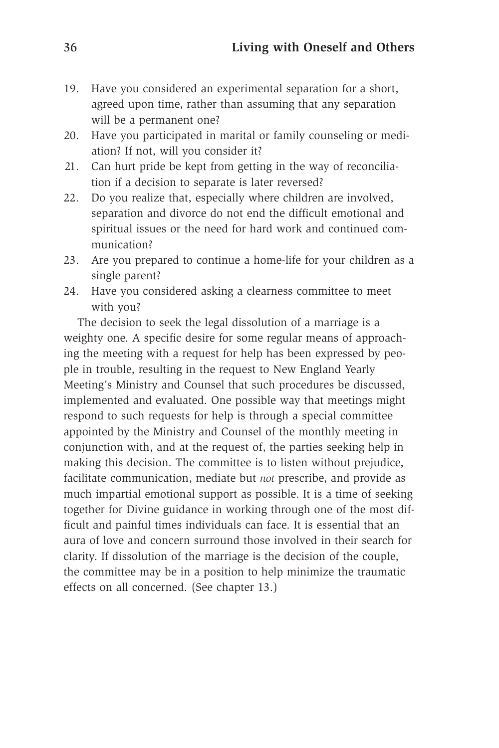19. Have you considered an experimental separation for a short, agreed upon time, rather than assuming that any separation will be a permanent one?
20. Have you participated in marital or family counseling or mediation? If not, will you consider it?
21. Can hurt pride be kept from getting in the way of reconciliation if a decision to separate is later reversed?
22. Do you realize that, especially where children are involved, separation and divorce do not end the difficult emotional and spiritual issues or the need for hard work and continued communication?
23. Are you prepared to continue a home-life for your children as a single parent?
24. Have you considered asking a clearness committee to meet with you?

The decision to seek the legal dissolution of a marriage is a weighty one. A specific desire for some regular means of approaching the meeting with a request for help has been expressed by people in trouble, resulting in the request to New England Yearly Meeting's Ministry and Counsel that such procedures be discussed, implemented and evaluated. One possible way that meetings might respond to such requests for help is through a special committee appointed by the Ministry and Counsel of the monthly meeting in conjunction with, and at the request of, the parties seeking help in making this decision. The committee is to listen without prejudice, facilitate communication, mediate but *not* prescribe, and provide as much impartial emotional support as possible. It is a time of seeking together for Divine guidance in working through one of the most difficult and painful times individuals can face. It is essential that an aura of love and concern surround those involved in their search for clarity. If dissolution of the marriage is the decision of the couple, the committee may be in a position to help minimize the traumatic effects on all concerned. (See chapter 13.)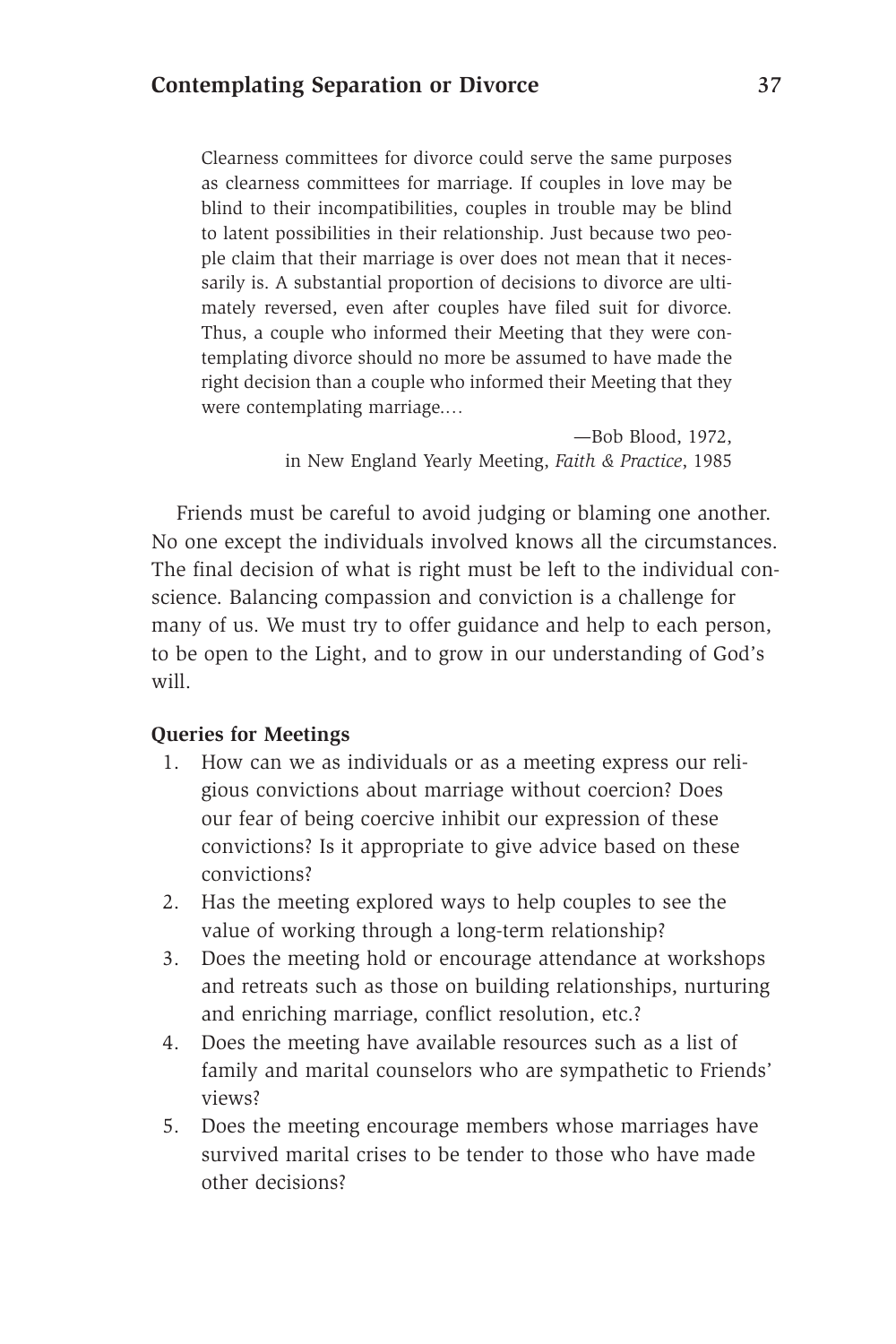> Clearness committees for divorce could serve the same purposes as clearness committees for marriage. If couples in love may be blind to their incompatibilities, couples in trouble may be blind to latent possibilities in their relationship. Just because two people claim that their marriage is over does not mean that it necessarily is. A substantial proportion of decisions to divorce are ultimately reversed, even after couples have filed suit for divorce. Thus, a couple who informed their Meeting that they were contemplating divorce should no more be assumed to have made the right decision than a couple who informed their Meeting that they were contemplating marriage.…
>
> —Bob Blood, 1972,
> in New England Yearly Meeting, *Faith & Practice*, 1985

Friends must be careful to avoid judging or blaming one another. No one except the individuals involved knows all the circumstances. The final decision of what is right must be left to the individual conscience. Balancing compassion and conviction is a challenge for many of us. We must try to offer guidance and help to each person, to be open to the Light, and to grow in our understanding of God's will.

**Queries for Meetings**

1. How can we as individuals or as a meeting express our religious convictions about marriage without coercion? Does our fear of being coercive inhibit our expression of these convictions? Is it appropriate to give advice based on these convictions?
2. Has the meeting explored ways to help couples to see the value of working through a long-term relationship?
3. Does the meeting hold or encourage attendance at workshops and retreats such as those on building relationships, nurturing and enriching marriage, conflict resolution, etc.?
4. Does the meeting have available resources such as a list of family and marital counselors who are sympathetic to Friends' views?
5. Does the meeting encourage members whose marriages have survived marital crises to be tender to those who have made other decisions?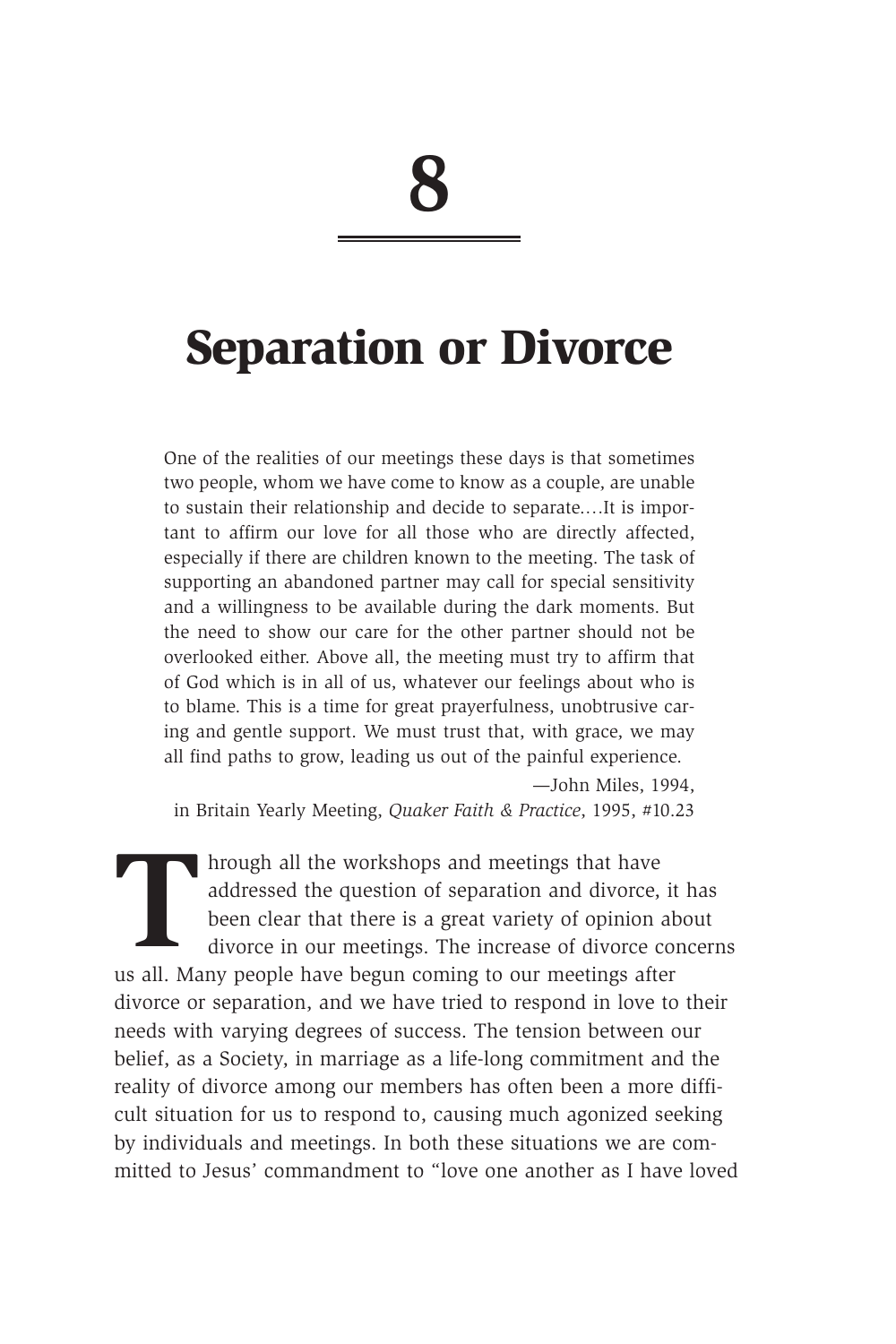# 8

# Separation or Divorce

> One of the realities of our meetings these days is that sometimes two people, whom we have come to know as a couple, are unable to sustain their relationship and decide to separate.…It is important to affirm our love for all those who are directly affected, especially if there are children known to the meeting. The task of supporting an abandoned partner may call for special sensitivity and a willingness to be available during the dark moments. But the need to show our care for the other partner should not be overlooked either. Above all, the meeting must try to affirm that of God which is in all of us, whatever our feelings about who is to blame. This is a time for great prayerfulness, unobtrusive caring and gentle support. We must trust that, with grace, we may all find paths to grow, leading us out of the painful experience.
>
> —John Miles, 1994,
> in Britain Yearly Meeting, *Quaker Faith & Practice*, 1995, #10.23

Through all the workshops and meetings that have addressed the question of separation and divorce, it has been clear that there is a great variety of opinion about divorce in our meetings. The increase of divorce concerns us all. Many people have begun coming to our meetings after divorce or separation, and we have tried to respond in love to their needs with varying degrees of success. The tension between our belief, as a Society, in marriage as a life-long commitment and the reality of divorce among our members has often been a more difficult situation for us to respond to, causing much agonized seeking by individuals and meetings. In both these situations we are committed to Jesus' commandment to "love one another as I have loved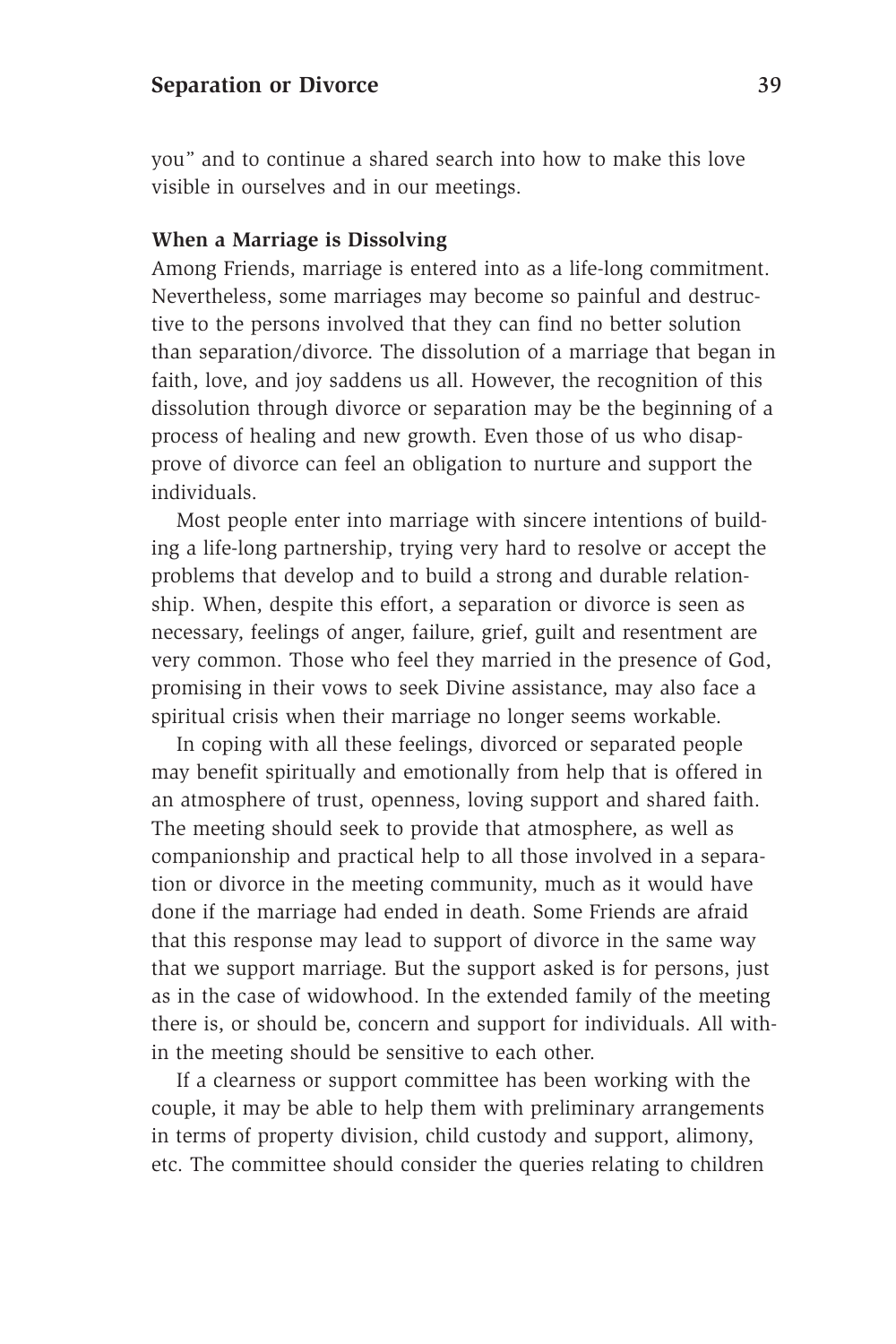you" and to continue a shared search into how to make this love visible in ourselves and in our meetings.

**When a Marriage is Dissolving**

Among Friends, marriage is entered into as a life-long commitment. Nevertheless, some marriages may become so painful and destructive to the persons involved that they can find no better solution than separation/divorce. The dissolution of a marriage that began in faith, love, and joy saddens us all. However, the recognition of this dissolution through divorce or separation may be the beginning of a process of healing and new growth. Even those of us who disapprove of divorce can feel an obligation to nurture and support the individuals.

Most people enter into marriage with sincere intentions of building a life-long partnership, trying very hard to resolve or accept the problems that develop and to build a strong and durable relationship. When, despite this effort, a separation or divorce is seen as necessary, feelings of anger, failure, grief, guilt and resentment are very common. Those who feel they married in the presence of God, promising in their vows to seek Divine assistance, may also face a spiritual crisis when their marriage no longer seems workable.

In coping with all these feelings, divorced or separated people may benefit spiritually and emotionally from help that is offered in an atmosphere of trust, openness, loving support and shared faith. The meeting should seek to provide that atmosphere, as well as companionship and practical help to all those involved in a separation or divorce in the meeting community, much as it would have done if the marriage had ended in death. Some Friends are afraid that this response may lead to support of divorce in the same way that we support marriage. But the support asked is for persons, just as in the case of widowhood. In the extended family of the meeting there is, or should be, concern and support for individuals. All within the meeting should be sensitive to each other.

If a clearness or support committee has been working with the couple, it may be able to help them with preliminary arrangements in terms of property division, child custody and support, alimony, etc. The committee should consider the queries relating to children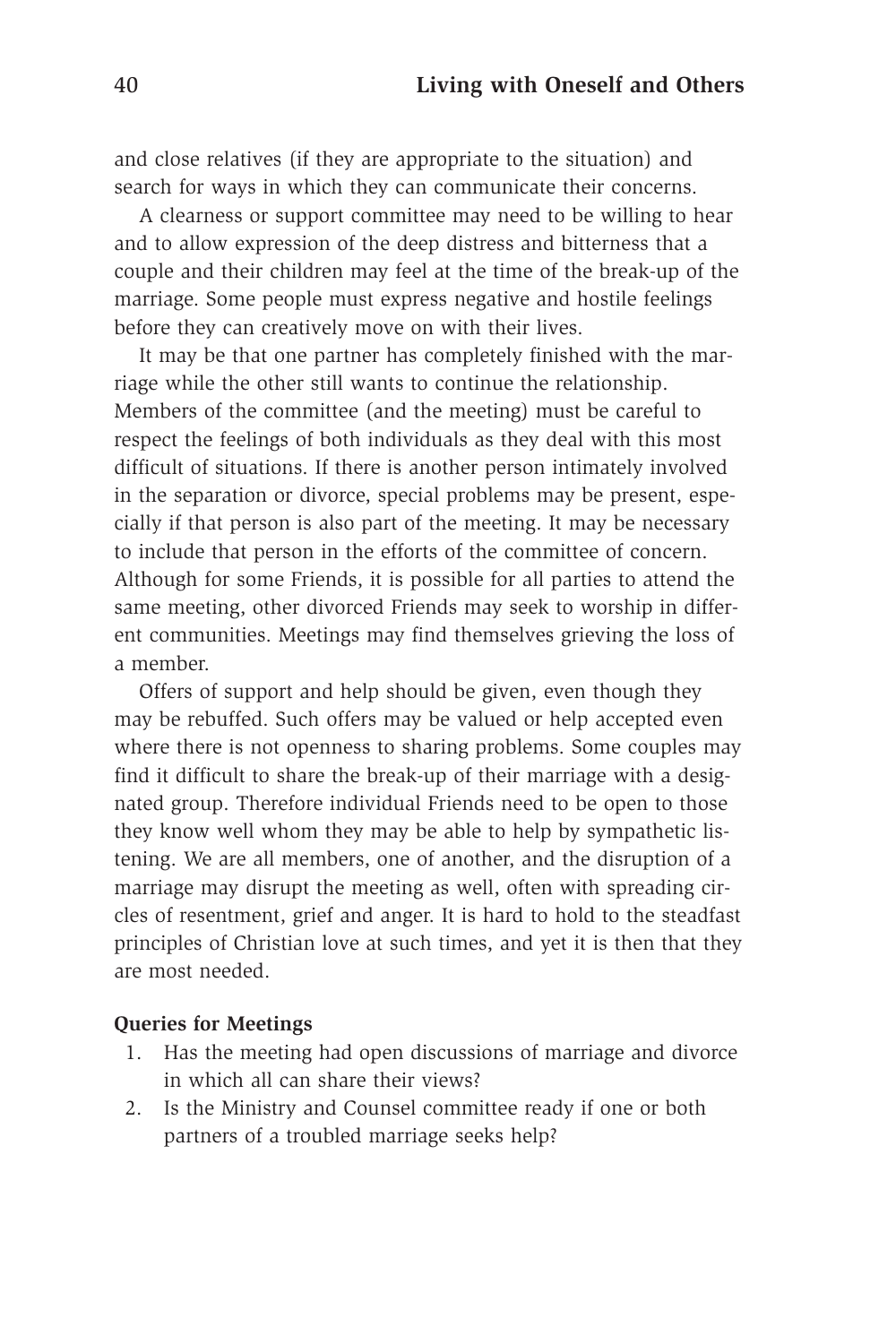and close relatives (if they are appropriate to the situation) and search for ways in which they can communicate their concerns.

A clearness or support committee may need to be willing to hear and to allow expression of the deep distress and bitterness that a couple and their children may feel at the time of the break-up of the marriage. Some people must express negative and hostile feelings before they can creatively move on with their lives.

It may be that one partner has completely finished with the marriage while the other still wants to continue the relationship. Members of the committee (and the meeting) must be careful to respect the feelings of both individuals as they deal with this most difficult of situations. If there is another person intimately involved in the separation or divorce, special problems may be present, especially if that person is also part of the meeting. It may be necessary to include that person in the efforts of the committee of concern. Although for some Friends, it is possible for all parties to attend the same meeting, other divorced Friends may seek to worship in different communities. Meetings may find themselves grieving the loss of a member.

Offers of support and help should be given, even though they may be rebuffed. Such offers may be valued or help accepted even where there is not openness to sharing problems. Some couples may find it difficult to share the break-up of their marriage with a designated group. Therefore individual Friends need to be open to those they know well whom they may be able to help by sympathetic listening. We are all members, one of another, and the disruption of a marriage may disrupt the meeting as well, often with spreading circles of resentment, grief and anger. It is hard to hold to the steadfast principles of Christian love at such times, and yet it is then that they are most needed.

**Queries for Meetings**

1. Has the meeting had open discussions of marriage and divorce in which all can share their views?
2. Is the Ministry and Counsel committee ready if one or both partners of a troubled marriage seeks help?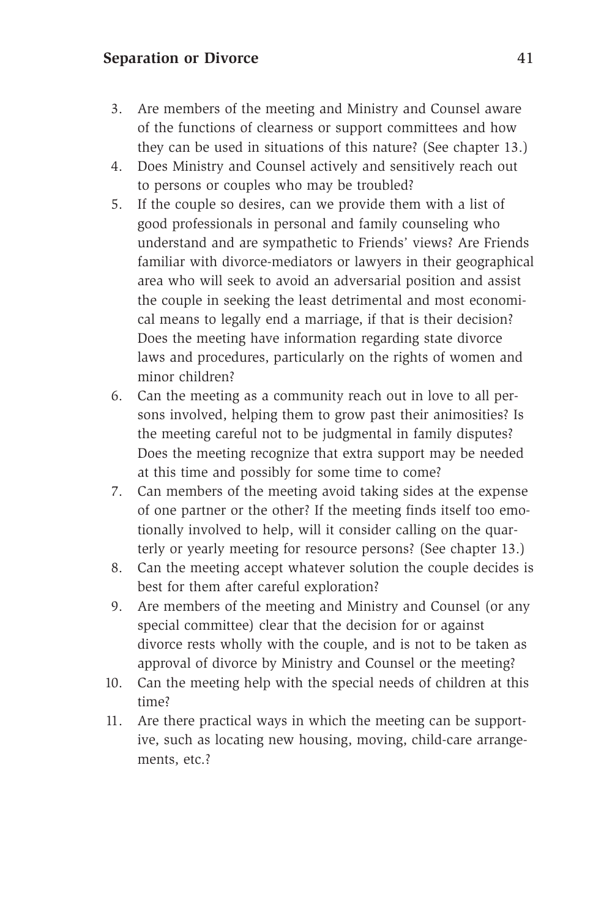3. Are members of the meeting and Ministry and Counsel aware of the functions of clearness or support committees and how they can be used in situations of this nature? (See chapter 13.)
4. Does Ministry and Counsel actively and sensitively reach out to persons or couples who may be troubled?
5. If the couple so desires, can we provide them with a list of good professionals in personal and family counseling who understand and are sympathetic to Friends' views? Are Friends familiar with divorce-mediators or lawyers in their geographical area who will seek to avoid an adversarial position and assist the couple in seeking the least detrimental and most economical means to legally end a marriage, if that is their decision? Does the meeting have information regarding state divorce laws and procedures, particularly on the rights of women and minor children?
6. Can the meeting as a community reach out in love to all persons involved, helping them to grow past their animosities? Is the meeting careful not to be judgmental in family disputes? Does the meeting recognize that extra support may be needed at this time and possibly for some time to come?
7. Can members of the meeting avoid taking sides at the expense of one partner or the other? If the meeting finds itself too emotionally involved to help, will it consider calling on the quarterly or yearly meeting for resource persons? (See chapter 13.)
8. Can the meeting accept whatever solution the couple decides is best for them after careful exploration?
9. Are members of the meeting and Ministry and Counsel (or any special committee) clear that the decision for or against divorce rests wholly with the couple, and is not to be taken as approval of divorce by Ministry and Counsel or the meeting?
10. Can the meeting help with the special needs of children at this time?
11. Are there practical ways in which the meeting can be supportive, such as locating new housing, moving, child-care arrangements, etc.?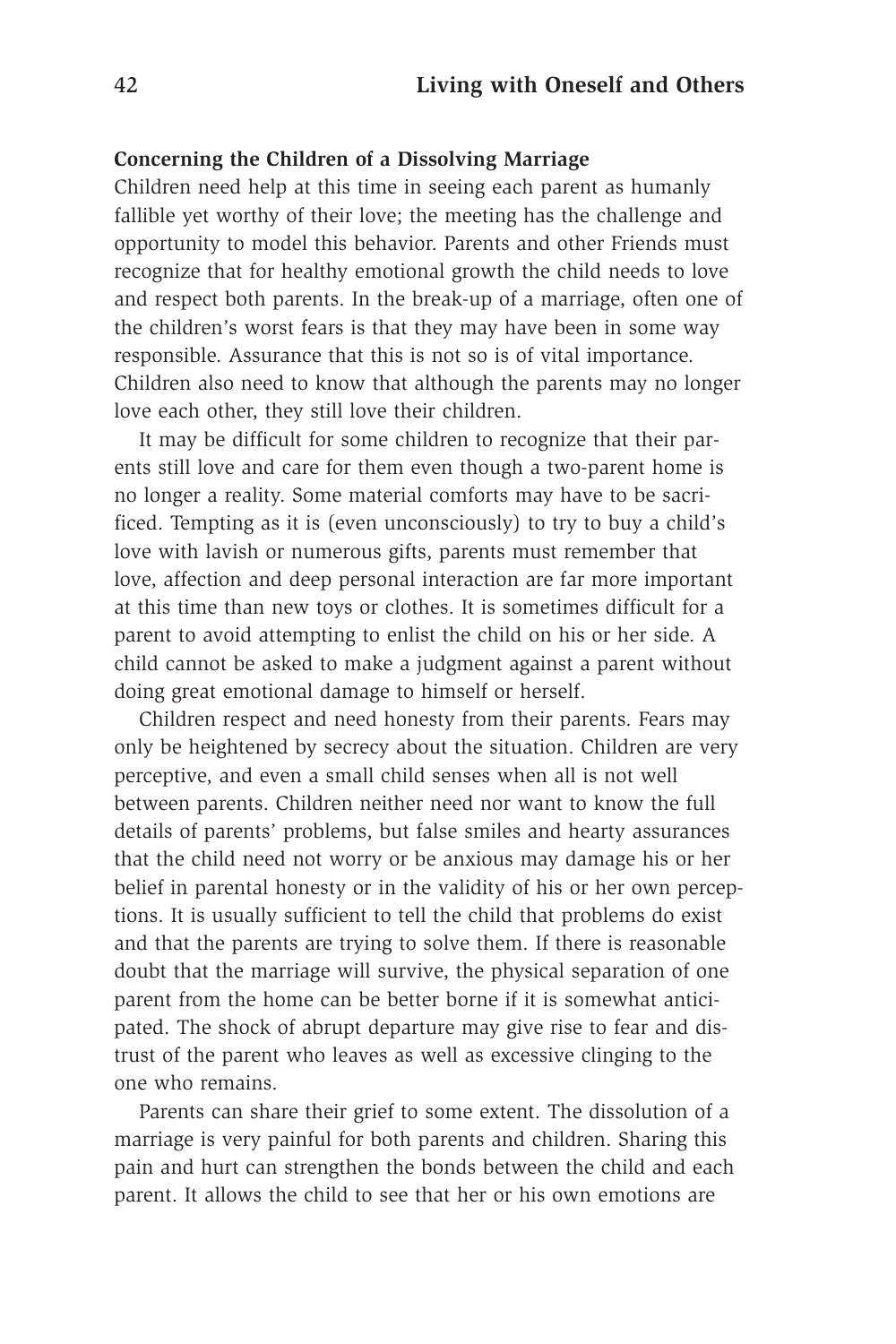### Concerning the Children of a Dissolving Marriage

Children need help at this time in seeing each parent as humanly fallible yet worthy of their love; the meeting has the challenge and opportunity to model this behavior. Parents and other Friends must recognize that for healthy emotional growth the child needs to love and respect both parents. In the break-up of a marriage, often one of the children's worst fears is that they may have been in some way responsible. Assurance that this is not so is of vital importance. Children also need to know that although the parents may no longer love each other, they still love their children.

It may be difficult for some children to recognize that their parents still love and care for them even though a two-parent home is no longer a reality. Some material comforts may have to be sacrificed. Tempting as it is (even unconsciously) to try to buy a child's love with lavish or numerous gifts, parents must remember that love, affection and deep personal interaction are far more important at this time than new toys or clothes. It is sometimes difficult for a parent to avoid attempting to enlist the child on his or her side. A child cannot be asked to make a judgment against a parent without doing great emotional damage to himself or herself.

Children respect and need honesty from their parents. Fears may only be heightened by secrecy about the situation. Children are very perceptive, and even a small child senses when all is not well between parents. Children neither need nor want to know the full details of parents' problems, but false smiles and hearty assurances that the child need not worry or be anxious may damage his or her belief in parental honesty or in the validity of his or her own perceptions. It is usually sufficient to tell the child that problems do exist and that the parents are trying to solve them. If there is reasonable doubt that the marriage will survive, the physical separation of one parent from the home can be better borne if it is somewhat anticipated. The shock of abrupt departure may give rise to fear and distrust of the parent who leaves as well as excessive clinging to the one who remains.

Parents can share their grief to some extent. The dissolution of a marriage is very painful for both parents and children. Sharing this pain and hurt can strengthen the bonds between the child and each parent. It allows the child to see that her or his own emotions are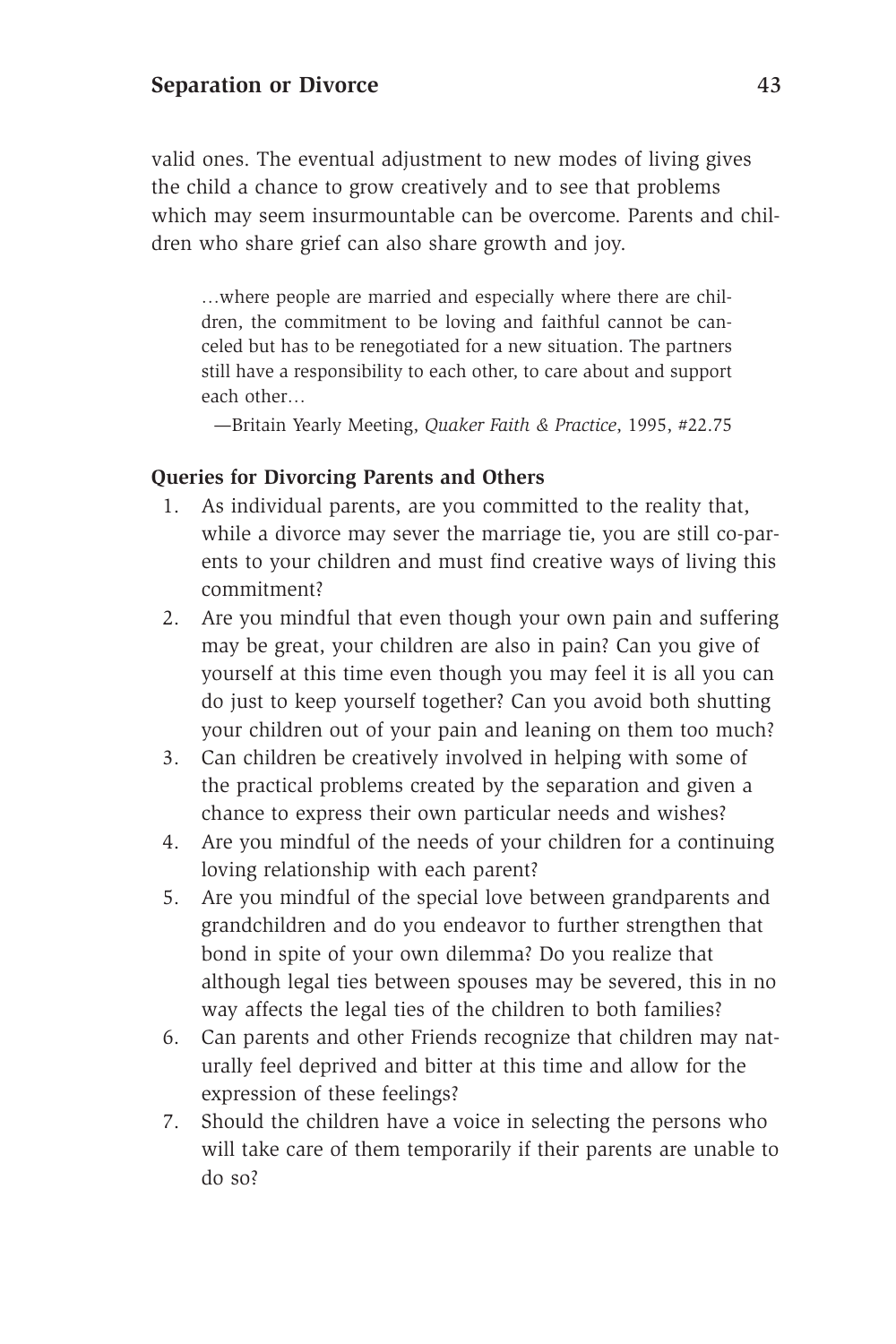valid ones. The eventual adjustment to new modes of living gives the child a chance to grow creatively and to see that problems which may seem insurmountable can be overcome. Parents and children who share grief can also share growth and joy.

> …where people are married and especially where there are children, the commitment to be loving and faithful cannot be canceled but has to be renegotiated for a new situation. The partners still have a responsibility to each other, to care about and support each other…
>
> —Britain Yearly Meeting, *Quaker Faith & Practice*, 1995, #22.75

**Queries for Divorcing Parents and Others**

1. As individual parents, are you committed to the reality that, while a divorce may sever the marriage tie, you are still co-parents to your children and must find creative ways of living this commitment?
2. Are you mindful that even though your own pain and suffering may be great, your children are also in pain? Can you give of yourself at this time even though you may feel it is all you can do just to keep yourself together? Can you avoid both shutting your children out of your pain and leaning on them too much?
3. Can children be creatively involved in helping with some of the practical problems created by the separation and given a chance to express their own particular needs and wishes?
4. Are you mindful of the needs of your children for a continuing loving relationship with each parent?
5. Are you mindful of the special love between grandparents and grandchildren and do you endeavor to further strengthen that bond in spite of your own dilemma? Do you realize that although legal ties between spouses may be severed, this in no way affects the legal ties of the children to both families?
6. Can parents and other Friends recognize that children may naturally feel deprived and bitter at this time and allow for the expression of these feelings?
7. Should the children have a voice in selecting the persons who will take care of them temporarily if their parents are unable to do so?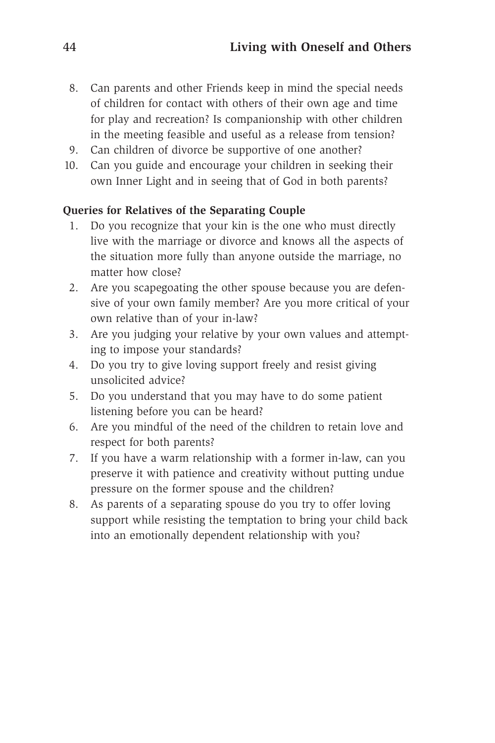8. Can parents and other Friends keep in mind the special needs of children for contact with others of their own age and time for play and recreation? Is companionship with other children in the meeting feasible and useful as a release from tension?
9. Can children of divorce be supportive of one another?
10. Can you guide and encourage your children in seeking their own Inner Light and in seeing that of God in both parents?

**Queries for Relatives of the Separating Couple**

1. Do you recognize that your kin is the one who must directly live with the marriage or divorce and knows all the aspects of the situation more fully than anyone outside the marriage, no matter how close?
2. Are you scapegoating the other spouse because you are defensive of your own family member? Are you more critical of your own relative than of your in-law?
3. Are you judging your relative by your own values and attempting to impose your standards?
4. Do you try to give loving support freely and resist giving unsolicited advice?
5. Do you understand that you may have to do some patient listening before you can be heard?
6. Are you mindful of the need of the children to retain love and respect for both parents?
7. If you have a warm relationship with a former in-law, can you preserve it with patience and creativity without putting undue pressure on the former spouse and the children?
8. As parents of a separating spouse do you try to offer loving support while resisting the temptation to bring your child back into an emotionally dependent relationship with you?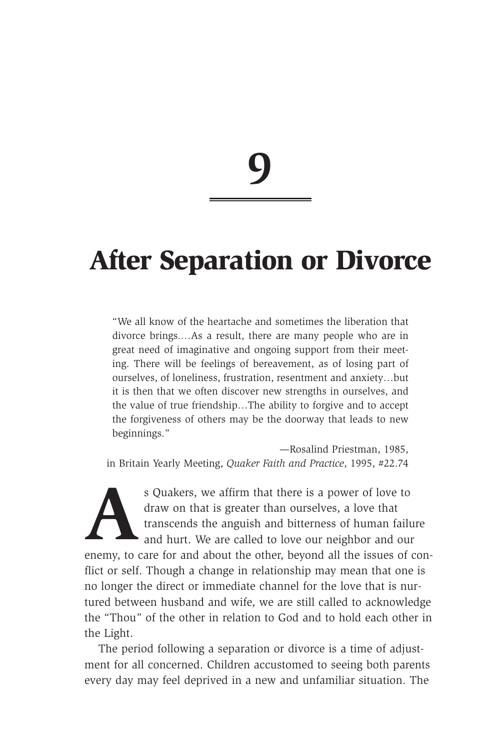# 9

# After Separation or Divorce

> "We all know of the heartache and sometimes the liberation that divorce brings.…As a result, there are many people who are in great need of imaginative and ongoing support from their meeting. There will be feelings of bereavement, as of losing part of ourselves, of loneliness, frustration, resentment and anxiety…but it is then that we often discover new strengths in ourselves, and the value of true friendship…The ability to forgive and to accept the forgiveness of others may be the doorway that leads to new beginnings."
>
> —Rosalind Priestman, 1985, in Britain Yearly Meeting, *Quaker Faith and Practice*, 1995, #22.74

As Quakers, we affirm that there is a power of love to draw on that is greater than ourselves, a love that transcends the anguish and bitterness of human failure and hurt. We are called to love our neighbor and our enemy, to care for and about the other, beyond all the issues of conflict or self. Though a change in relationship may mean that one is no longer the direct or immediate channel for the love that is nurtured between husband and wife, we are still called to acknowledge the "Thou" of the other in relation to God and to hold each other in the Light.

The period following a separation or divorce is a time of adjustment for all concerned. Children accustomed to seeing both parents every day may feel deprived in a new and unfamiliar situation. The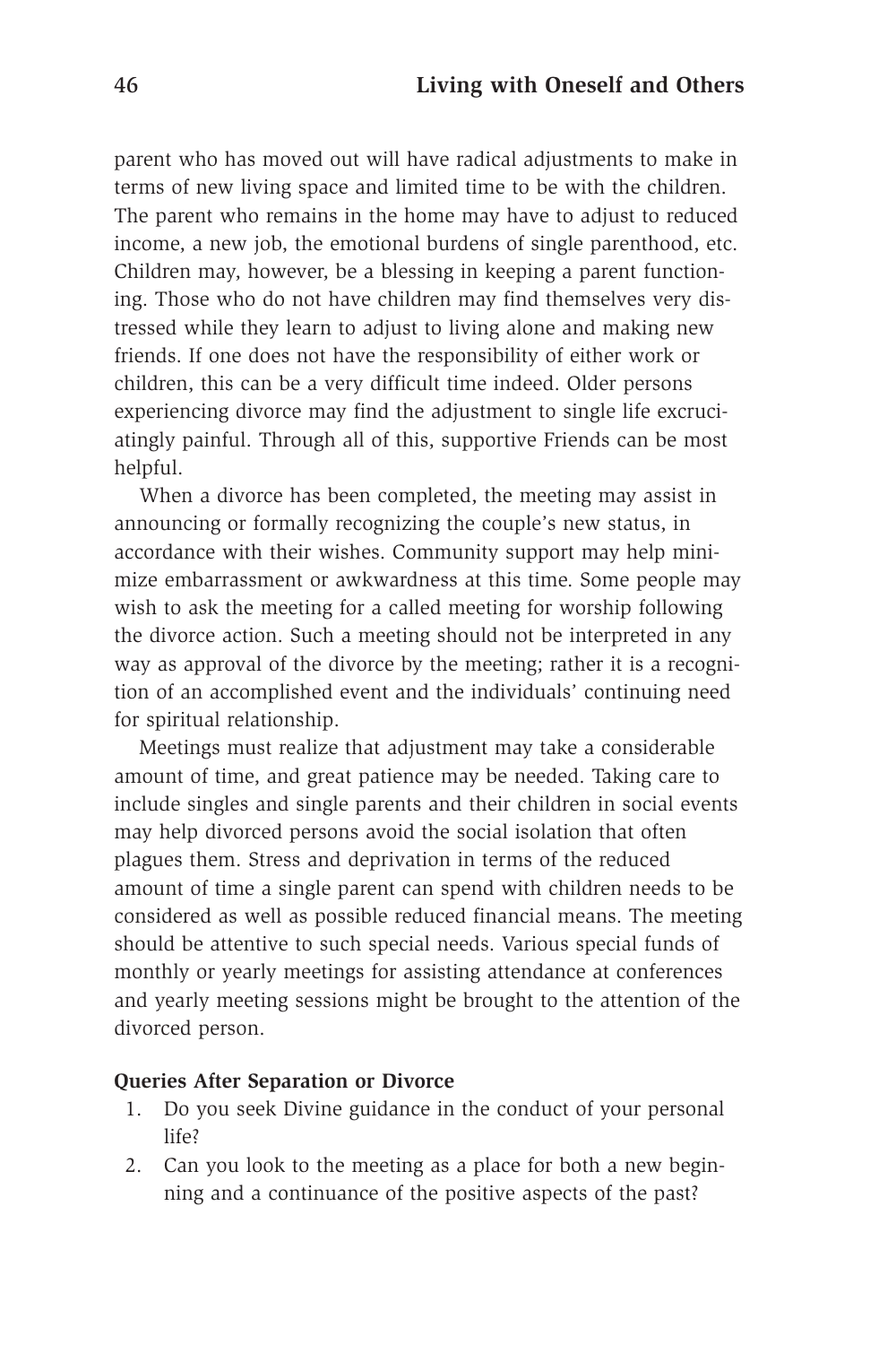parent who has moved out will have radical adjustments to make in terms of new living space and limited time to be with the children. The parent who remains in the home may have to adjust to reduced income, a new job, the emotional burdens of single parenthood, etc. Children may, however, be a blessing in keeping a parent functioning. Those who do not have children may find themselves very distressed while they learn to adjust to living alone and making new friends. If one does not have the responsibility of either work or children, this can be a very difficult time indeed. Older persons experiencing divorce may find the adjustment to single life excruciatingly painful. Through all of this, supportive Friends can be most helpful.

When a divorce has been completed, the meeting may assist in announcing or formally recognizing the couple's new status, in accordance with their wishes. Community support may help minimize embarrassment or awkwardness at this time. Some people may wish to ask the meeting for a called meeting for worship following the divorce action. Such a meeting should not be interpreted in any way as approval of the divorce by the meeting; rather it is a recognition of an accomplished event and the individuals' continuing need for spiritual relationship.

Meetings must realize that adjustment may take a considerable amount of time, and great patience may be needed. Taking care to include singles and single parents and their children in social events may help divorced persons avoid the social isolation that often plagues them. Stress and deprivation in terms of the reduced amount of time a single parent can spend with children needs to be considered as well as possible reduced financial means. The meeting should be attentive to such special needs. Various special funds of monthly or yearly meetings for assisting attendance at conferences and yearly meeting sessions might be brought to the attention of the divorced person.

**Queries After Separation or Divorce**

1. Do you seek Divine guidance in the conduct of your personal life?
2. Can you look to the meeting as a place for both a new beginning and a continuance of the positive aspects of the past?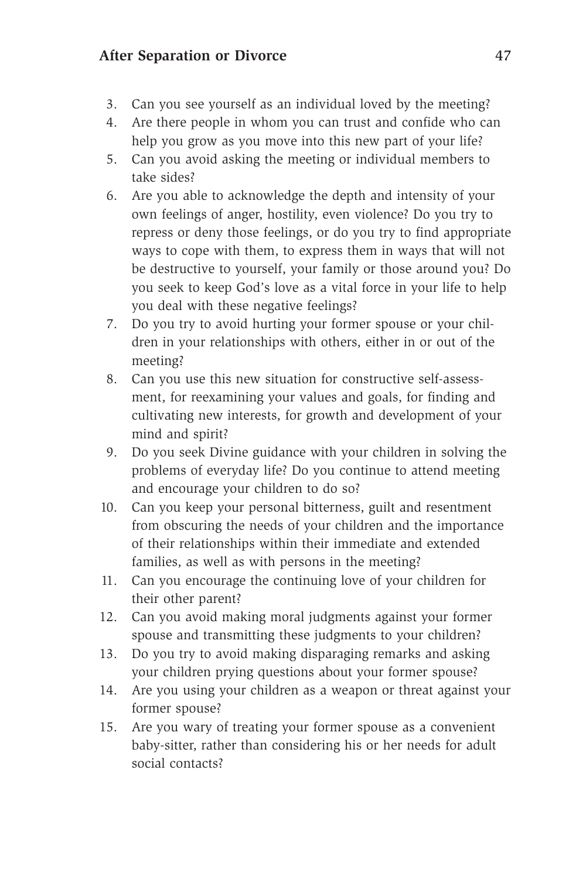3. Can you see yourself as an individual loved by the meeting?
4. Are there people in whom you can trust and confide who can help you grow as you move into this new part of your life?
5. Can you avoid asking the meeting or individual members to take sides?
6. Are you able to acknowledge the depth and intensity of your own feelings of anger, hostility, even violence? Do you try to repress or deny those feelings, or do you try to find appropriate ways to cope with them, to express them in ways that will not be destructive to yourself, your family or those around you? Do you seek to keep God's love as a vital force in your life to help you deal with these negative feelings?
7. Do you try to avoid hurting your former spouse or your children in your relationships with others, either in or out of the meeting?
8. Can you use this new situation for constructive self-assessment, for reexamining your values and goals, for finding and cultivating new interests, for growth and development of your mind and spirit?
9. Do you seek Divine guidance with your children in solving the problems of everyday life? Do you continue to attend meeting and encourage your children to do so?
10. Can you keep your personal bitterness, guilt and resentment from obscuring the needs of your children and the importance of their relationships within their immediate and extended families, as well as with persons in the meeting?
11. Can you encourage the continuing love of your children for their other parent?
12. Can you avoid making moral judgments against your former spouse and transmitting these judgments to your children?
13. Do you try to avoid making disparaging remarks and asking your children prying questions about your former spouse?
14. Are you using your children as a weapon or threat against your former spouse?
15. Are you wary of treating your former spouse as a convenient baby-sitter, rather than considering his or her needs for adult social contacts?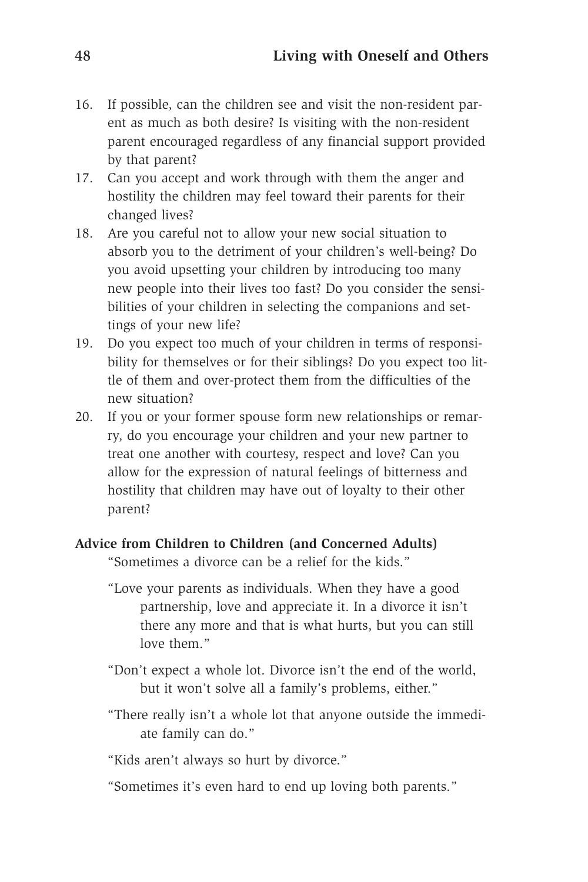16. If possible, can the children see and visit the non-resident parent as much as both desire? Is visiting with the non-resident parent encouraged regardless of any financial support provided by that parent?
17. Can you accept and work through with them the anger and hostility the children may feel toward their parents for their changed lives?
18. Are you careful not to allow your new social situation to absorb you to the detriment of your children's well-being? Do you avoid upsetting your children by introducing too many new people into their lives too fast? Do you consider the sensibilities of your children in selecting the companions and settings of your new life?
19. Do you expect too much of your children in terms of responsibility for themselves or for their siblings? Do you expect too little of them and over-protect them from the difficulties of the new situation?
20. If you or your former spouse form new relationships or remarry, do you encourage your children and your new partner to treat one another with courtesy, respect and love? Can you allow for the expression of natural feelings of bitterness and hostility that children may have out of loyalty to their other parent?

**Advice from Children to Children (and Concerned Adults)**

"Sometimes a divorce can be a relief for the kids."

"Love your parents as individuals. When they have a good partnership, love and appreciate it. In a divorce it isn't there any more and that is what hurts, but you can still love them."

"Don't expect a whole lot. Divorce isn't the end of the world, but it won't solve all a family's problems, either."

"There really isn't a whole lot that anyone outside the immediate family can do."

"Kids aren't always so hurt by divorce."

"Sometimes it's even hard to end up loving both parents."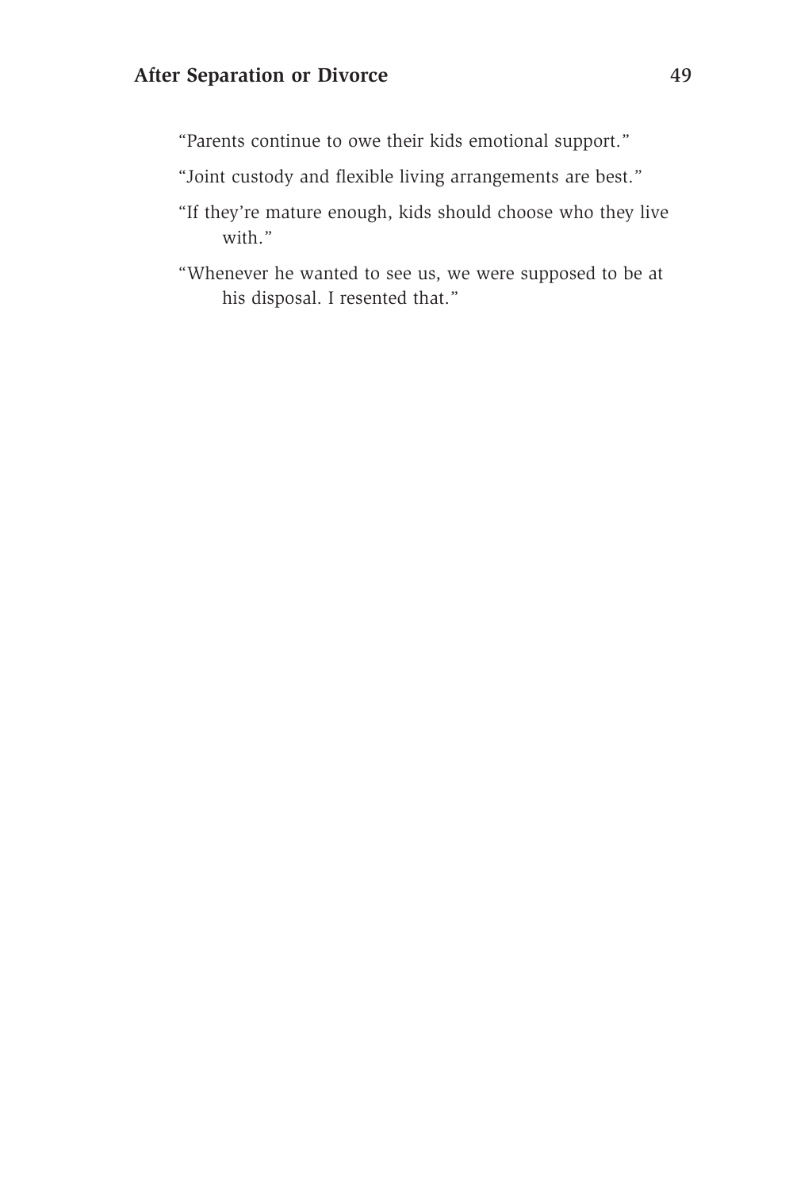"Parents continue to owe their kids emotional support."

"Joint custody and flexible living arrangements are best."

"If they're mature enough, kids should choose who they live with."

"Whenever he wanted to see us, we were supposed to be at his disposal. I resented that."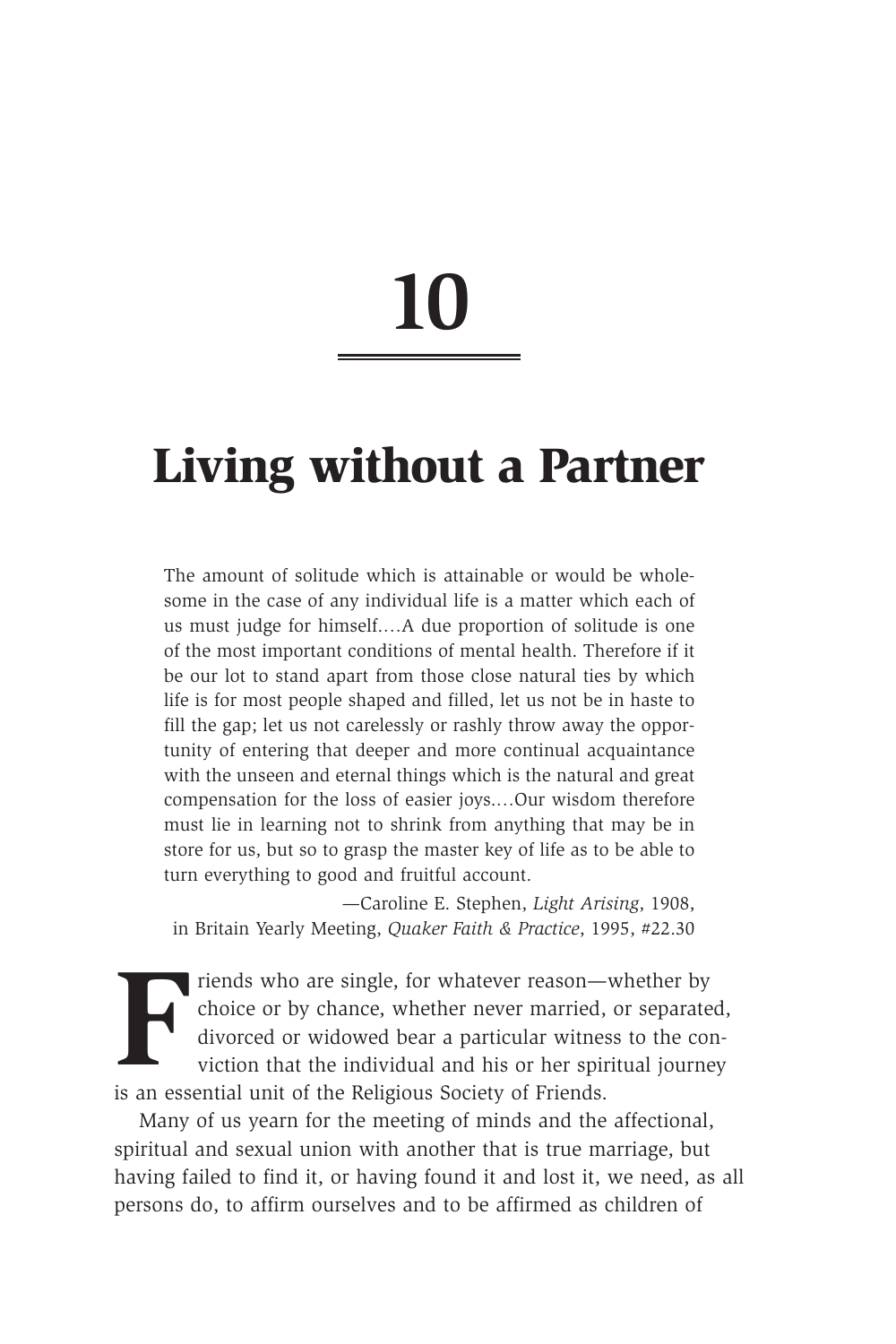# 10

# Living without a Partner

> The amount of solitude which is attainable or would be wholesome in the case of any individual life is a matter which each of us must judge for himself.…A due proportion of solitude is one of the most important conditions of mental health. Therefore if it be our lot to stand apart from those close natural ties by which life is for most people shaped and filled, let us not be in haste to fill the gap; let us not carelessly or rashly throw away the opportunity of entering that deeper and more continual acquaintance with the unseen and eternal things which is the natural and great compensation for the loss of easier joys.…Our wisdom therefore must lie in learning not to shrink from anything that may be in store for us, but so to grasp the master key of life as to be able to turn everything to good and fruitful account.
>
> —Caroline E. Stephen, *Light Arising*, 1908, in Britain Yearly Meeting, *Quaker Faith & Practice*, 1995, #22.30

Friends who are single, for whatever reason—whether by choice or by chance, whether never married, or separated, divorced or widowed bear a particular witness to the conviction that the individual and his or her spiritual journey is an essential unit of the Religious Society of Friends.

Many of us yearn for the meeting of minds and the affectional, spiritual and sexual union with another that is true marriage, but having failed to find it, or having found it and lost it, we need, as all persons do, to affirm ourselves and to be affirmed as children of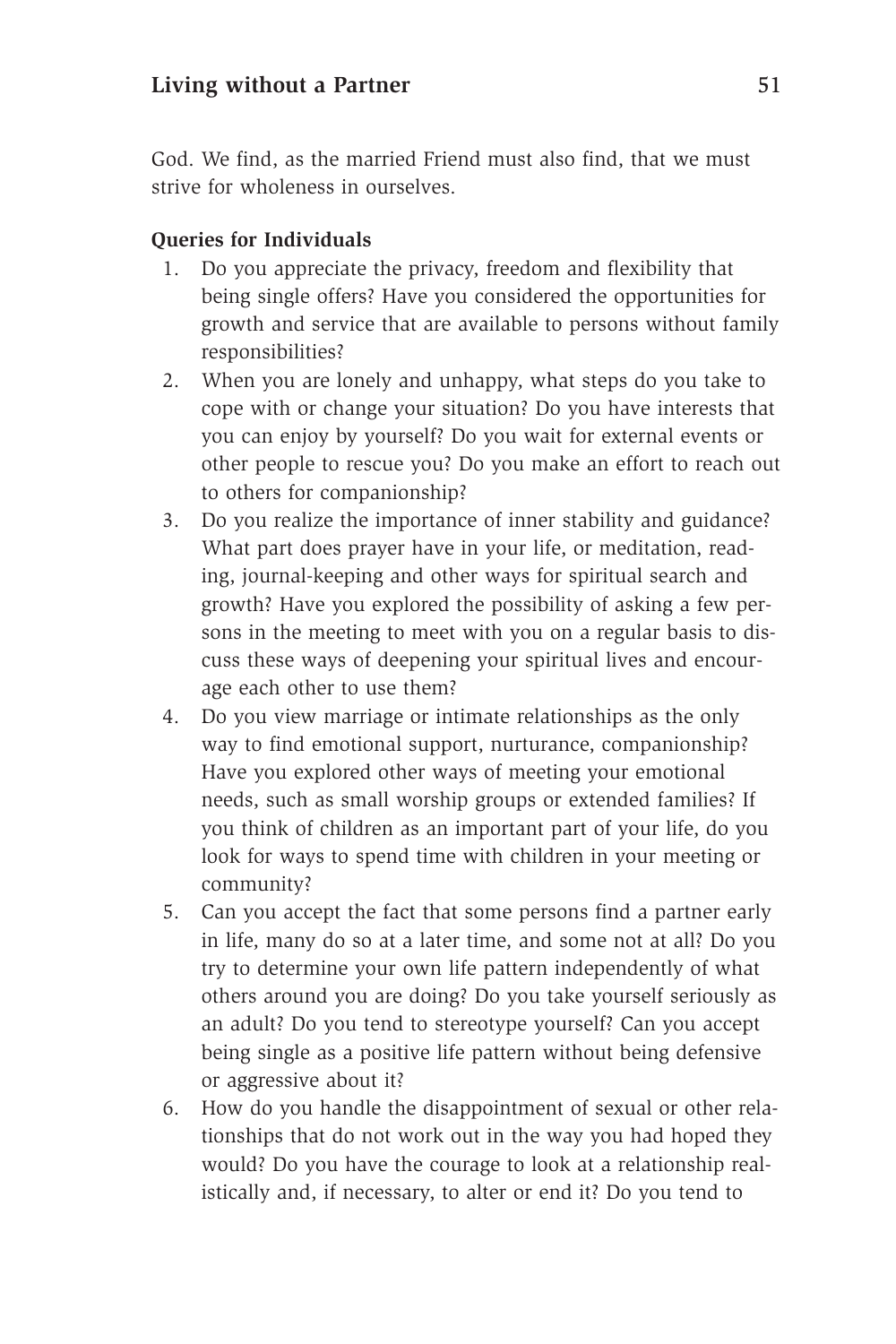God. We find, as the married Friend must also find, that we must strive for wholeness in ourselves.

**Queries for Individuals**

1. Do you appreciate the privacy, freedom and flexibility that being single offers? Have you considered the opportunities for growth and service that are available to persons without family responsibilities?
2. When you are lonely and unhappy, what steps do you take to cope with or change your situation? Do you have interests that you can enjoy by yourself? Do you wait for external events or other people to rescue you? Do you make an effort to reach out to others for companionship?
3. Do you realize the importance of inner stability and guidance? What part does prayer have in your life, or meditation, reading, journal-keeping and other ways for spiritual search and growth? Have you explored the possibility of asking a few persons in the meeting to meet with you on a regular basis to discuss these ways of deepening your spiritual lives and encourage each other to use them?
4. Do you view marriage or intimate relationships as the only way to find emotional support, nurturance, companionship? Have you explored other ways of meeting your emotional needs, such as small worship groups or extended families? If you think of children as an important part of your life, do you look for ways to spend time with children in your meeting or community?
5. Can you accept the fact that some persons find a partner early in life, many do so at a later time, and some not at all? Do you try to determine your own life pattern independently of what others around you are doing? Do you take yourself seriously as an adult? Do you tend to stereotype yourself? Can you accept being single as a positive life pattern without being defensive or aggressive about it?
6. How do you handle the disappointment of sexual or other relationships that do not work out in the way you had hoped they would? Do you have the courage to look at a relationship realistically and, if necessary, to alter or end it? Do you tend to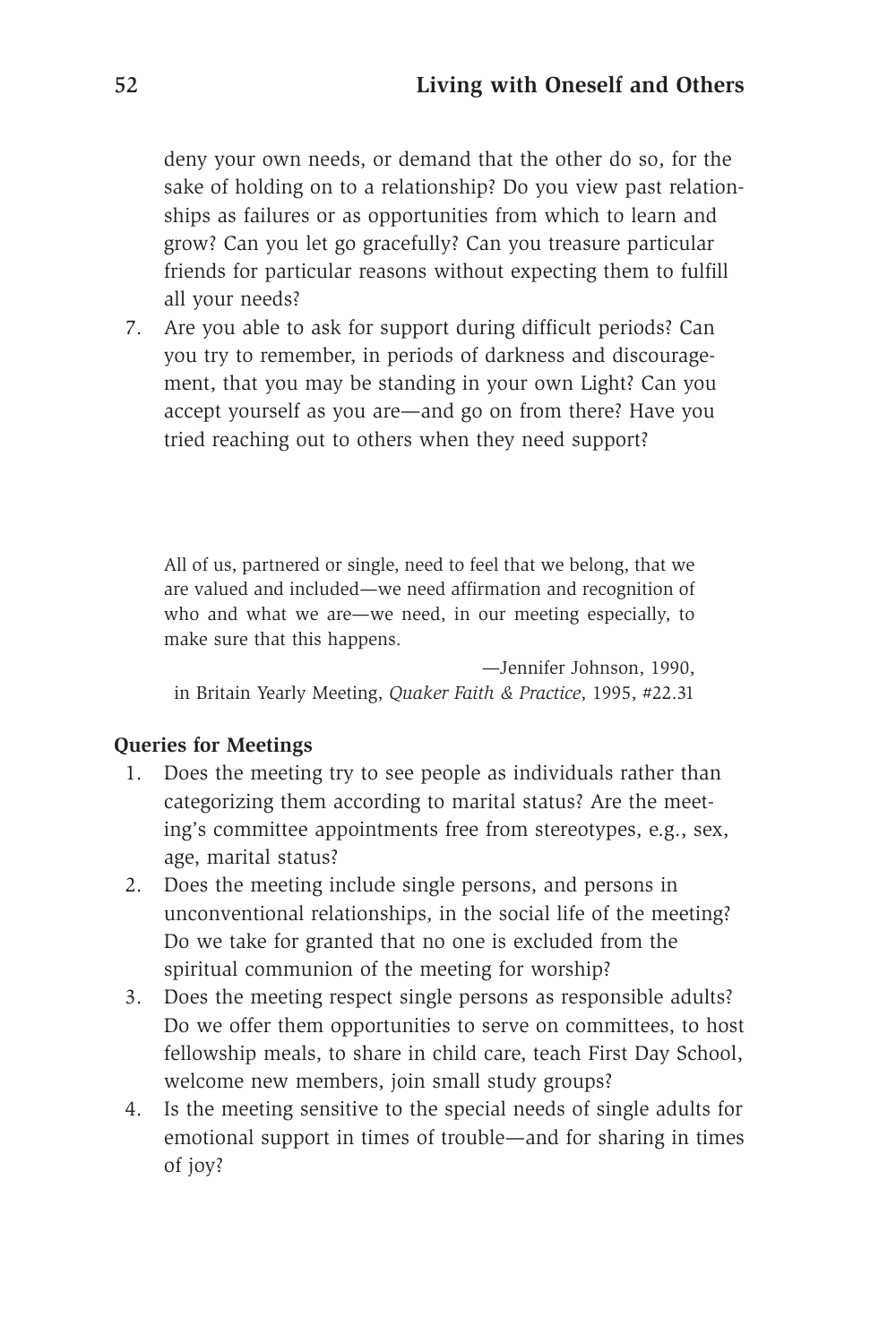deny your own needs, or demand that the other do so, for the sake of holding on to a relationship? Do you view past relationships as failures or as opportunities from which to learn and grow? Can you let go gracefully? Can you treasure particular friends for particular reasons without expecting them to fulfill all your needs?

7. Are you able to ask for support during difficult periods? Can you try to remember, in periods of darkness and discouragement, that you may be standing in your own Light? Can you accept yourself as you are—and go on from there? Have you tried reaching out to others when they need support?

> All of us, partnered or single, need to feel that we belong, that we are valued and included—we need affirmation and recognition of who and what we are—we need, in our meeting especially, to make sure that this happens.
>
> —Jennifer Johnson, 1990,
> in Britain Yearly Meeting, *Quaker Faith & Practice*, 1995, #22.31

**Queries for Meetings**

1. Does the meeting try to see people as individuals rather than categorizing them according to marital status? Are the meeting's committee appointments free from stereotypes, e.g., sex, age, marital status?
2. Does the meeting include single persons, and persons in unconventional relationships, in the social life of the meeting? Do we take for granted that no one is excluded from the spiritual communion of the meeting for worship?
3. Does the meeting respect single persons as responsible adults? Do we offer them opportunities to serve on committees, to host fellowship meals, to share in child care, teach First Day School, welcome new members, join small study groups?
4. Is the meeting sensitive to the special needs of single adults for emotional support in times of trouble—and for sharing in times of joy?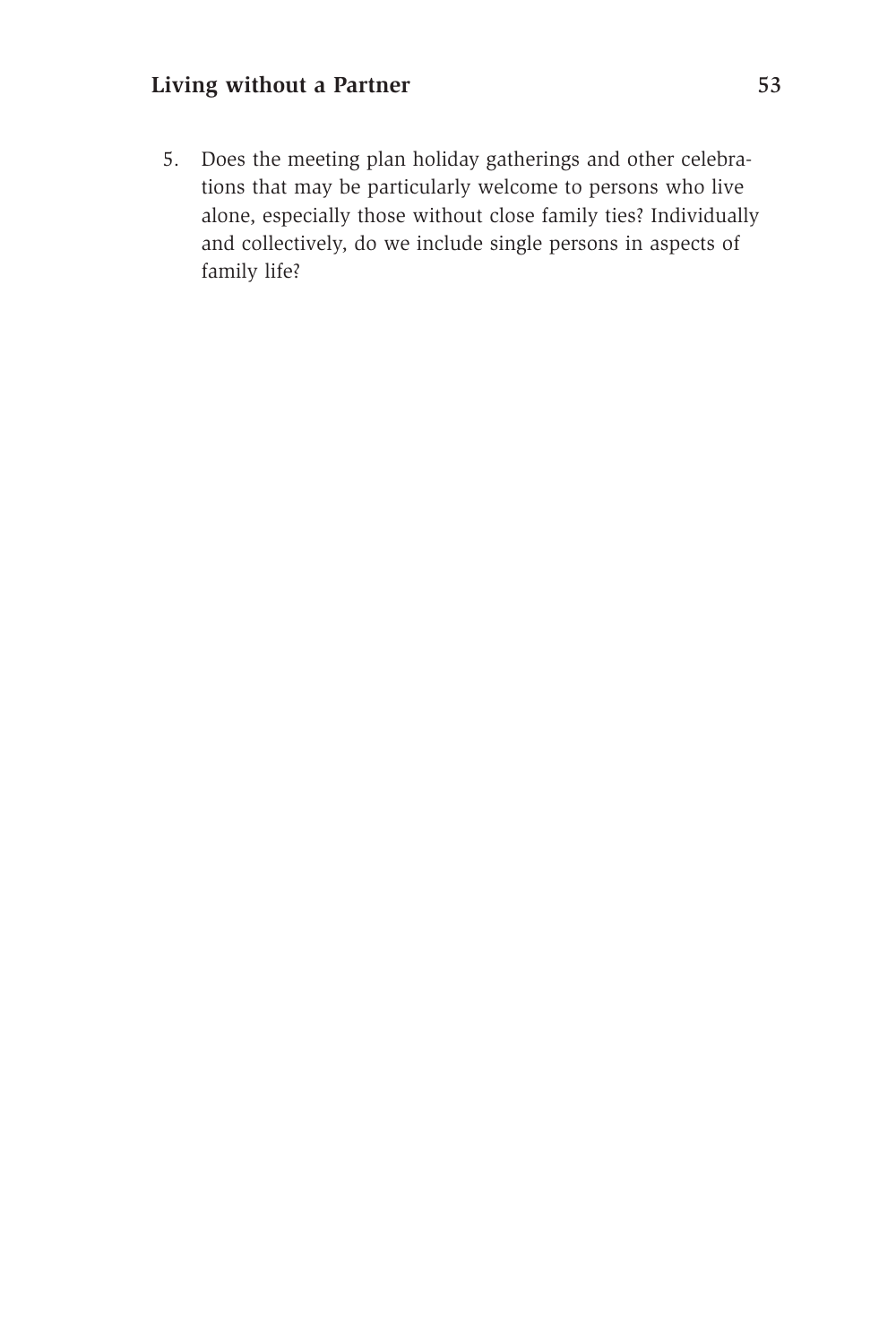5. Does the meeting plan holiday gatherings and other celebrations that may be particularly welcome to persons who live alone, especially those without close family ties? Individually and collectively, do we include single persons in aspects of family life?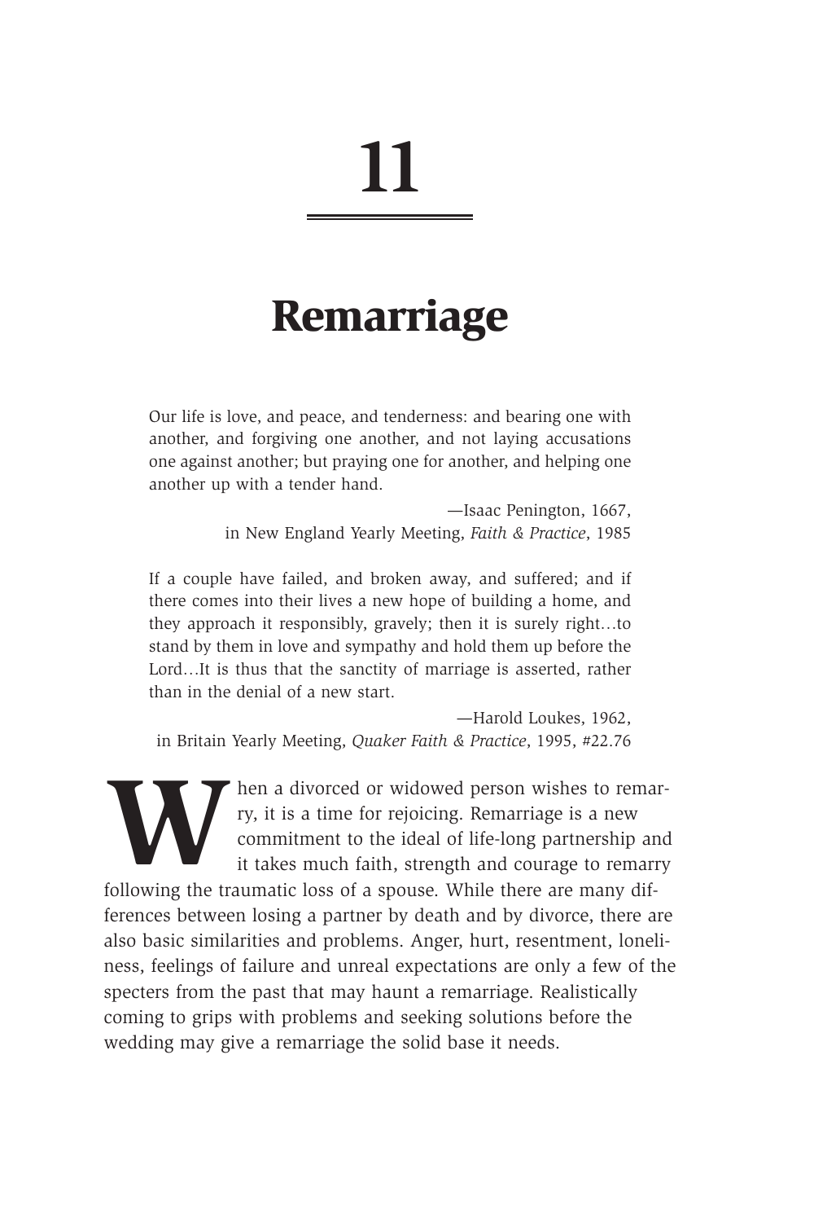# 11

# Remarriage

> Our life is love, and peace, and tenderness: and bearing one with another, and forgiving one another, and not laying accusations one against another; but praying one for another, and helping one another up with a tender hand.
>
> —Isaac Penington, 1667, in New England Yearly Meeting, *Faith & Practice*, 1985

> If a couple have failed, and broken away, and suffered; and if there comes into their lives a new hope of building a home, and they approach it responsibly, gravely; then it is surely right…to stand by them in love and sympathy and hold them up before the Lord…It is thus that the sanctity of marriage is asserted, rather than in the denial of a new start.
>
> —Harold Loukes, 1962, in Britain Yearly Meeting, *Quaker Faith & Practice*, 1995, #22.76

When a divorced or widowed person wishes to remarry, it is a time for rejoicing. Remarriage is a new commitment to the ideal of life-long partnership and it takes much faith, strength and courage to remarry following the traumatic loss of a spouse. While there are many differences between losing a partner by death and by divorce, there are also basic similarities and problems. Anger, hurt, resentment, loneliness, feelings of failure and unreal expectations are only a few of the specters from the past that may haunt a remarriage. Realistically coming to grips with problems and seeking solutions before the wedding may give a remarriage the solid base it needs.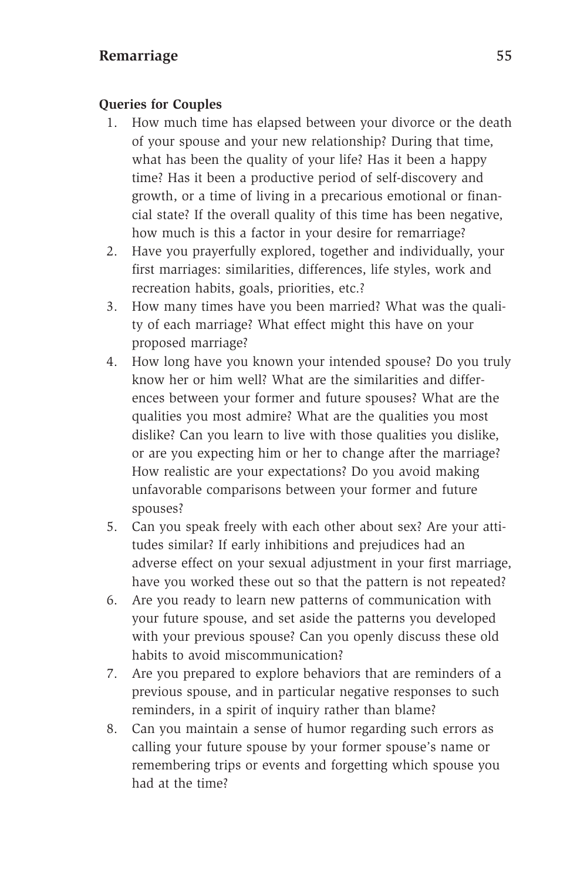**Queries for Couples**

1. How much time has elapsed between your divorce or the death of your spouse and your new relationship? During that time, what has been the quality of your life? Has it been a happy time? Has it been a productive period of self-discovery and growth, or a time of living in a precarious emotional or financial state? If the overall quality of this time has been negative, how much is this a factor in your desire for remarriage?
2. Have you prayerfully explored, together and individually, your first marriages: similarities, differences, life styles, work and recreation habits, goals, priorities, etc.?
3. How many times have you been married? What was the quality of each marriage? What effect might this have on your proposed marriage?
4. How long have you known your intended spouse? Do you truly know her or him well? What are the similarities and differences between your former and future spouses? What are the qualities you most admire? What are the qualities you most dislike? Can you learn to live with those qualities you dislike, or are you expecting him or her to change after the marriage? How realistic are your expectations? Do you avoid making unfavorable comparisons between your former and future spouses?
5. Can you speak freely with each other about sex? Are your attitudes similar? If early inhibitions and prejudices had an adverse effect on your sexual adjustment in your first marriage, have you worked these out so that the pattern is not repeated?
6. Are you ready to learn new patterns of communication with your future spouse, and set aside the patterns you developed with your previous spouse? Can you openly discuss these old habits to avoid miscommunication?
7. Are you prepared to explore behaviors that are reminders of a previous spouse, and in particular negative responses to such reminders, in a spirit of inquiry rather than blame?
8. Can you maintain a sense of humor regarding such errors as calling your future spouse by your former spouse's name or remembering trips or events and forgetting which spouse you had at the time?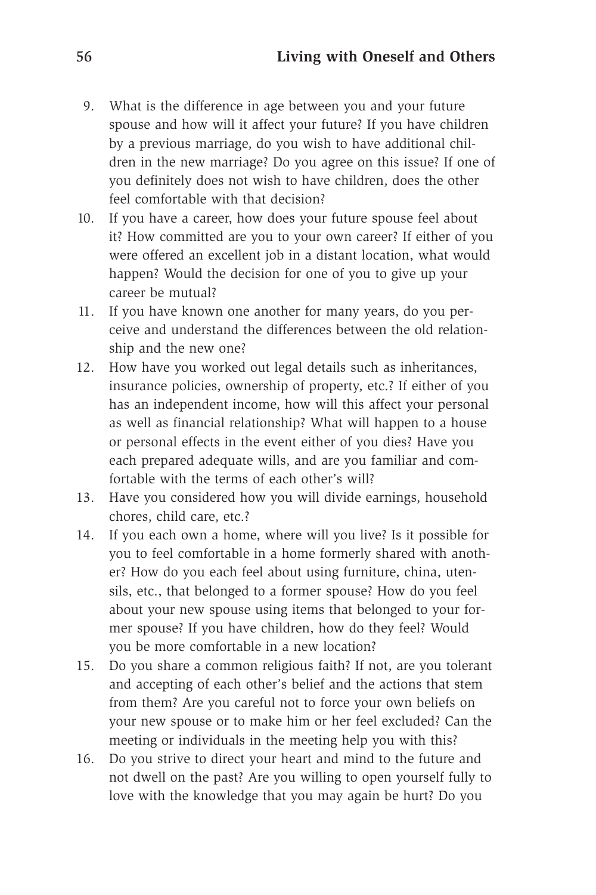9. What is the difference in age between you and your future spouse and how will it affect your future? If you have children by a previous marriage, do you wish to have additional children in the new marriage? Do you agree on this issue? If one of you definitely does not wish to have children, does the other feel comfortable with that decision?
10. If you have a career, how does your future spouse feel about it? How committed are you to your own career? If either of you were offered an excellent job in a distant location, what would happen? Would the decision for one of you to give up your career be mutual?
11. If you have known one another for many years, do you perceive and understand the differences between the old relationship and the new one?
12. How have you worked out legal details such as inheritances, insurance policies, ownership of property, etc.? If either of you has an independent income, how will this affect your personal as well as financial relationship? What will happen to a house or personal effects in the event either of you dies? Have you each prepared adequate wills, and are you familiar and comfortable with the terms of each other's will?
13. Have you considered how you will divide earnings, household chores, child care, etc.?
14. If you each own a home, where will you live? Is it possible for you to feel comfortable in a home formerly shared with another? How do you each feel about using furniture, china, utensils, etc., that belonged to a former spouse? How do you feel about your new spouse using items that belonged to your former spouse? If you have children, how do they feel? Would you be more comfortable in a new location?
15. Do you share a common religious faith? If not, are you tolerant and accepting of each other's belief and the actions that stem from them? Are you careful not to force your own beliefs on your new spouse or to make him or her feel excluded? Can the meeting or individuals in the meeting help you with this?
16. Do you strive to direct your heart and mind to the future and not dwell on the past? Are you willing to open yourself fully to love with the knowledge that you may again be hurt? Do you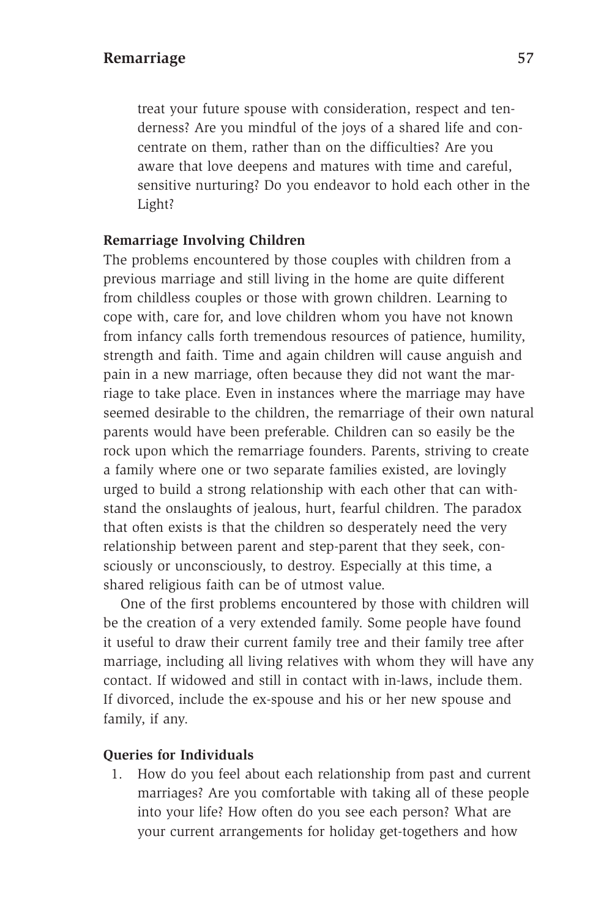treat your future spouse with consideration, respect and tenderness? Are you mindful of the joys of a shared life and concentrate on them, rather than on the difficulties? Are you aware that love deepens and matures with time and careful, sensitive nurturing? Do you endeavor to hold each other in the Light?

### Remarriage Involving Children

The problems encountered by those couples with children from a previous marriage and still living in the home are quite different from childless couples or those with grown children. Learning to cope with, care for, and love children whom you have not known from infancy calls forth tremendous resources of patience, humility, strength and faith. Time and again children will cause anguish and pain in a new marriage, often because they did not want the marriage to take place. Even in instances where the marriage may have seemed desirable to the children, the remarriage of their own natural parents would have been preferable. Children can so easily be the rock upon which the remarriage founders. Parents, striving to create a family where one or two separate families existed, are lovingly urged to build a strong relationship with each other that can withstand the onslaughts of jealous, hurt, fearful children. The paradox that often exists is that the children so desperately need the very relationship between parent and step-parent that they seek, consciously or unconsciously, to destroy. Especially at this time, a shared religious faith can be of utmost value.

One of the first problems encountered by those with children will be the creation of a very extended family. Some people have found it useful to draw their current family tree and their family tree after marriage, including all living relatives with whom they will have any contact. If widowed and still in contact with in-laws, include them. If divorced, include the ex-spouse and his or her new spouse and family, if any.

### Queries for Individuals

1. How do you feel about each relationship from past and current marriages? Are you comfortable with taking all of these people into your life? How often do you see each person? What are your current arrangements for holiday get-togethers and how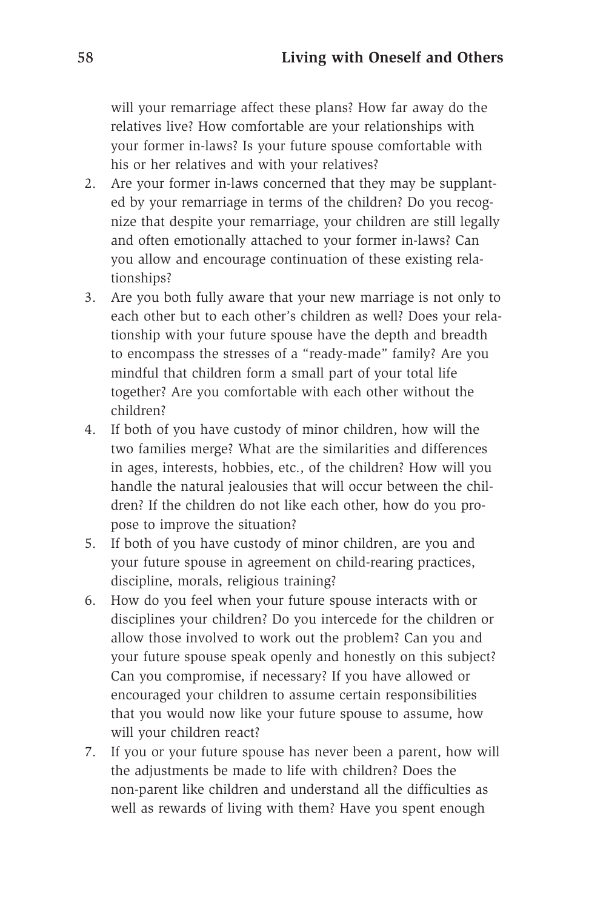will your remarriage affect these plans? How far away do the relatives live? How comfortable are your relationships with your former in-laws? Is your future spouse comfortable with his or her relatives and with your relatives?

2. Are your former in-laws concerned that they may be supplanted by your remarriage in terms of the children? Do you recognize that despite your remarriage, your children are still legally and often emotionally attached to your former in-laws? Can you allow and encourage continuation of these existing relationships?
3. Are you both fully aware that your new marriage is not only to each other but to each other's children as well? Does your relationship with your future spouse have the depth and breadth to encompass the stresses of a "ready-made" family? Are you mindful that children form a small part of your total life together? Are you comfortable with each other without the children?
4. If both of you have custody of minor children, how will the two families merge? What are the similarities and differences in ages, interests, hobbies, etc., of the children? How will you handle the natural jealousies that will occur between the children? If the children do not like each other, how do you propose to improve the situation?
5. If both of you have custody of minor children, are you and your future spouse in agreement on child-rearing practices, discipline, morals, religious training?
6. How do you feel when your future spouse interacts with or disciplines your children? Do you intercede for the children or allow those involved to work out the problem? Can you and your future spouse speak openly and honestly on this subject? Can you compromise, if necessary? If you have allowed or encouraged your children to assume certain responsibilities that you would now like your future spouse to assume, how will your children react?
7. If you or your future spouse has never been a parent, how will the adjustments be made to life with children? Does the non-parent like children and understand all the difficulties as well as rewards of living with them? Have you spent enough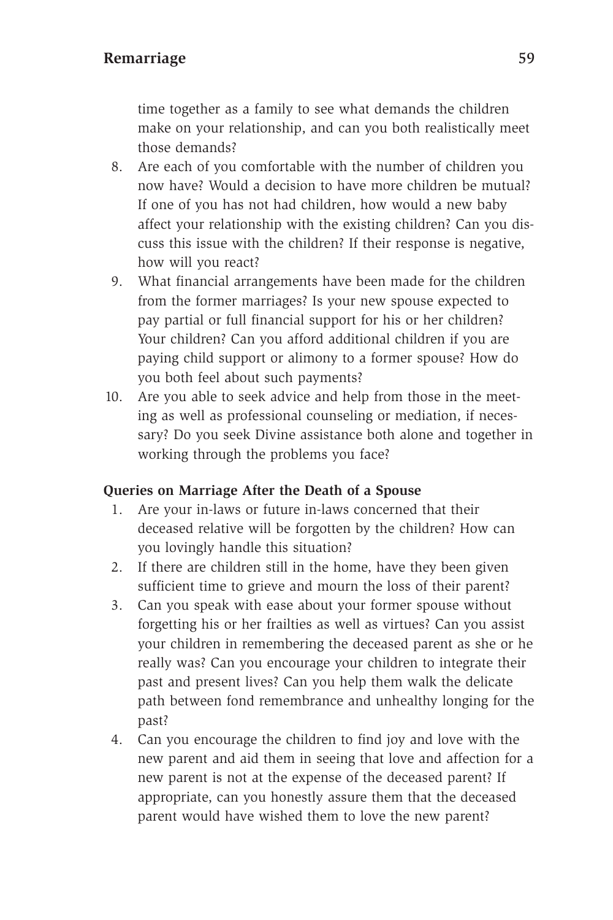time together as a family to see what demands the children make on your relationship, and can you both realistically meet those demands?

8. Are each of you comfortable with the number of children you now have? Would a decision to have more children be mutual? If one of you has not had children, how would a new baby affect your relationship with the existing children? Can you discuss this issue with the children? If their response is negative, how will you react?
9. What financial arrangements have been made for the children from the former marriages? Is your new spouse expected to pay partial or full financial support for his or her children? Your children? Can you afford additional children if you are paying child support or alimony to a former spouse? How do you both feel about such payments?
10. Are you able to seek advice and help from those in the meeting as well as professional counseling or mediation, if necessary? Do you seek Divine assistance both alone and together in working through the problems you face?

**Queries on Marriage After the Death of a Spouse**

1. Are your in-laws or future in-laws concerned that their deceased relative will be forgotten by the children? How can you lovingly handle this situation?
2. If there are children still in the home, have they been given sufficient time to grieve and mourn the loss of their parent?
3. Can you speak with ease about your former spouse without forgetting his or her frailties as well as virtues? Can you assist your children in remembering the deceased parent as she or he really was? Can you encourage your children to integrate their past and present lives? Can you help them walk the delicate path between fond remembrance and unhealthy longing for the past?
4. Can you encourage the children to find joy and love with the new parent and aid them in seeing that love and affection for a new parent is not at the expense of the deceased parent? If appropriate, can you honestly assure them that the deceased parent would have wished them to love the new parent?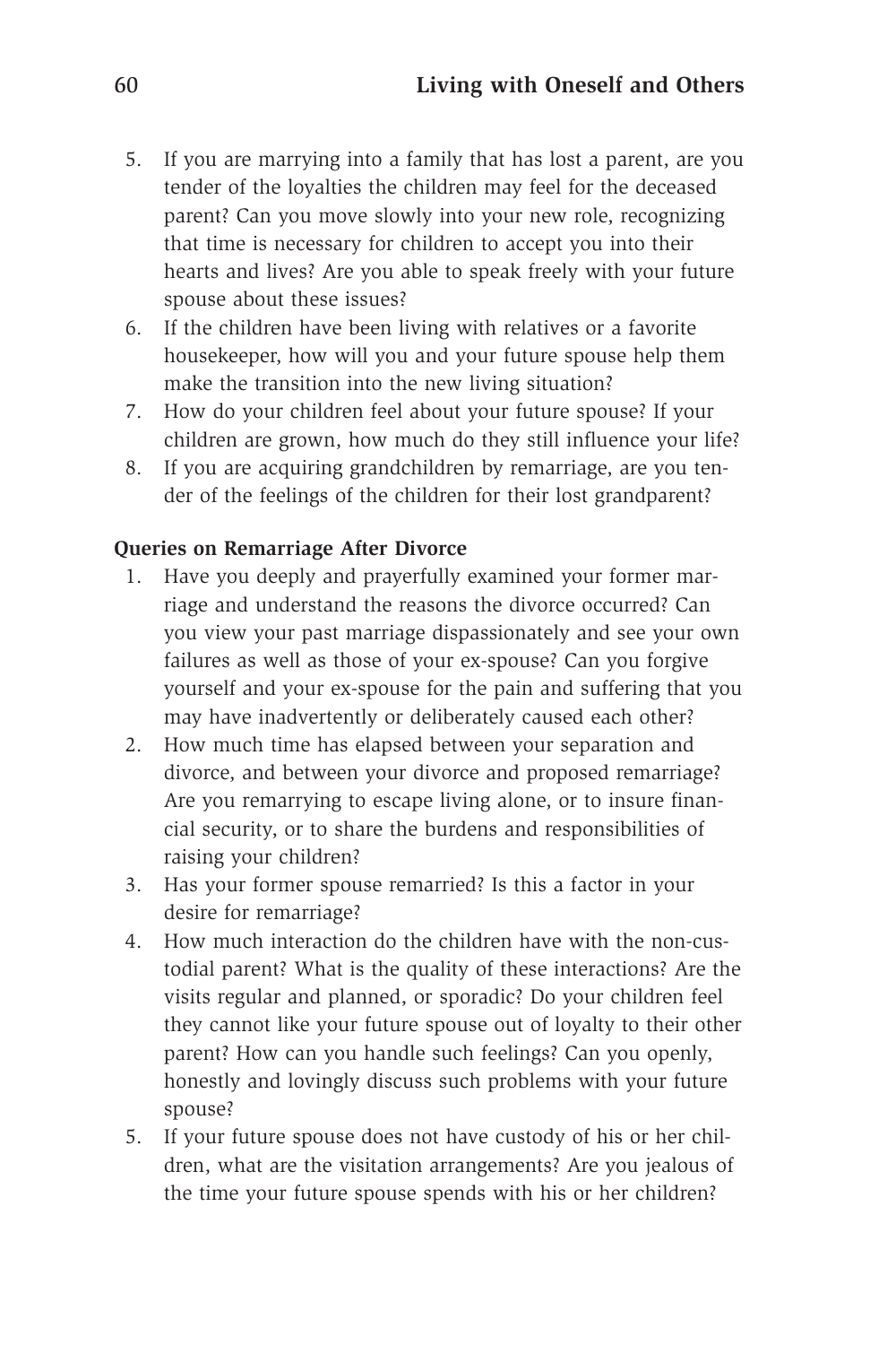5. If you are marrying into a family that has lost a parent, are you tender of the loyalties the children may feel for the deceased parent? Can you move slowly into your new role, recognizing that time is necessary for children to accept you into their hearts and lives? Are you able to speak freely with your future spouse about these issues?
6. If the children have been living with relatives or a favorite housekeeper, how will you and your future spouse help them make the transition into the new living situation?
7. How do your children feel about your future spouse? If your children are grown, how much do they still influence your life?
8. If you are acquiring grandchildren by remarriage, are you tender of the feelings of the children for their lost grandparent?

**Queries on Remarriage After Divorce**

1. Have you deeply and prayerfully examined your former marriage and understand the reasons the divorce occurred? Can you view your past marriage dispassionately and see your own failures as well as those of your ex-spouse? Can you forgive yourself and your ex-spouse for the pain and suffering that you may have inadvertently or deliberately caused each other?
2. How much time has elapsed between your separation and divorce, and between your divorce and proposed remarriage? Are you remarrying to escape living alone, or to insure financial security, or to share the burdens and responsibilities of raising your children?
3. Has your former spouse remarried? Is this a factor in your desire for remarriage?
4. How much interaction do the children have with the non-custodial parent? What is the quality of these interactions? Are the visits regular and planned, or sporadic? Do your children feel they cannot like your future spouse out of loyalty to their other parent? How can you handle such feelings? Can you openly, honestly and lovingly discuss such problems with your future spouse?
5. If your future spouse does not have custody of his or her children, what are the visitation arrangements? Are you jealous of the time your future spouse spends with his or her children?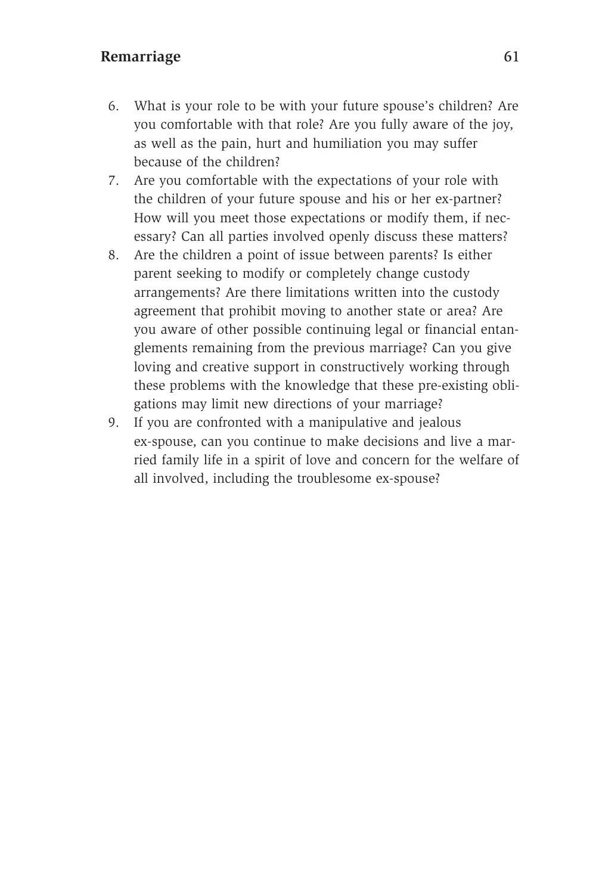6. What is your role to be with your future spouse's children? Are you comfortable with that role? Are you fully aware of the joy, as well as the pain, hurt and humiliation you may suffer because of the children?
7. Are you comfortable with the expectations of your role with the children of your future spouse and his or her ex-partner? How will you meet those expectations or modify them, if necessary? Can all parties involved openly discuss these matters?
8. Are the children a point of issue between parents? Is either parent seeking to modify or completely change custody arrangements? Are there limitations written into the custody agreement that prohibit moving to another state or area? Are you aware of other possible continuing legal or financial entanglements remaining from the previous marriage? Can you give loving and creative support in constructively working through these problems with the knowledge that these pre-existing obligations may limit new directions of your marriage?
9. If you are confronted with a manipulative and jealous ex-spouse, can you continue to make decisions and live a married family life in a spirit of love and concern for the welfare of all involved, including the troublesome ex-spouse?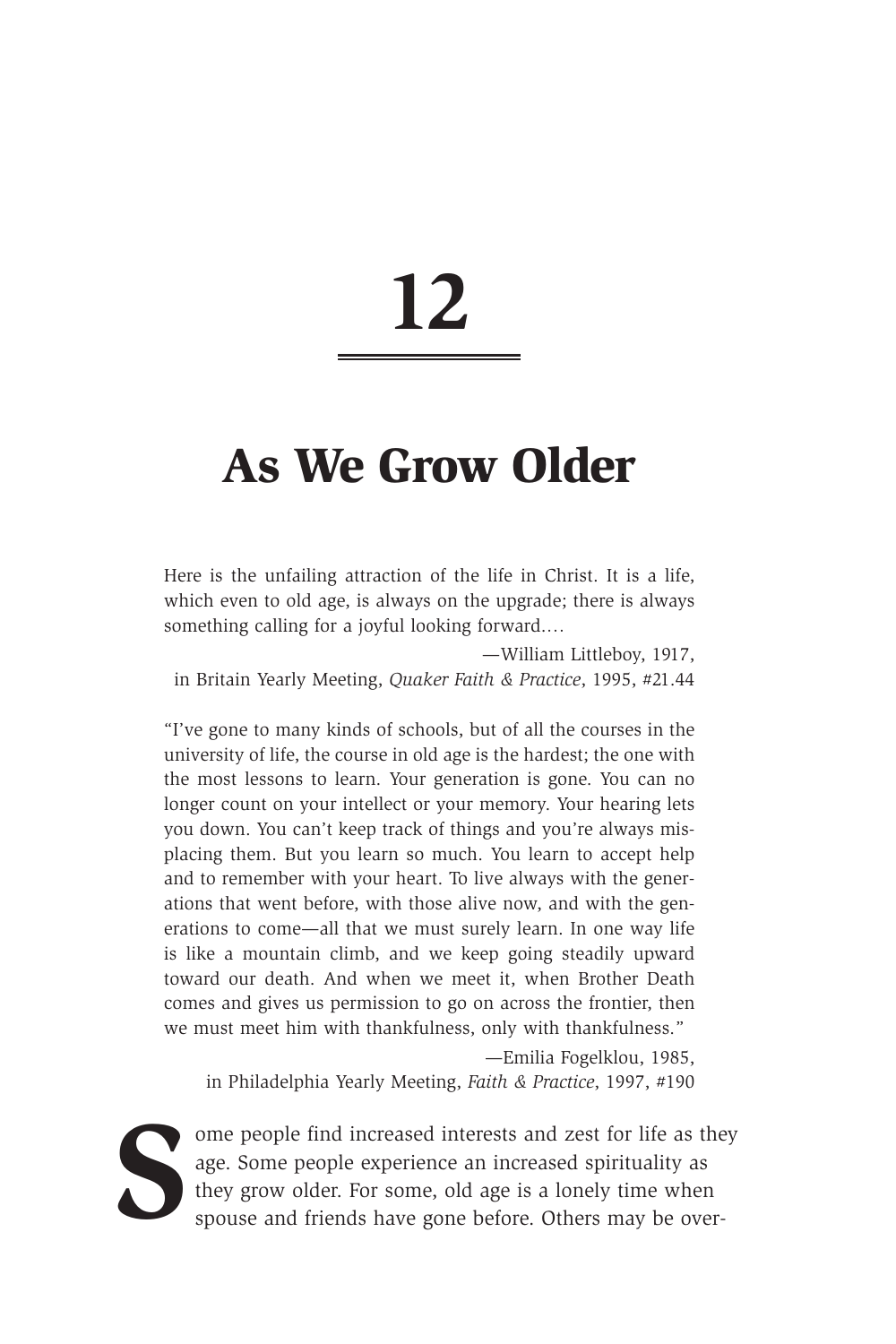# 12

## As We Grow Older

Here is the unfailing attraction of the life in Christ. It is a life, which even to old age, is always on the upgrade; there is always something calling for a joyful looking forward....

—William Littleboy, 1917,
in Britain Yearly Meeting, *Quaker Faith & Practice*, 1995, #21.44

"I've gone to many kinds of schools, but of all the courses in the university of life, the course in old age is the hardest; the one with the most lessons to learn. Your generation is gone. You can no longer count on your intellect or your memory. Your hearing lets you down. You can't keep track of things and you're always misplacing them. But you learn so much. You learn to accept help and to remember with your heart. To live always with the generations that went before, with those alive now, and with the generations to come—all that we must surely learn. In one way life is like a mountain climb, and we keep going steadily upward toward our death. And when we meet it, when Brother Death comes and gives us permission to go on across the frontier, then we must meet him with thankfulness, only with thankfulness."

—Emilia Fogelklou, 1985,
in Philadelphia Yearly Meeting, *Faith & Practice*, 1997, #190

Some people find increased interests and zest for life as they age. Some people experience an increased spirituality as they grow older. For some, old age is a lonely time when spouse and friends have gone before. Others may be over-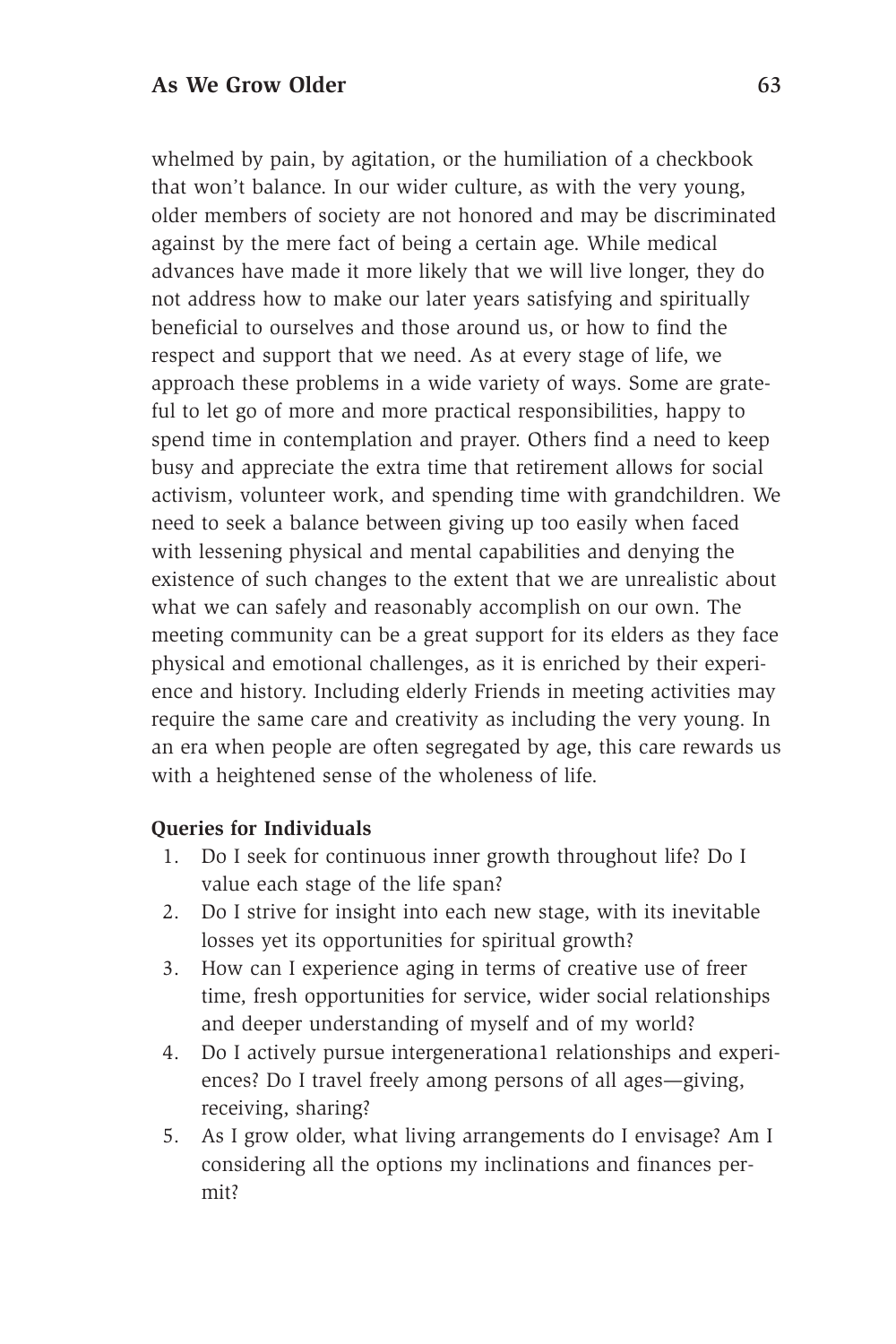whelmed by pain, by agitation, or the humiliation of a checkbook that won't balance. In our wider culture, as with the very young, older members of society are not honored and may be discriminated against by the mere fact of being a certain age. While medical advances have made it more likely that we will live longer, they do not address how to make our later years satisfying and spiritually beneficial to ourselves and those around us, or how to find the respect and support that we need. As at every stage of life, we approach these problems in a wide variety of ways. Some are grateful to let go of more and more practical responsibilities, happy to spend time in contemplation and prayer. Others find a need to keep busy and appreciate the extra time that retirement allows for social activism, volunteer work, and spending time with grandchildren. We need to seek a balance between giving up too easily when faced with lessening physical and mental capabilities and denying the existence of such changes to the extent that we are unrealistic about what we can safely and reasonably accomplish on our own. The meeting community can be a great support for its elders as they face physical and emotional challenges, as it is enriched by their experience and history. Including elderly Friends in meeting activities may require the same care and creativity as including the very young. In an era when people are often segregated by age, this care rewards us with a heightened sense of the wholeness of life.

**Queries for Individuals**

1. Do I seek for continuous inner growth throughout life? Do I value each stage of the life span?
2. Do I strive for insight into each new stage, with its inevitable losses yet its opportunities for spiritual growth?
3. How can I experience aging in terms of creative use of freer time, fresh opportunities for service, wider social relationships and deeper understanding of myself and of my world?
4. Do I actively pursue intergenerationa1 relationships and experiences? Do I travel freely among persons of all ages—giving, receiving, sharing?
5. As I grow older, what living arrangements do I envisage? Am I considering all the options my inclinations and finances permit?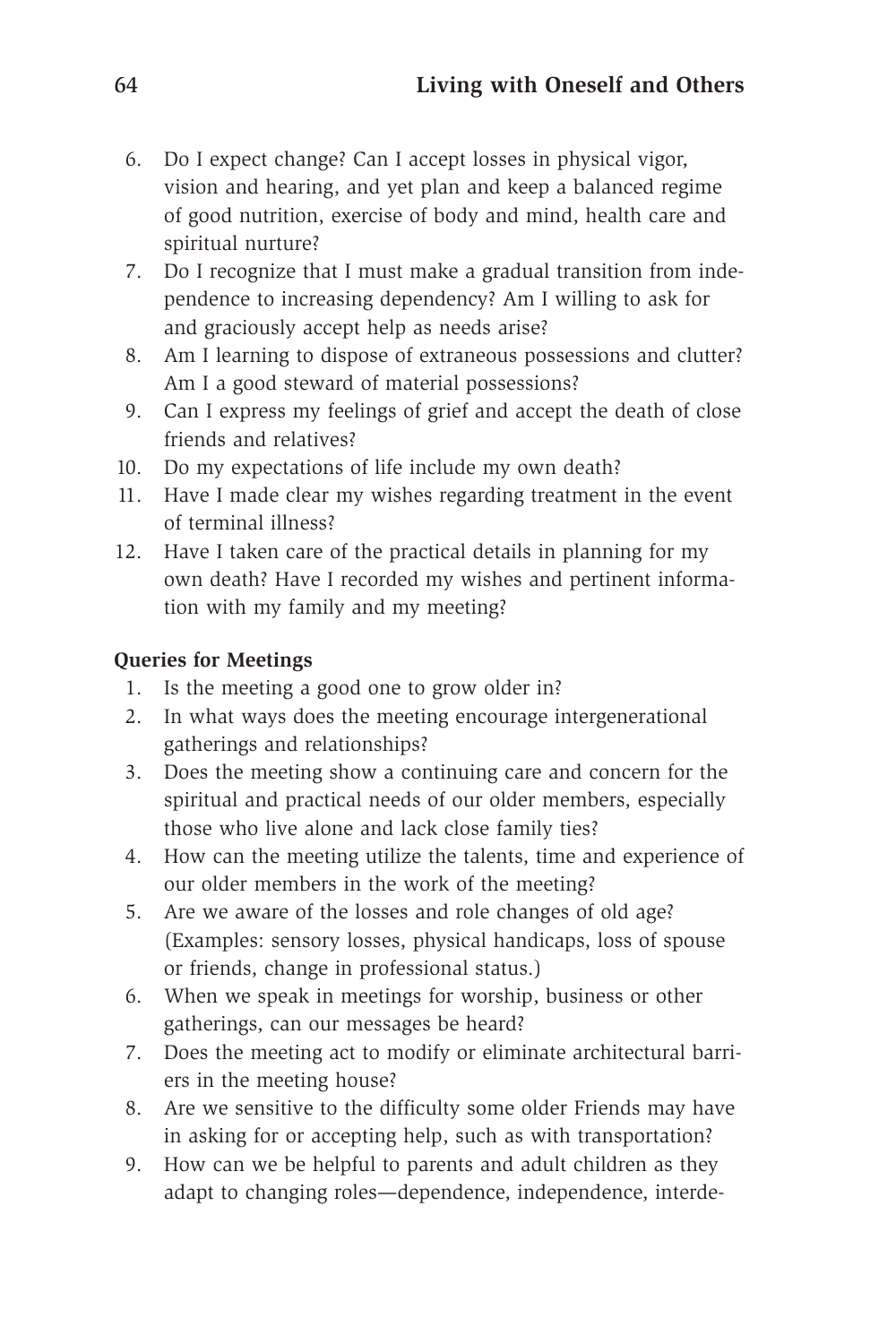6. Do I expect change? Can I accept losses in physical vigor, vision and hearing, and yet plan and keep a balanced regime of good nutrition, exercise of body and mind, health care and spiritual nurture?
7. Do I recognize that I must make a gradual transition from independence to increasing dependency? Am I willing to ask for and graciously accept help as needs arise?
8. Am I learning to dispose of extraneous possessions and clutter? Am I a good steward of material possessions?
9. Can I express my feelings of grief and accept the death of close friends and relatives?
10. Do my expectations of life include my own death?
11. Have I made clear my wishes regarding treatment in the event of terminal illness?
12. Have I taken care of the practical details in planning for my own death? Have I recorded my wishes and pertinent information with my family and my meeting?

**Queries for Meetings**

1. Is the meeting a good one to grow older in?
2. In what ways does the meeting encourage intergenerational gatherings and relationships?
3. Does the meeting show a continuing care and concern for the spiritual and practical needs of our older members, especially those who live alone and lack close family ties?
4. How can the meeting utilize the talents, time and experience of our older members in the work of the meeting?
5. Are we aware of the losses and role changes of old age? (Examples: sensory losses, physical handicaps, loss of spouse or friends, change in professional status.)
6. When we speak in meetings for worship, business or other gatherings, can our messages be heard?
7. Does the meeting act to modify or eliminate architectural barriers in the meeting house?
8. Are we sensitive to the difficulty some older Friends may have in asking for or accepting help, such as with transportation?
9. How can we be helpful to parents and adult children as they adapt to changing roles—dependence, independence, interde-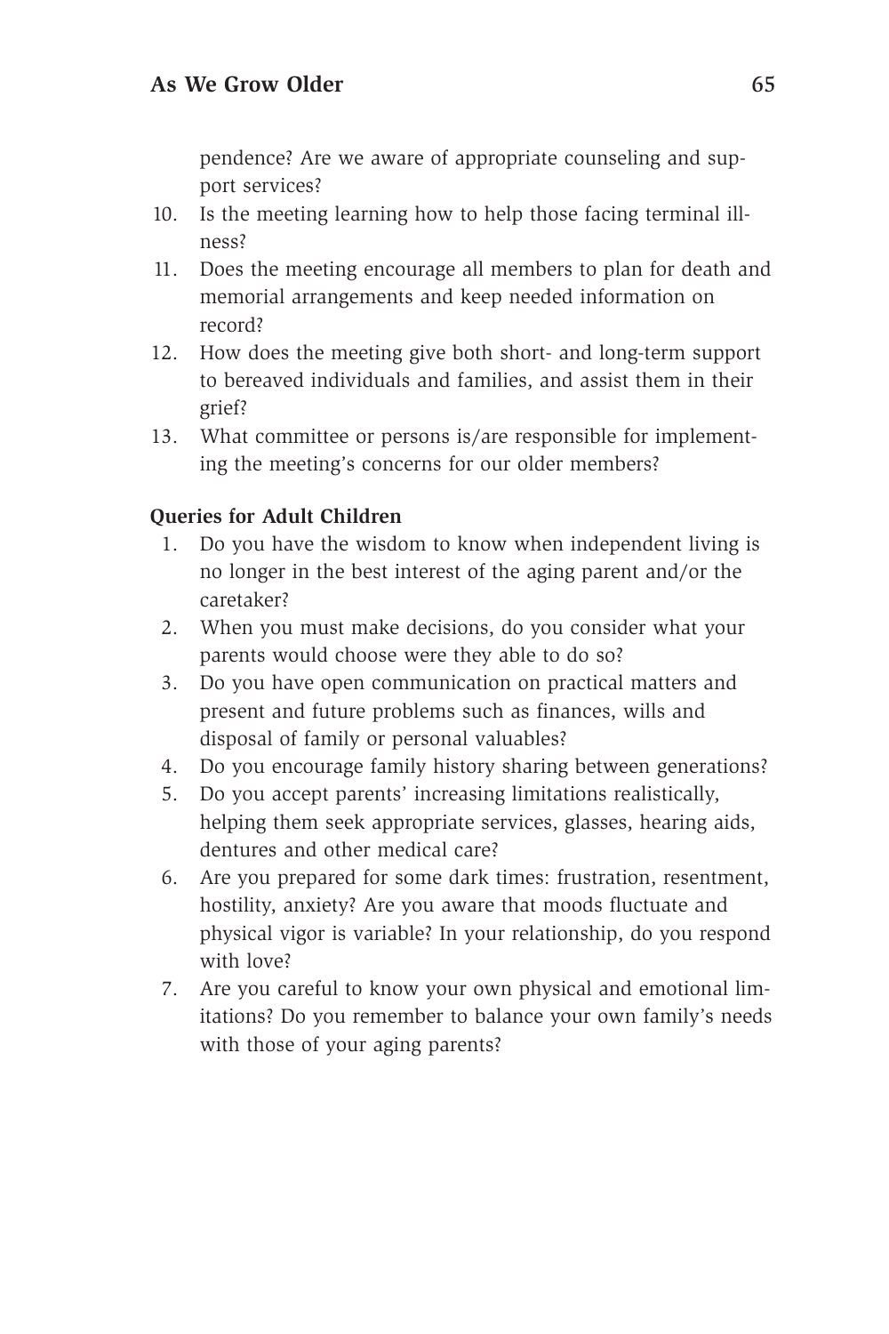pendence? Are we aware of appropriate counseling and support services?

10. Is the meeting learning how to help those facing terminal illness?
11. Does the meeting encourage all members to plan for death and memorial arrangements and keep needed information on record?
12. How does the meeting give both short- and long-term support to bereaved individuals and families, and assist them in their grief?
13. What committee or persons is/are responsible for implementing the meeting's concerns for our older members?

**Queries for Adult Children**

1. Do you have the wisdom to know when independent living is no longer in the best interest of the aging parent and/or the caretaker?
2. When you must make decisions, do you consider what your parents would choose were they able to do so?
3. Do you have open communication on practical matters and present and future problems such as finances, wills and disposal of family or personal valuables?
4. Do you encourage family history sharing between generations?
5. Do you accept parents' increasing limitations realistically, helping them seek appropriate services, glasses, hearing aids, dentures and other medical care?
6. Are you prepared for some dark times: frustration, resentment, hostility, anxiety? Are you aware that moods fluctuate and physical vigor is variable? In your relationship, do you respond with love?
7. Are you careful to know your own physical and emotional limitations? Do you remember to balance your own family's needs with those of your aging parents?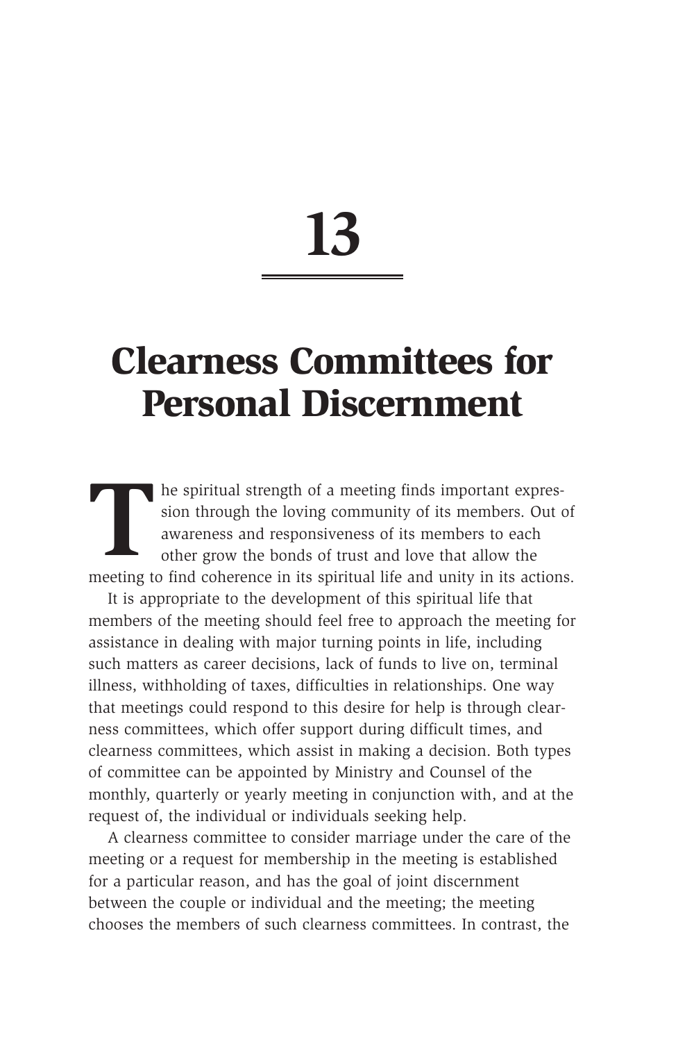# 13

# Clearness Committees for Personal Discernment

The spiritual strength of a meeting finds important expression through the loving community of its members. Out of awareness and responsiveness of its members to each other grow the bonds of trust and love that allow the meeting to find coherence in its spiritual life and unity in its actions.

It is appropriate to the development of this spiritual life that members of the meeting should feel free to approach the meeting for assistance in dealing with major turning points in life, including such matters as career decisions, lack of funds to live on, terminal illness, withholding of taxes, difficulties in relationships. One way that meetings could respond to this desire for help is through clearness committees, which offer support during difficult times, and clearness committees, which assist in making a decision. Both types of committee can be appointed by Ministry and Counsel of the monthly, quarterly or yearly meeting in conjunction with, and at the request of, the individual or individuals seeking help.

A clearness committee to consider marriage under the care of the meeting or a request for membership in the meeting is established for a particular reason, and has the goal of joint discernment between the couple or individual and the meeting; the meeting chooses the members of such clearness committees. In contrast, the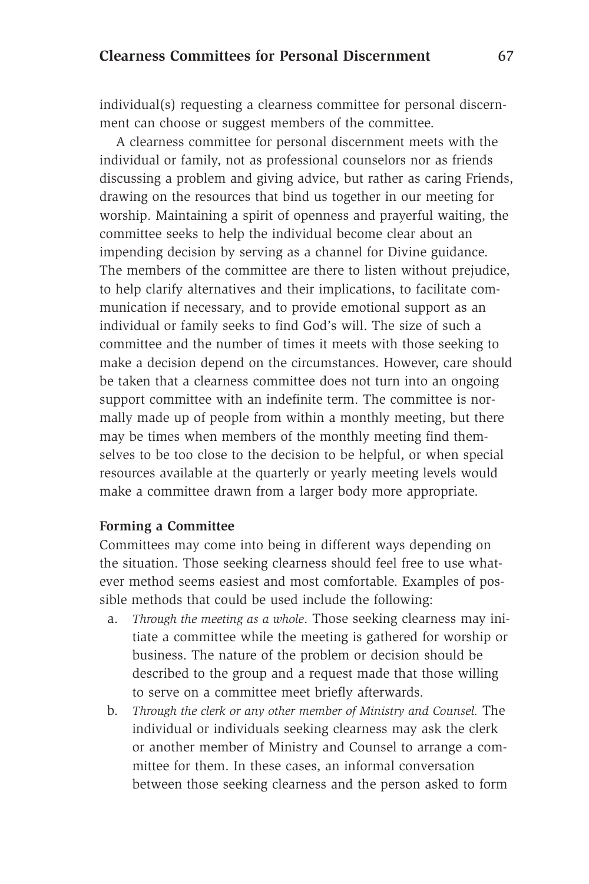individual(s) requesting a clearness committee for personal discernment can choose or suggest members of the committee.

A clearness committee for personal discernment meets with the individual or family, not as professional counselors nor as friends discussing a problem and giving advice, but rather as caring Friends, drawing on the resources that bind us together in our meeting for worship. Maintaining a spirit of openness and prayerful waiting, the committee seeks to help the individual become clear about an impending decision by serving as a channel for Divine guidance. The members of the committee are there to listen without prejudice, to help clarify alternatives and their implications, to facilitate communication if necessary, and to provide emotional support as an individual or family seeks to find God's will. The size of such a committee and the number of times it meets with those seeking to make a decision depend on the circumstances. However, care should be taken that a clearness committee does not turn into an ongoing support committee with an indefinite term. The committee is normally made up of people from within a monthly meeting, but there may be times when members of the monthly meeting find themselves to be too close to the decision to be helpful, or when special resources available at the quarterly or yearly meeting levels would make a committee drawn from a larger body more appropriate.

**Forming a Committee**

Committees may come into being in different ways depending on the situation. Those seeking clearness should feel free to use whatever method seems easiest and most comfortable. Examples of possible methods that could be used include the following:

a. *Through the meeting as a whole*. Those seeking clearness may initiate a committee while the meeting is gathered for worship or business. The nature of the problem or decision should be described to the group and a request made that those willing to serve on a committee meet briefly afterwards.

b. *Through the clerk or any other member of Ministry and Counsel.* The individual or individuals seeking clearness may ask the clerk or another member of Ministry and Counsel to arrange a committee for them. In these cases, an informal conversation between those seeking clearness and the person asked to form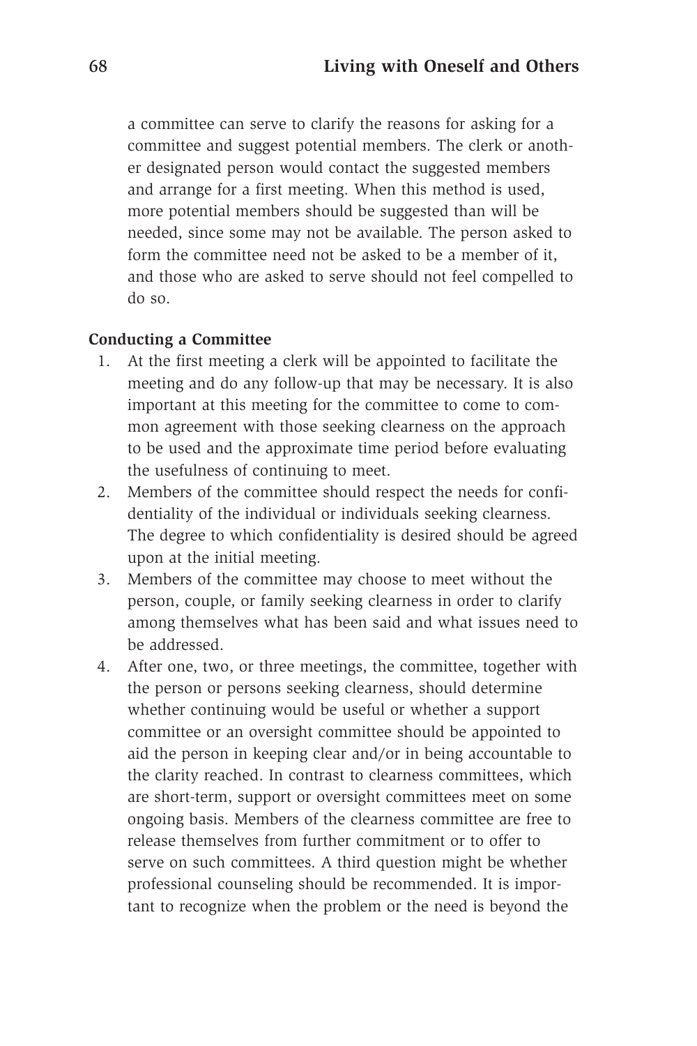a committee can serve to clarify the reasons for asking for a committee and suggest potential members. The clerk or another designated person would contact the suggested members and arrange for a first meeting. When this method is used, more potential members should be suggested than will be needed, since some may not be available. The person asked to form the committee need not be asked to be a member of it, and those who are asked to serve should not feel compelled to do so.

**Conducting a Committee**

1. At the first meeting a clerk will be appointed to facilitate the meeting and do any follow-up that may be necessary. It is also important at this meeting for the committee to come to common agreement with those seeking clearness on the approach to be used and the approximate time period before evaluating the usefulness of continuing to meet.
2. Members of the committee should respect the needs for confidentiality of the individual or individuals seeking clearness. The degree to which confidentiality is desired should be agreed upon at the initial meeting.
3. Members of the committee may choose to meet without the person, couple, or family seeking clearness in order to clarify among themselves what has been said and what issues need to be addressed.
4. After one, two, or three meetings, the committee, together with the person or persons seeking clearness, should determine whether continuing would be useful or whether a support committee or an oversight committee should be appointed to aid the person in keeping clear and/or in being accountable to the clarity reached. In contrast to clearness committees, which are short-term, support or oversight committees meet on some ongoing basis. Members of the clearness committee are free to release themselves from further commitment or to offer to serve on such committees. A third question might be whether professional counseling should be recommended. It is important to recognize when the problem or the need is beyond the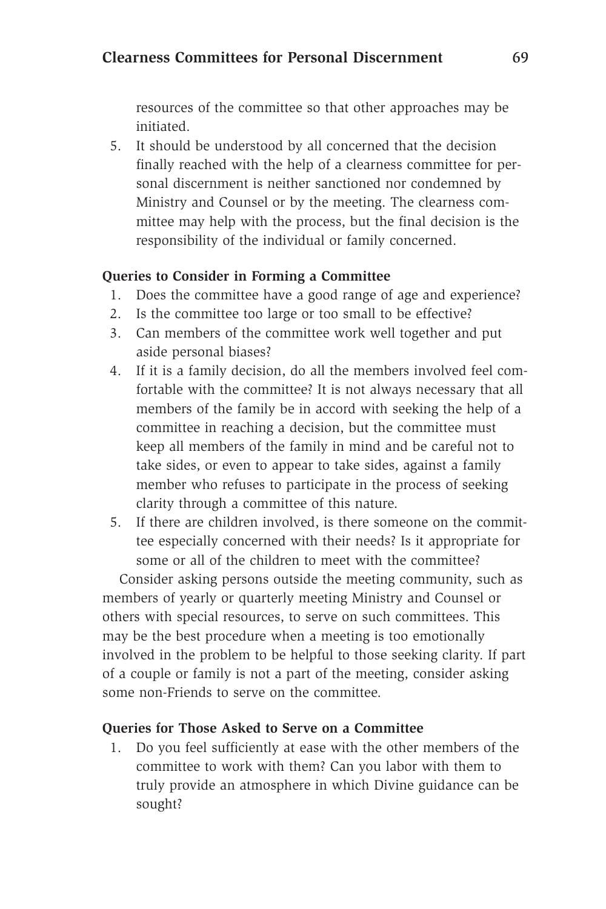resources of the committee so that other approaches may be initiated.

5. It should be understood by all concerned that the decision finally reached with the help of a clearness committee for personal discernment is neither sanctioned nor condemned by Ministry and Counsel or by the meeting. The clearness committee may help with the process, but the final decision is the responsibility of the individual or family concerned.

**Queries to Consider in Forming a Committee**

1. Does the committee have a good range of age and experience?
2. Is the committee too large or too small to be effective?
3. Can members of the committee work well together and put aside personal biases?
4. If it is a family decision, do all the members involved feel comfortable with the committee? It is not always necessary that all members of the family be in accord with seeking the help of a committee in reaching a decision, but the committee must keep all members of the family in mind and be careful not to take sides, or even to appear to take sides, against a family member who refuses to participate in the process of seeking clarity through a committee of this nature.
5. If there are children involved, is there someone on the committee especially concerned with their needs? Is it appropriate for some or all of the children to meet with the committee?

Consider asking persons outside the meeting community, such as members of yearly or quarterly meeting Ministry and Counsel or others with special resources, to serve on such committees. This may be the best procedure when a meeting is too emotionally involved in the problem to be helpful to those seeking clarity. If part of a couple or family is not a part of the meeting, consider asking some non-Friends to serve on the committee.

**Queries for Those Asked to Serve on a Committee**

1. Do you feel sufficiently at ease with the other members of the committee to work with them? Can you labor with them to truly provide an atmosphere in which Divine guidance can be sought?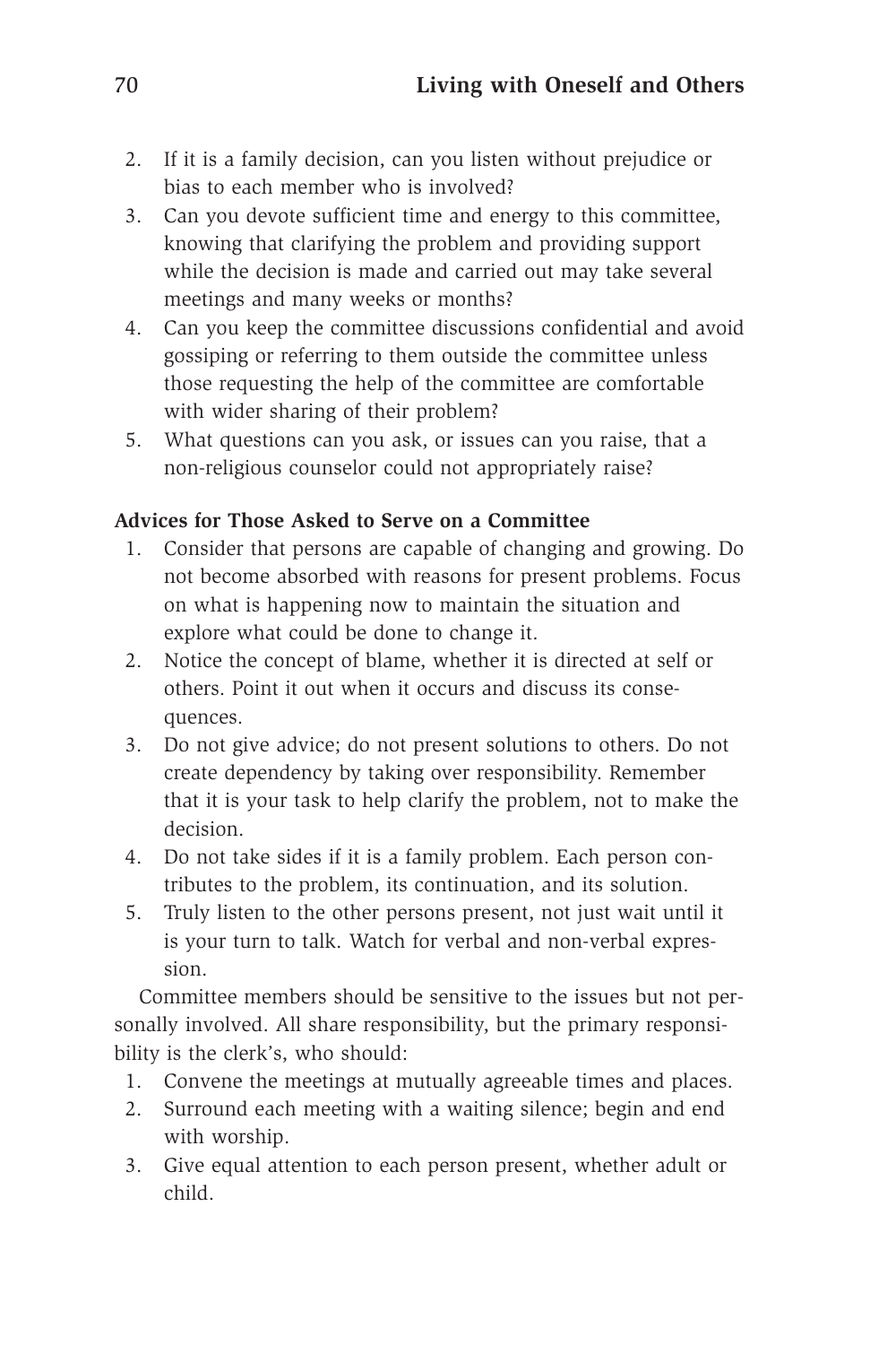2. If it is a family decision, can you listen without prejudice or bias to each member who is involved?
3. Can you devote sufficient time and energy to this committee, knowing that clarifying the problem and providing support while the decision is made and carried out may take several meetings and many weeks or months?
4. Can you keep the committee discussions confidential and avoid gossiping or referring to them outside the committee unless those requesting the help of the committee are comfortable with wider sharing of their problem?
5. What questions can you ask, or issues can you raise, that a non-religious counselor could not appropriately raise?

**Advices for Those Asked to Serve on a Committee**

1. Consider that persons are capable of changing and growing. Do not become absorbed with reasons for present problems. Focus on what is happening now to maintain the situation and explore what could be done to change it.
2. Notice the concept of blame, whether it is directed at self or others. Point it out when it occurs and discuss its consequences.
3. Do not give advice; do not present solutions to others. Do not create dependency by taking over responsibility. Remember that it is your task to help clarify the problem, not to make the decision.
4. Do not take sides if it is a family problem. Each person contributes to the problem, its continuation, and its solution.
5. Truly listen to the other persons present, not just wait until it is your turn to talk. Watch for verbal and non-verbal expression.

Committee members should be sensitive to the issues but not personally involved. All share responsibility, but the primary responsibility is the clerk's, who should:

1. Convene the meetings at mutually agreeable times and places.
2. Surround each meeting with a waiting silence; begin and end with worship.
3. Give equal attention to each person present, whether adult or child.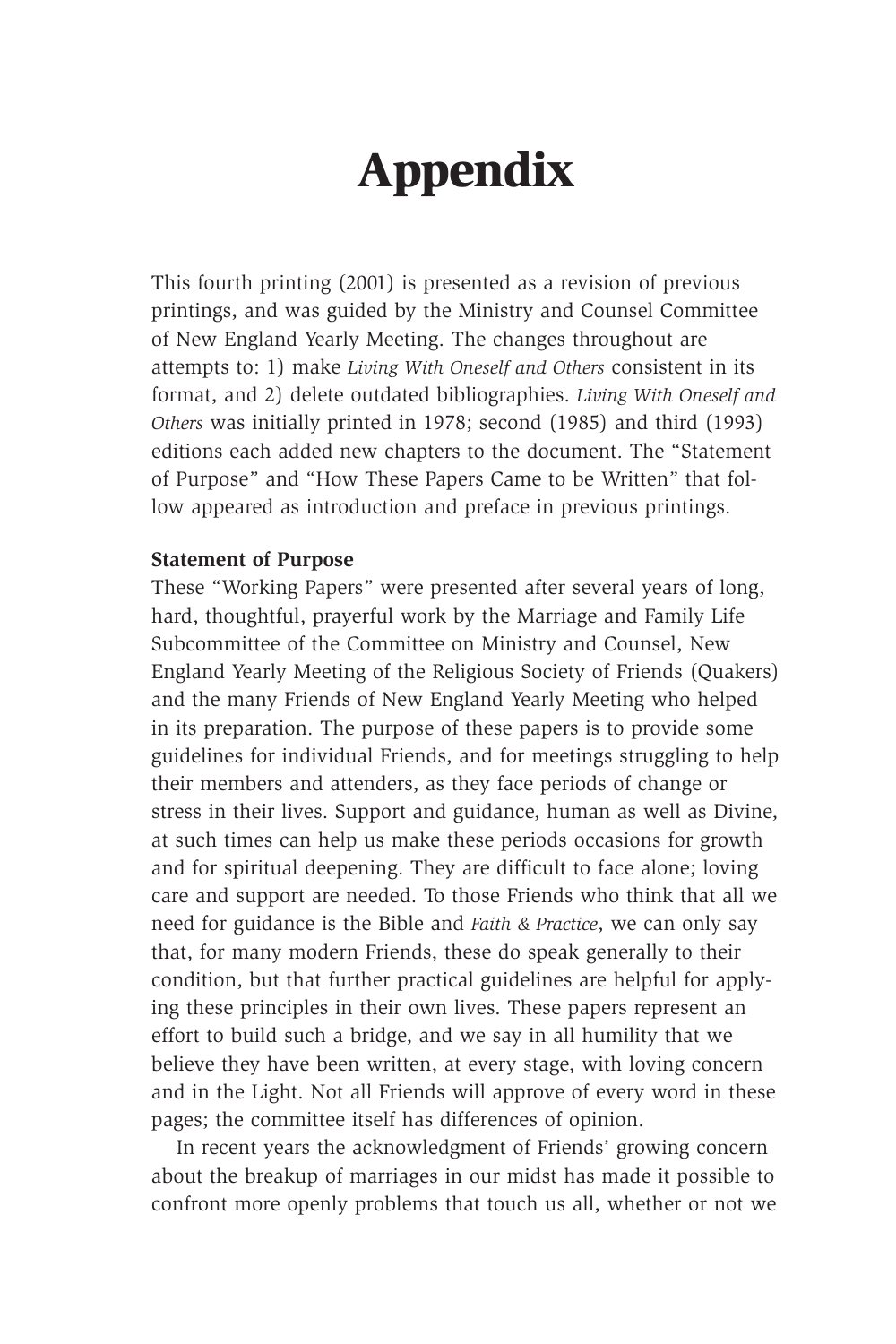# Appendix

This fourth printing (2001) is presented as a revision of previous printings, and was guided by the Ministry and Counsel Committee of New England Yearly Meeting. The changes throughout are attempts to: 1) make *Living With Oneself and Others* consistent in its format, and 2) delete outdated bibliographies. *Living With Oneself and Others* was initially printed in 1978; second (1985) and third (1993) editions each added new chapters to the document. The "Statement of Purpose" and "How These Papers Came to be Written" that follow appeared as introduction and preface in previous printings.

**Statement of Purpose**

These "Working Papers" were presented after several years of long, hard, thoughtful, prayerful work by the Marriage and Family Life Subcommittee of the Committee on Ministry and Counsel, New England Yearly Meeting of the Religious Society of Friends (Quakers) and the many Friends of New England Yearly Meeting who helped in its preparation. The purpose of these papers is to provide some guidelines for individual Friends, and for meetings struggling to help their members and attenders, as they face periods of change or stress in their lives. Support and guidance, human as well as Divine, at such times can help us make these periods occasions for growth and for spiritual deepening. They are difficult to face alone; loving care and support are needed. To those Friends who think that all we need for guidance is the Bible and *Faith & Practice*, we can only say that, for many modern Friends, these do speak generally to their condition, but that further practical guidelines are helpful for applying these principles in their own lives. These papers represent an effort to build such a bridge, and we say in all humility that we believe they have been written, at every stage, with loving concern and in the Light. Not all Friends will approve of every word in these pages; the committee itself has differences of opinion.

In recent years the acknowledgment of Friends' growing concern about the breakup of marriages in our midst has made it possible to confront more openly problems that touch us all, whether or not we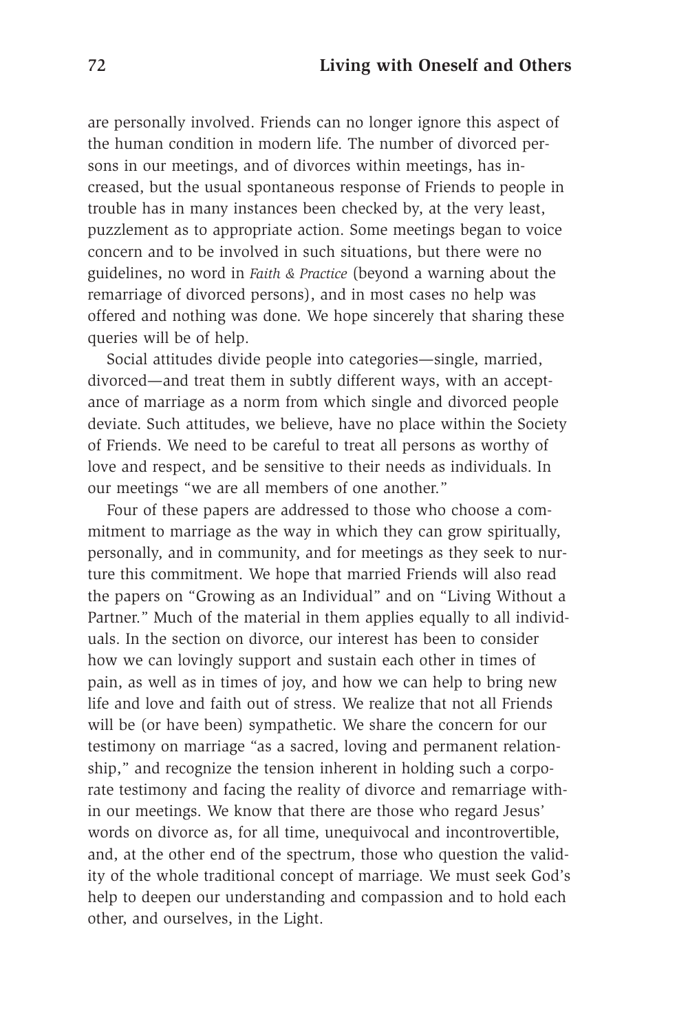are personally involved. Friends can no longer ignore this aspect of the human condition in modern life. The number of divorced persons in our meetings, and of divorces within meetings, has increased, but the usual spontaneous response of Friends to people in trouble has in many instances been checked by, at the very least, puzzlement as to appropriate action. Some meetings began to voice concern and to be involved in such situations, but there were no guidelines, no word in *Faith & Practice* (beyond a warning about the remarriage of divorced persons), and in most cases no help was offered and nothing was done. We hope sincerely that sharing these queries will be of help.

Social attitudes divide people into categories—single, married, divorced—and treat them in subtly different ways, with an acceptance of marriage as a norm from which single and divorced people deviate. Such attitudes, we believe, have no place within the Society of Friends. We need to be careful to treat all persons as worthy of love and respect, and be sensitive to their needs as individuals. In our meetings "we are all members of one another."

Four of these papers are addressed to those who choose a commitment to marriage as the way in which they can grow spiritually, personally, and in community, and for meetings as they seek to nurture this commitment. We hope that married Friends will also read the papers on "Growing as an Individual" and on "Living Without a Partner." Much of the material in them applies equally to all individuals. In the section on divorce, our interest has been to consider how we can lovingly support and sustain each other in times of pain, as well as in times of joy, and how we can help to bring new life and love and faith out of stress. We realize that not all Friends will be (or have been) sympathetic. We share the concern for our testimony on marriage "as a sacred, loving and permanent relationship," and recognize the tension inherent in holding such a corporate testimony and facing the reality of divorce and remarriage within our meetings. We know that there are those who regard Jesus' words on divorce as, for all time, unequivocal and incontrovertible, and, at the other end of the spectrum, those who question the validity of the whole traditional concept of marriage. We must seek God's help to deepen our understanding and compassion and to hold each other, and ourselves, in the Light.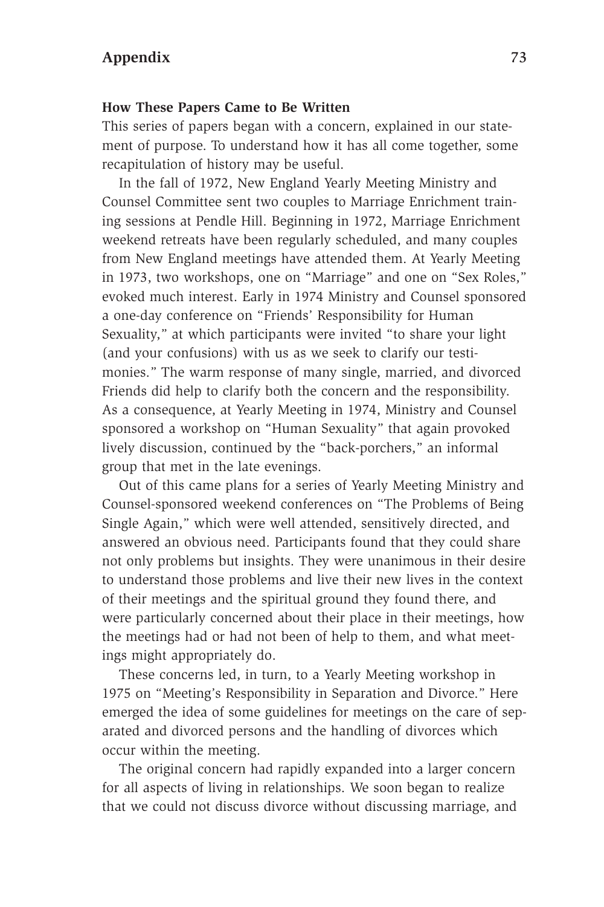### How These Papers Came to Be Written

This series of papers began with a concern, explained in our statement of purpose. To understand how it has all come together, some recapitulation of history may be useful.

In the fall of 1972, New England Yearly Meeting Ministry and Counsel Committee sent two couples to Marriage Enrichment training sessions at Pendle Hill. Beginning in 1972, Marriage Enrichment weekend retreats have been regularly scheduled, and many couples from New England meetings have attended them. At Yearly Meeting in 1973, two workshops, one on "Marriage" and one on "Sex Roles," evoked much interest. Early in 1974 Ministry and Counsel sponsored a one-day conference on "Friends' Responsibility for Human Sexuality," at which participants were invited "to share your light (and your confusions) with us as we seek to clarify our testimonies." The warm response of many single, married, and divorced Friends did help to clarify both the concern and the responsibility. As a consequence, at Yearly Meeting in 1974, Ministry and Counsel sponsored a workshop on "Human Sexuality" that again provoked lively discussion, continued by the "back-porchers," an informal group that met in the late evenings.

Out of this came plans for a series of Yearly Meeting Ministry and Counsel-sponsored weekend conferences on "The Problems of Being Single Again," which were well attended, sensitively directed, and answered an obvious need. Participants found that they could share not only problems but insights. They were unanimous in their desire to understand those problems and live their new lives in the context of their meetings and the spiritual ground they found there, and were particularly concerned about their place in their meetings, how the meetings had or had not been of help to them, and what meetings might appropriately do.

These concerns led, in turn, to a Yearly Meeting workshop in 1975 on "Meeting's Responsibility in Separation and Divorce." Here emerged the idea of some guidelines for meetings on the care of separated and divorced persons and the handling of divorces which occur within the meeting.

The original concern had rapidly expanded into a larger concern for all aspects of living in relationships. We soon began to realize that we could not discuss divorce without discussing marriage, and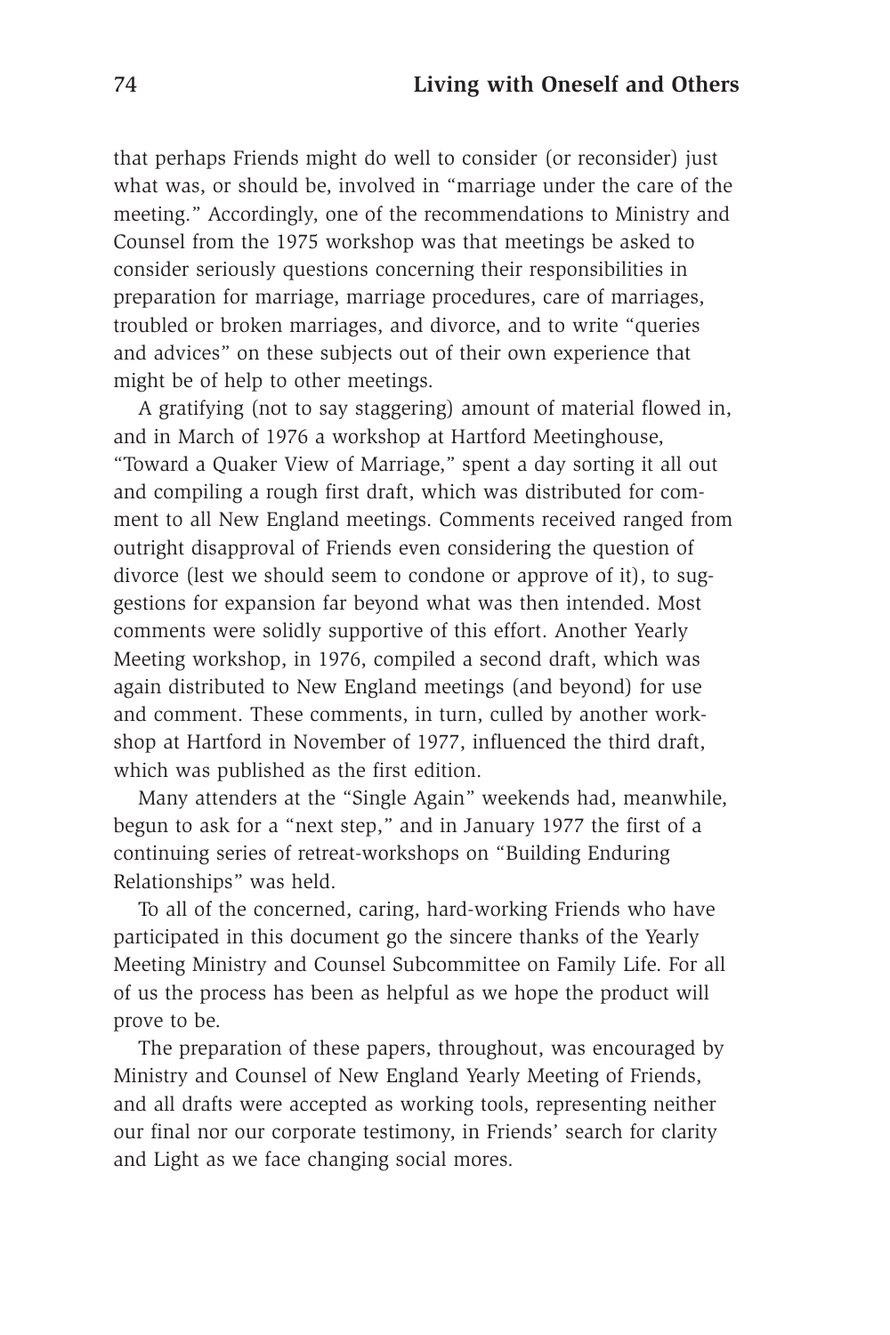that perhaps Friends might do well to consider (or reconsider) just what was, or should be, involved in "marriage under the care of the meeting." Accordingly, one of the recommendations to Ministry and Counsel from the 1975 workshop was that meetings be asked to consider seriously questions concerning their responsibilities in preparation for marriage, marriage procedures, care of marriages, troubled or broken marriages, and divorce, and to write "queries and advices" on these subjects out of their own experience that might be of help to other meetings.

A gratifying (not to say staggering) amount of material flowed in, and in March of 1976 a workshop at Hartford Meetinghouse, "Toward a Quaker View of Marriage," spent a day sorting it all out and compiling a rough first draft, which was distributed for comment to all New England meetings. Comments received ranged from outright disapproval of Friends even considering the question of divorce (lest we should seem to condone or approve of it), to suggestions for expansion far beyond what was then intended. Most comments were solidly supportive of this effort. Another Yearly Meeting workshop, in 1976, compiled a second draft, which was again distributed to New England meetings (and beyond) for use and comment. These comments, in turn, culled by another workshop at Hartford in November of 1977, influenced the third draft, which was published as the first edition.

Many attenders at the "Single Again" weekends had, meanwhile, begun to ask for a "next step," and in January 1977 the first of a continuing series of retreat-workshops on "Building Enduring Relationships" was held.

To all of the concerned, caring, hard-working Friends who have participated in this document go the sincere thanks of the Yearly Meeting Ministry and Counsel Subcommittee on Family Life. For all of us the process has been as helpful as we hope the product will prove to be.

The preparation of these papers, throughout, was encouraged by Ministry and Counsel of New England Yearly Meeting of Friends, and all drafts were accepted as working tools, representing neither our final nor our corporate testimony, in Friends' search for clarity and Light as we face changing social mores.